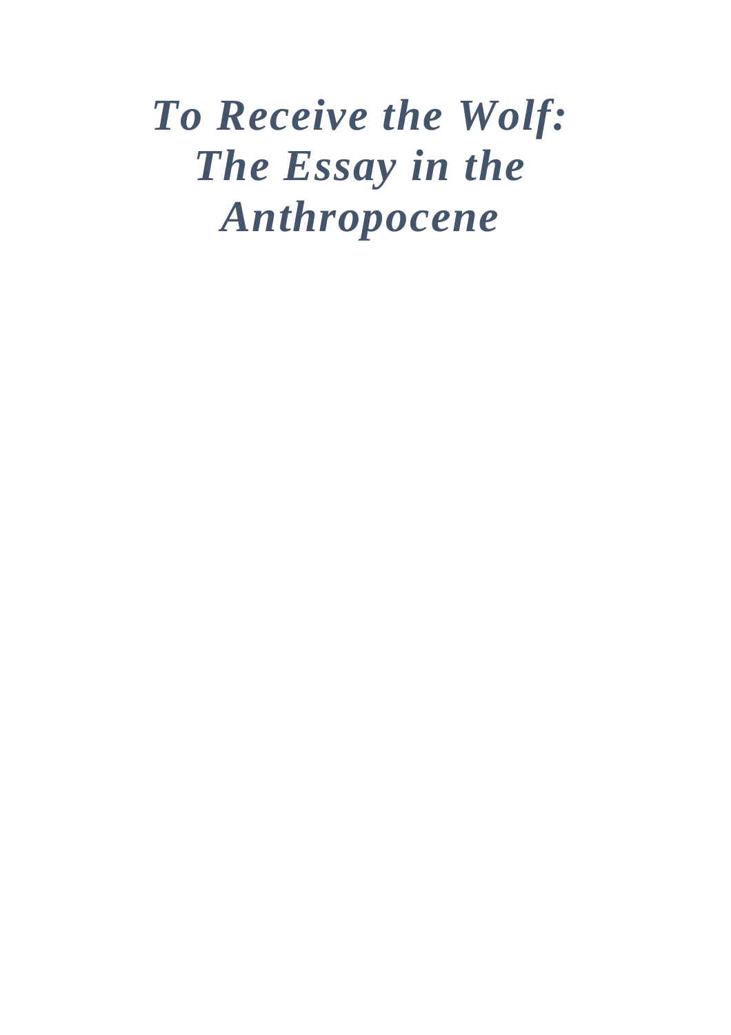# *To Receive the Wolf: The Essay in the Anthropocene*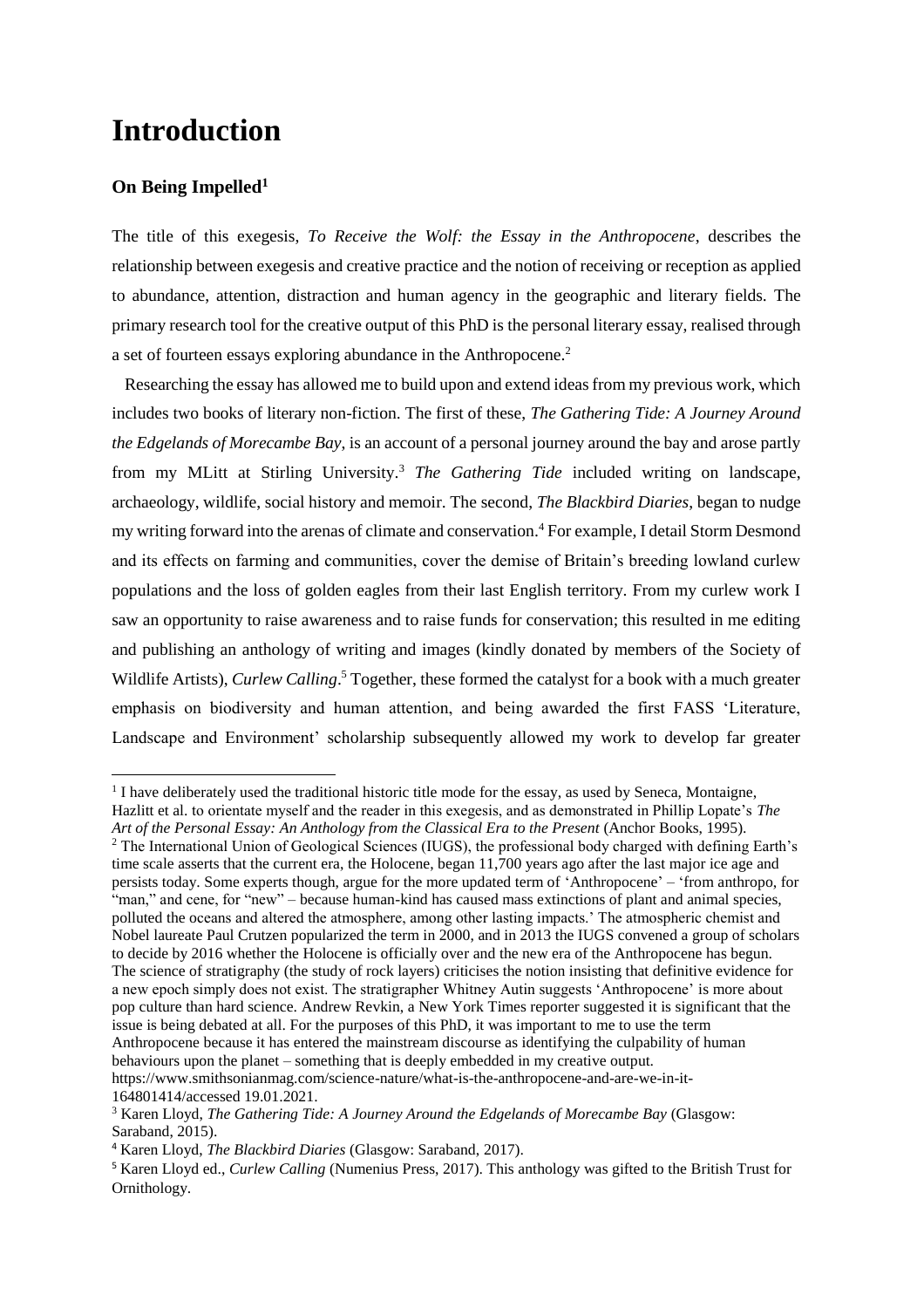# Introduction

## On Being Impelled[1]

The title of this exegesis, *To Receive the Wolf: the Essay in the Anthropocene*, describes the relationship between exegesis and creative practice and the notion of receiving or reception as applied to abundance, attention, distraction and human agency in the geographic and literary fields. The primary research tool for the creative output of this PhD is the personal literary essay, realised through a set of fourteen essays exploring abundance in the Anthropocene.[2]

Researching the essay has allowed me to build upon and extend ideas from my previous work, which includes two books of literary non-fiction. The first of these, *The Gathering Tide: A Journey Around the Edgelands of Morecambe Bay*, is an account of a personal journey around the bay and arose partly from my MLitt at Stirling University.[3] *The Gathering Tide* included writing on landscape, archaeology, wildlife, social history and memoir. The second, *The Blackbird Diaries*, began to nudge my writing forward into the arenas of climate and conservation.[4] For example, I detail Storm Desmond and its effects on farming and communities, cover the demise of Britain's breeding lowland curlew populations and the loss of golden eagles from their last English territory. From my curlew work I saw an opportunity to raise awareness and to raise funds for conservation; this resulted in me editing and publishing an anthology of writing and images (kindly donated by members of the Society of Wildlife Artists), *Curlew Calling*.[5] Together, these formed the catalyst for a book with a much greater emphasis on biodiversity and human attention, and being awarded the first FASS 'Literature, Landscape and Environment' scholarship subsequently allowed my work to develop far greater

---

[1] I have deliberately used the traditional historic title mode for the essay, as used by Seneca, Montaigne, Hazlitt et al. to orientate myself and the reader in this exegesis, and as demonstrated in Phillip Lopate's *The Art of the Personal Essay: An Anthology from the Classical Era to the Present* (Anchor Books, 1995).

[2] The International Union of Geological Sciences (IUGS), the professional body charged with defining Earth's time scale asserts that the current era, the Holocene, began 11,700 years ago after the last major ice age and persists today. Some experts though, argue for the more updated term of 'Anthropocene' – 'from anthropo, for "man," and cene, for "new" – because human-kind has caused mass extinctions of plant and animal species, polluted the oceans and altered the atmosphere, among other lasting impacts.' The atmospheric chemist and Nobel laureate Paul Crutzen popularized the term in 2000, and in 2013 the IUGS convened a group of scholars to decide by 2016 whether the Holocene is officially over and the new era of the Anthropocene has begun. The science of stratigraphy (the study of rock layers) criticises the notion insisting that definitive evidence for a new epoch simply does not exist. The stratigrapher Whitney Autin suggests 'Anthropocene' is more about pop culture than hard science. Andrew Revkin, a New York Times reporter suggested it is significant that the issue is being debated at all. For the purposes of this PhD, it was important to me to use the term Anthropocene because it has entered the mainstream discourse as identifying the culpability of human behaviours upon the planet – something that is deeply embedded in my creative output. https://www.smithsonianmag.com/science-nature/what-is-the-anthropocene-and-are-we-in-it-164801414/accessed 19.01.2021.

[3] Karen Lloyd, *The Gathering Tide: A Journey Around the Edgelands of Morecambe Bay* (Glasgow: Saraband, 2015).

[4] Karen Lloyd, *The Blackbird Diaries* (Glasgow: Saraband, 2017).

[5] Karen Lloyd ed., *Curlew Calling* (Numenius Press, 2017). This anthology was gifted to the British Trust for Ornithology.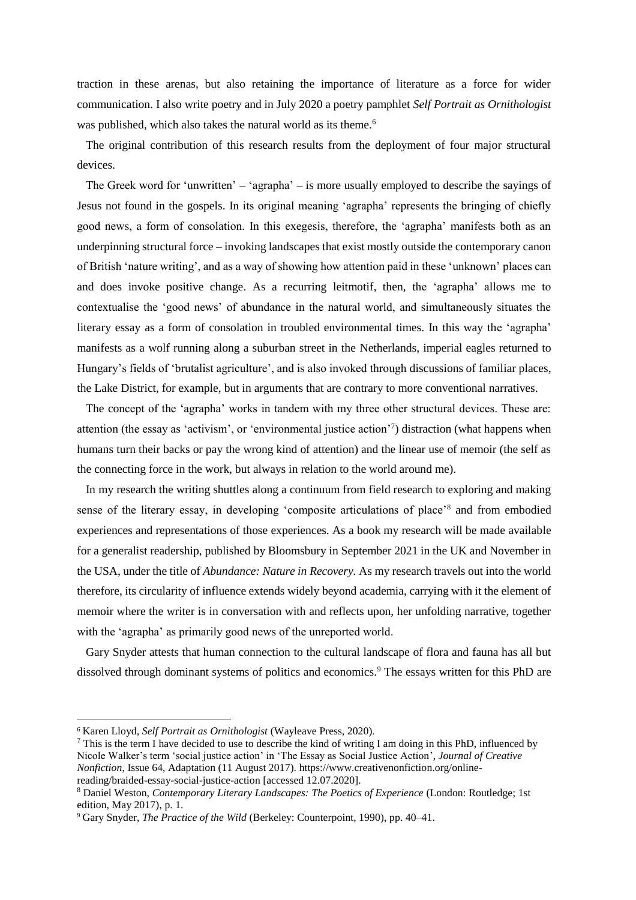traction in these arenas, but also retaining the importance of literature as a force for wider communication. I also write poetry and in July 2020 a poetry pamphlet *Self Portrait as Ornithologist* was published, which also takes the natural world as its theme.[6]

The original contribution of this research results from the deployment of four major structural devices.

The Greek word for 'unwritten' – 'agrapha' – is more usually employed to describe the sayings of Jesus not found in the gospels. In its original meaning 'agrapha' represents the bringing of chiefly good news, a form of consolation. In this exegesis, therefore, the 'agrapha' manifests both as an underpinning structural force – invoking landscapes that exist mostly outside the contemporary canon of British 'nature writing', and as a way of showing how attention paid in these 'unknown' places can and does invoke positive change. As a recurring leitmotif, then, the 'agrapha' allows me to contextualise the 'good news' of abundance in the natural world, and simultaneously situates the literary essay as a form of consolation in troubled environmental times. In this way the 'agrapha' manifests as a wolf running along a suburban street in the Netherlands, imperial eagles returned to Hungary's fields of 'brutalist agriculture', and is also invoked through discussions of familiar places, the Lake District, for example, but in arguments that are contrary to more conventional narratives.

The concept of the 'agrapha' works in tandem with my three other structural devices. These are: attention (the essay as 'activism', or 'environmental justice action'[7]) distraction (what happens when humans turn their backs or pay the wrong kind of attention) and the linear use of memoir (the self as the connecting force in the work, but always in relation to the world around me).

In my research the writing shuttles along a continuum from field research to exploring and making sense of the literary essay, in developing 'composite articulations of place'[8] and from embodied experiences and representations of those experiences. As a book my research will be made available for a generalist readership, published by Bloomsbury in September 2021 in the UK and November in the USA, under the title of *Abundance: Nature in Recovery.* As my research travels out into the world therefore, its circularity of influence extends widely beyond academia, carrying with it the element of memoir where the writer is in conversation with and reflects upon, her unfolding narrative, together with the 'agrapha' as primarily good news of the unreported world.

Gary Snyder attests that human connection to the cultural landscape of flora and fauna has all but dissolved through dominant systems of politics and economics.[9] The essays written for this PhD are

---

[6] Karen Lloyd, *Self Portrait as Ornithologist* (Wayleave Press, 2020).

[7] This is the term I have decided to use to describe the kind of writing I am doing in this PhD, influenced by Nicole Walker's term 'social justice action' in 'The Essay as Social Justice Action', *Journal of Creative Nonfiction*, Issue 64, Adaptation (11 August 2017). https://www.creativenonfiction.org/online-reading/braided-essay-social-justice-action [accessed 12.07.2020].

[8] Daniel Weston, *Contemporary Literary Landscapes: The Poetics of Experience* (London: Routledge; 1st edition, May 2017), p. 1.

[9] Gary Snyder, *The Practice of the Wild* (Berkeley: Counterpoint, 1990), pp. 40–41.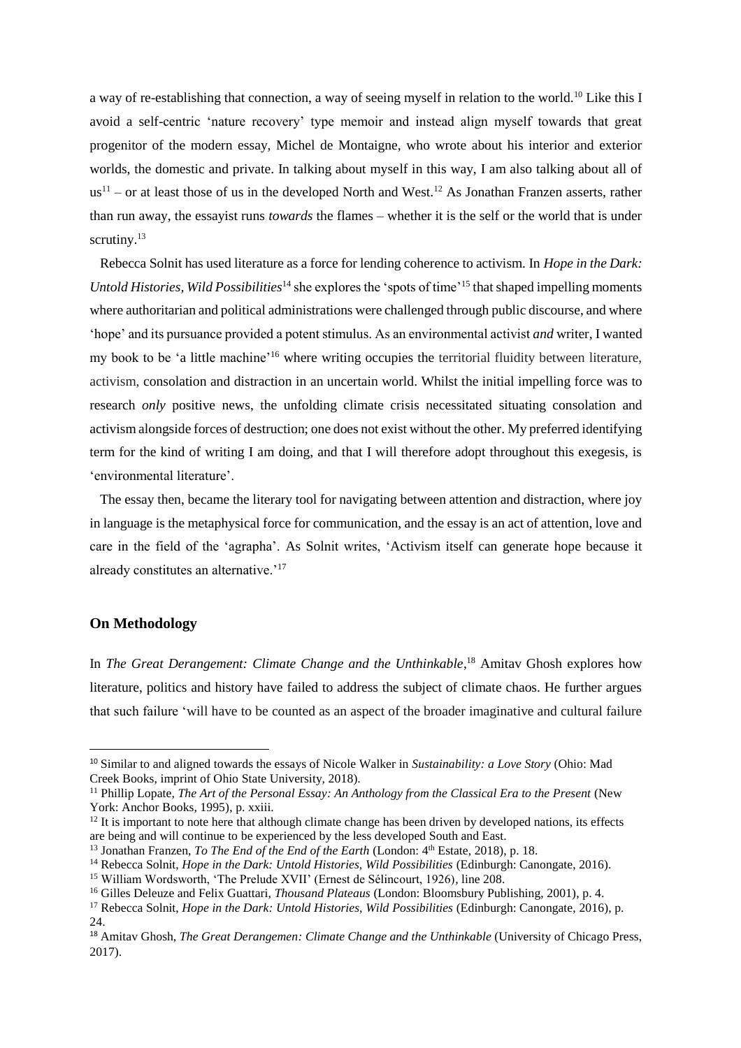a way of re-establishing that connection, a way of seeing myself in relation to the world.[10] Like this I avoid a self-centric 'nature recovery' type memoir and instead align myself towards that great progenitor of the modern essay, Michel de Montaigne, who wrote about his interior and exterior worlds, the domestic and private. In talking about myself in this way, I am also talking about all of us[11] – or at least those of us in the developed North and West.[12] As Jonathan Franzen asserts, rather than run away, the essayist runs *towards* the flames – whether it is the self or the world that is under scrutiny.[13]

Rebecca Solnit has used literature as a force for lending coherence to activism. In *Hope in the Dark: Untold Histories, Wild Possibilities*[14] she explores the 'spots of time'[15] that shaped impelling moments where authoritarian and political administrations were challenged through public discourse, and where 'hope' and its pursuance provided a potent stimulus. As an environmental activist *and* writer, I wanted my book to be 'a little machine'[16] where writing occupies the territorial fluidity between literature, activism, consolation and distraction in an uncertain world. Whilst the initial impelling force was to research *only* positive news, the unfolding climate crisis necessitated situating consolation and activism alongside forces of destruction; one does not exist without the other. My preferred identifying term for the kind of writing I am doing, and that I will therefore adopt throughout this exegesis, is 'environmental literature'.

The essay then, became the literary tool for navigating between attention and distraction, where joy in language is the metaphysical force for communication, and the essay is an act of attention, love and care in the field of the 'agrapha'. As Solnit writes, 'Activism itself can generate hope because it already constitutes an alternative.'[17]

## On Methodology

In *The Great Derangement: Climate Change and the Unthinkable*,[18] Amitav Ghosh explores how literature, politics and history have failed to address the subject of climate chaos. He further argues that such failure 'will have to be counted as an aspect of the broader imaginative and cultural failure

---

[10] Similar to and aligned towards the essays of Nicole Walker in *Sustainability: a Love Story* (Ohio: Mad Creek Books, imprint of Ohio State University, 2018).

[11] Phillip Lopate, *The Art of the Personal Essay: An Anthology from the Classical Era to the Present* (New York: Anchor Books, 1995), p. xxiii.

[12] It is important to note here that although climate change has been driven by developed nations, its effects are being and will continue to be experienced by the less developed South and East.

[13] Jonathan Franzen, *To The End of the End of the Earth* (London: 4th Estate, 2018), p. 18.

[14] Rebecca Solnit, *Hope in the Dark: Untold Histories, Wild Possibilities* (Edinburgh: Canongate, 2016).

[15] William Wordsworth, 'The Prelude XVII' (Ernest de Sélincourt, 1926), line 208.

[16] Gilles Deleuze and Felix Guattari, *Thousand Plateaus* (London: Bloomsbury Publishing, 2001), p. 4.

[17] Rebecca Solnit, *Hope in the Dark: Untold Histories, Wild Possibilities* (Edinburgh: Canongate, 2016), p. 24.

[18] Amitav Ghosh, *The Great Derangemen: Climate Change and the Unthinkable* (University of Chicago Press, 2017).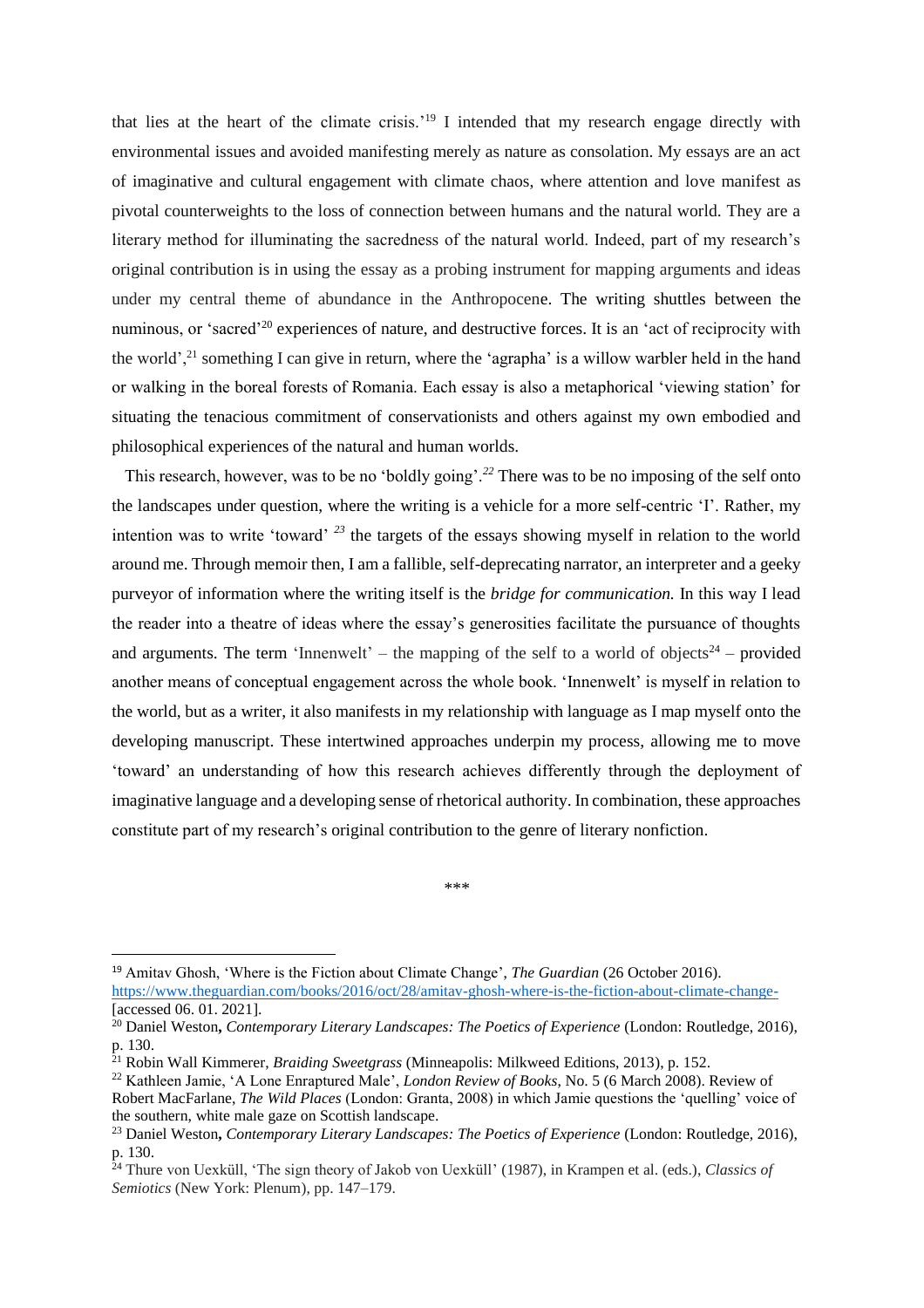that lies at the heart of the climate crisis.'[19] I intended that my research engage directly with environmental issues and avoided manifesting merely as nature as consolation. My essays are an act of imaginative and cultural engagement with climate chaos, where attention and love manifest as pivotal counterweights to the loss of connection between humans and the natural world. They are a literary method for illuminating the sacredness of the natural world. Indeed, part of my research's original contribution is in using the essay as a probing instrument for mapping arguments and ideas under my central theme of abundance in the Anthropocene. The writing shuttles between the numinous, or 'sacred'[20] experiences of nature, and destructive forces. It is an 'act of reciprocity with the world',[21] something I can give in return, where the 'agrapha' is a willow warbler held in the hand or walking in the boreal forests of Romania. Each essay is also a metaphorical 'viewing station' for situating the tenacious commitment of conservationists and others against my own embodied and philosophical experiences of the natural and human worlds.

This research, however, was to be no 'boldly going'.[22] There was to be no imposing of the self onto the landscapes under question, where the writing is a vehicle for a more self-centric 'I'. Rather, my intention was to write 'toward' [23] the targets of the essays showing myself in relation to the world around me. Through memoir then, I am a fallible, self-deprecating narrator, an interpreter and a geeky purveyor of information where the writing itself is the *bridge for communication.* In this way I lead the reader into a theatre of ideas where the essay's generosities facilitate the pursuance of thoughts and arguments. The term 'Innenwelt' – the mapping of the self to a world of objects[24] – provided another means of conceptual engagement across the whole book. 'Innenwelt' is myself in relation to the world, but as a writer, it also manifests in my relationship with language as I map myself onto the developing manuscript. These intertwined approaches underpin my process, allowing me to move 'toward' an understanding of how this research achieves differently through the deployment of imaginative language and a developing sense of rhetorical authority. In combination, these approaches constitute part of my research's original contribution to the genre of literary nonfiction.

\*\*\*

[19] Amitav Ghosh, 'Where is the Fiction about Climate Change', *The Guardian* (26 October 2016). https://www.theguardian.com/books/2016/oct/28/amitav-ghosh-where-is-the-fiction-about-climate-change- [accessed 06. 01. 2021].

[20] Daniel Weston**,** *Contemporary Literary Landscapes: The Poetics of Experience* (London: Routledge, 2016), p. 130.

[21] Robin Wall Kimmerer, *Braiding Sweetgrass* (Minneapolis: Milkweed Editions, 2013), p. 152.

[22] Kathleen Jamie, 'A Lone Enraptured Male', *London Review of Books*, No. 5 (6 March 2008). Review of Robert MacFarlane, *The Wild Places* (London: Granta, 2008) in which Jamie questions the 'quelling' voice of the southern, white male gaze on Scottish landscape.

[23] Daniel Weston**,** *Contemporary Literary Landscapes: The Poetics of Experience* (London: Routledge, 2016), p. 130.

[24] Thure von Uexküll, 'The sign theory of Jakob von Uexküll' (1987), in Krampen et al. (eds.), *Classics of Semiotics* (New York: Plenum), pp. 147–179.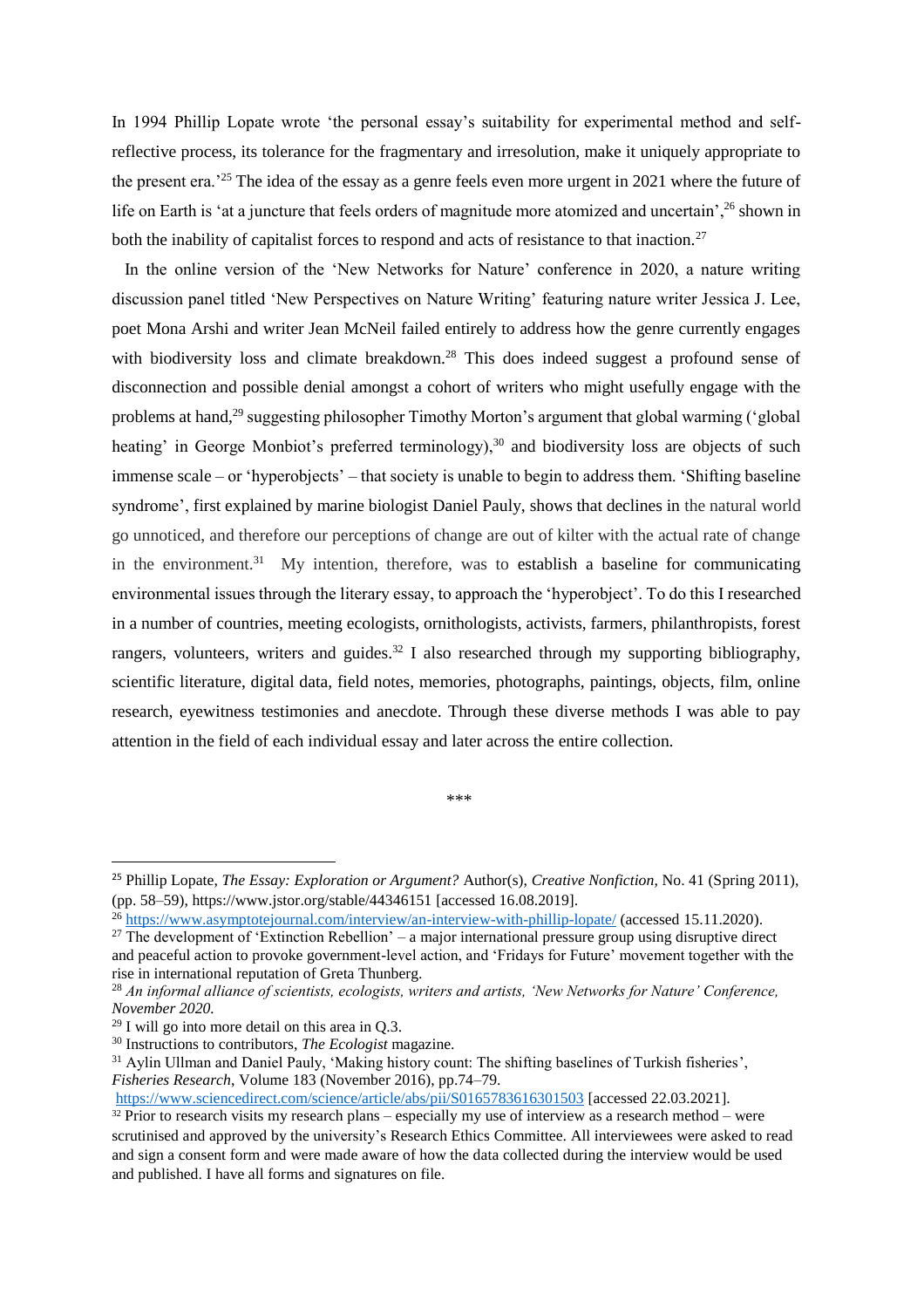In 1994 Phillip Lopate wrote 'the personal essay's suitability for experimental method and self-reflective process, its tolerance for the fragmentary and irresolution, make it uniquely appropriate to the present era.'[25] The idea of the essay as a genre feels even more urgent in 2021 where the future of life on Earth is 'at a juncture that feels orders of magnitude more atomized and uncertain',[26] shown in both the inability of capitalist forces to respond and acts of resistance to that inaction.[27]

In the online version of the 'New Networks for Nature' conference in 2020, a nature writing discussion panel titled 'New Perspectives on Nature Writing' featuring nature writer Jessica J. Lee, poet Mona Arshi and writer Jean McNeil failed entirely to address how the genre currently engages with biodiversity loss and climate breakdown.[28] This does indeed suggest a profound sense of disconnection and possible denial amongst a cohort of writers who might usefully engage with the problems at hand,[29] suggesting philosopher Timothy Morton's argument that global warming ('global heating' in George Monbiot's preferred terminology),[30] and biodiversity loss are objects of such immense scale – or 'hyperobjects' – that society is unable to begin to address them. 'Shifting baseline syndrome', first explained by marine biologist Daniel Pauly, shows that declines in the natural world go unnoticed, and therefore our perceptions of change are out of kilter with the actual rate of change in the environment.[31] My intention, therefore, was to establish a baseline for communicating environmental issues through the literary essay, to approach the 'hyperobject'. To do this I researched in a number of countries, meeting ecologists, ornithologists, activists, farmers, philanthropists, forest rangers, volunteers, writers and guides.[32] I also researched through my supporting bibliography, scientific literature, digital data, field notes, memories, photographs, paintings, objects, film, online research, eyewitness testimonies and anecdote. Through these diverse methods I was able to pay attention in the field of each individual essay and later across the entire collection.

\*\*\*

---

[25] Phillip Lopate, *The Essay: Exploration or Argument?* Author(s), *Creative Nonfiction*, No. 41 (Spring 2011), (pp. 58–59), https://www.jstor.org/stable/44346151 [accessed 16.08.2019].

[26] https://www.asymptotejournal.com/interview/an-interview-with-phillip-lopate/ (accessed 15.11.2020).

[27] The development of 'Extinction Rebellion' – a major international pressure group using disruptive direct and peaceful action to provoke government-level action, and 'Fridays for Future' movement together with the rise in international reputation of Greta Thunberg.

[28] *An informal alliance of scientists, ecologists, writers and artists, 'New Networks for Nature' Conference, November 2020.*

[29] I will go into more detail on this area in Q.3.

[30] Instructions to contributors, *The Ecologist* magazine.

[31] Aylin Ullman and Daniel Pauly, 'Making history count: The shifting baselines of Turkish fisheries', *Fisheries Research*, Volume 183 (November 2016), pp.74–79. https://www.sciencedirect.com/science/article/abs/pii/S0165783616301503 [accessed 22.03.2021].

[32] Prior to research visits my research plans – especially my use of interview as a research method – were scrutinised and approved by the university's Research Ethics Committee. All interviewees were asked to read and sign a consent form and were made aware of how the data collected during the interview would be used and published. I have all forms and signatures on file.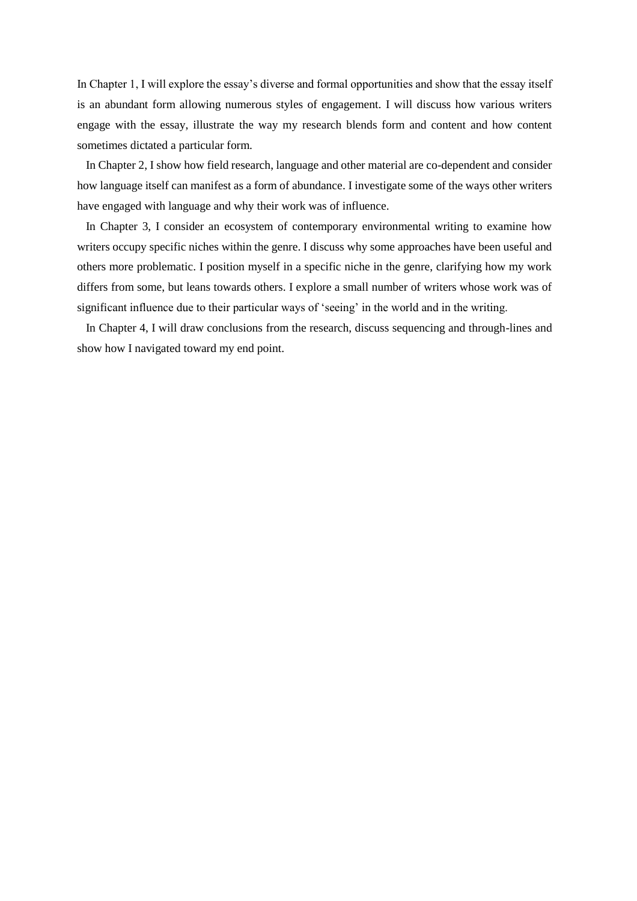In Chapter 1, I will explore the essay's diverse and formal opportunities and show that the essay itself is an abundant form allowing numerous styles of engagement. I will discuss how various writers engage with the essay, illustrate the way my research blends form and content and how content sometimes dictated a particular form.

In Chapter 2, I show how field research, language and other material are co-dependent and consider how language itself can manifest as a form of abundance. I investigate some of the ways other writers have engaged with language and why their work was of influence.

In Chapter 3, I consider an ecosystem of contemporary environmental writing to examine how writers occupy specific niches within the genre. I discuss why some approaches have been useful and others more problematic. I position myself in a specific niche in the genre, clarifying how my work differs from some, but leans towards others. I explore a small number of writers whose work was of significant influence due to their particular ways of 'seeing' in the world and in the writing.

In Chapter 4, I will draw conclusions from the research, discuss sequencing and through-lines and show how I navigated toward my end point.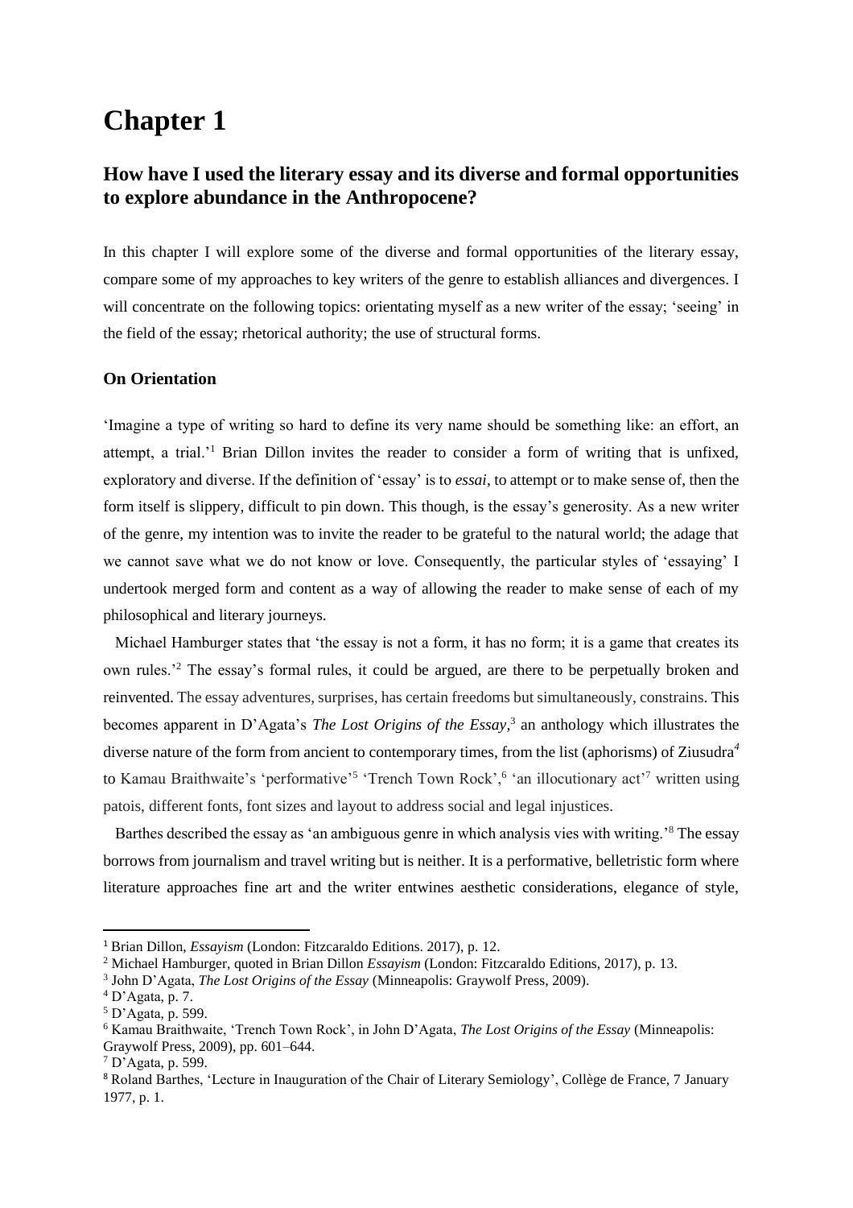# Chapter 1

## How have I used the literary essay and its diverse and formal opportunities to explore abundance in the Anthropocene?

In this chapter I will explore some of the diverse and formal opportunities of the literary essay, compare some of my approaches to key writers of the genre to establish alliances and divergences. I will concentrate on the following topics: orientating myself as a new writer of the essay; 'seeing' in the field of the essay; rhetorical authority; the use of structural forms.

### On Orientation

'Imagine a type of writing so hard to define its very name should be something like: an effort, an attempt, a trial.'[1] Brian Dillon invites the reader to consider a form of writing that is unfixed, exploratory and diverse. If the definition of 'essay' is to *essai*, to attempt or to make sense of, then the form itself is slippery, difficult to pin down. This though, is the essay's generosity. As a new writer of the genre, my intention was to invite the reader to be grateful to the natural world; the adage that we cannot save what we do not know or love. Consequently, the particular styles of 'essaying' I undertook merged form and content as a way of allowing the reader to make sense of each of my philosophical and literary journeys.

Michael Hamburger states that 'the essay is not a form, it has no form; it is a game that creates its own rules.'[2] The essay's formal rules, it could be argued, are there to be perpetually broken and reinvented. The essay adventures, surprises, has certain freedoms but simultaneously, constrains. This becomes apparent in D'Agata's *The Lost Origins of the Essay*,[3] an anthology which illustrates the diverse nature of the form from ancient to contemporary times, from the list (aphorisms) of Ziusudra[4] to Kamau Braithwaite's 'performative'[5] 'Trench Town Rock',[6] 'an illocutionary act'[7] written using patois, different fonts, font sizes and layout to address social and legal injustices.

Barthes described the essay as 'an ambiguous genre in which analysis vies with writing.'[8] The essay borrows from journalism and travel writing but is neither. It is a performative, belletristic form where literature approaches fine art and the writer entwines aesthetic considerations, elegance of style,

---

[1] Brian Dillon, *Essayism* (London: Fitzcaraldo Editions. 2017), p. 12.

[2] Michael Hamburger, quoted in Brian Dillon *Essayism* (London: Fitzcaraldo Editions, 2017), p. 13.

[3] John D'Agata, *The Lost Origins of the Essay* (Minneapolis: Graywolf Press, 2009).

[4] D'Agata, p. 7.

[5] D'Agata, p. 599.

[6] Kamau Braithwaite, 'Trench Town Rock', in John D'Agata, *The Lost Origins of the Essay* (Minneapolis: Graywolf Press, 2009), pp. 601–644.

[7] D'Agata, p. 599.

[8] Roland Barthes, 'Lecture in Inauguration of the Chair of Literary Semiology', Collège de France, 7 January 1977, p. 1.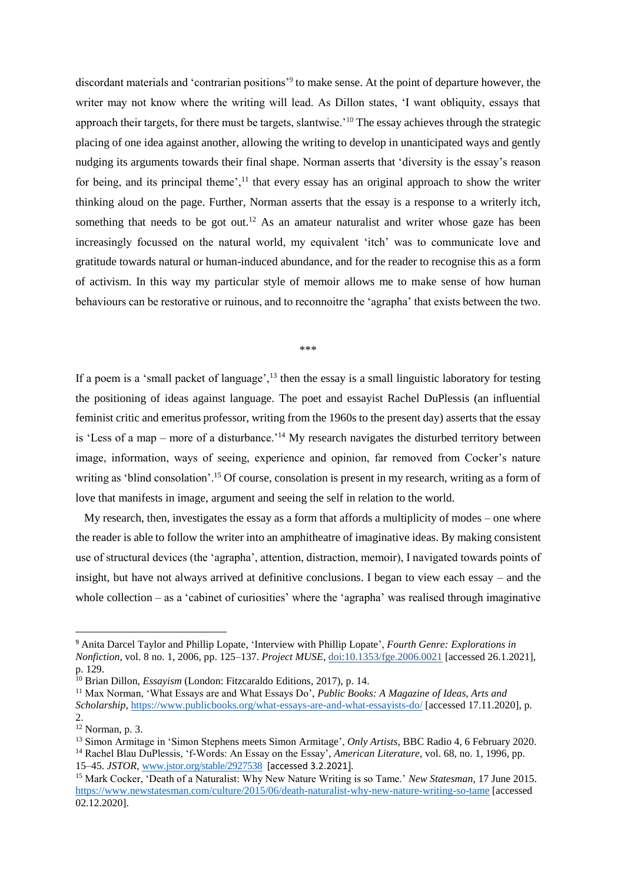discordant materials and 'contrarian positions'[9] to make sense. At the point of departure however, the writer may not know where the writing will lead. As Dillon states, 'I want obliquity, essays that approach their targets, for there must be targets, slantwise.'[10] The essay achieves through the strategic placing of one idea against another, allowing the writing to develop in unanticipated ways and gently nudging its arguments towards their final shape. Norman asserts that 'diversity is the essay's reason for being, and its principal theme',[11] that every essay has an original approach to show the writer thinking aloud on the page. Further, Norman asserts that the essay is a response to a writerly itch, something that needs to be got out.[12] As an amateur naturalist and writer whose gaze has been increasingly focussed on the natural world, my equivalent 'itch' was to communicate love and gratitude towards natural or human-induced abundance, and for the reader to recognise this as a form of activism. In this way my particular style of memoir allows me to make sense of how human behaviours can be restorative or ruinous, and to reconnoitre the 'agrapha' that exists between the two.

\*\*\*

If a poem is a 'small packet of language',[13] then the essay is a small linguistic laboratory for testing the positioning of ideas against language. The poet and essayist Rachel DuPlessis (an influential feminist critic and emeritus professor, writing from the 1960s to the present day) asserts that the essay is 'Less of a map – more of a disturbance.'[14] My research navigates the disturbed territory between image, information, ways of seeing, experience and opinion, far removed from Cocker's nature writing as 'blind consolation'.[15] Of course, consolation is present in my research, writing as a form of love that manifests in image, argument and seeing the self in relation to the world.

My research, then, investigates the essay as a form that affords a multiplicity of modes – one where the reader is able to follow the writer into an amphitheatre of imaginative ideas. By making consistent use of structural devices (the 'agrapha', attention, distraction, memoir), I navigated towards points of insight, but have not always arrived at definitive conclusions. I began to view each essay – and the whole collection – as a 'cabinet of curiosities' where the 'agrapha' was realised through imaginative

---

[9] Anita Darcel Taylor and Phillip Lopate, 'Interview with Phillip Lopate', *Fourth Genre: Explorations in Nonfiction*, vol. 8 no. 1, 2006, pp. 125–137. *Project MUSE*, doi:10.1353/fge.2006.0021 [accessed 26.1.2021], p. 129.

[10] Brian Dillon, *Essayism* (London: Fitzcaraldo Editions, 2017), p. 14.

[11] Max Norman, 'What Essays are and What Essays Do', *Public Books: A Magazine of Ideas, Arts and Scholarship*, https://www.publicbooks.org/what-are-and-what-essayists-do/ [accessed 17.11.2020], p. 2.

[12] Norman, p. 3.

[13] Simon Armitage in 'Simon Stephens meets Simon Armitage', *Only Artists*, BBC Radio 4, 6 February 2020.

[14] Rachel Blau DuPlessis, 'f-Words: An Essay on the Essay', *American Literature*, vol. 68, no. 1, 1996, pp. 15–45. *JSTOR*, www.jstor.org/stable/2927538 [accessed 3.2.2021].

[15] Mark Cocker, 'Death of a Naturalist: Why New Nature Writing is so Tame.' *New Statesman*, 17 June 2015. https://www.newstatesman.com/culture/2015/06/death-naturalist-why-new-nature-writing-so-tame [accessed 02.12.2020].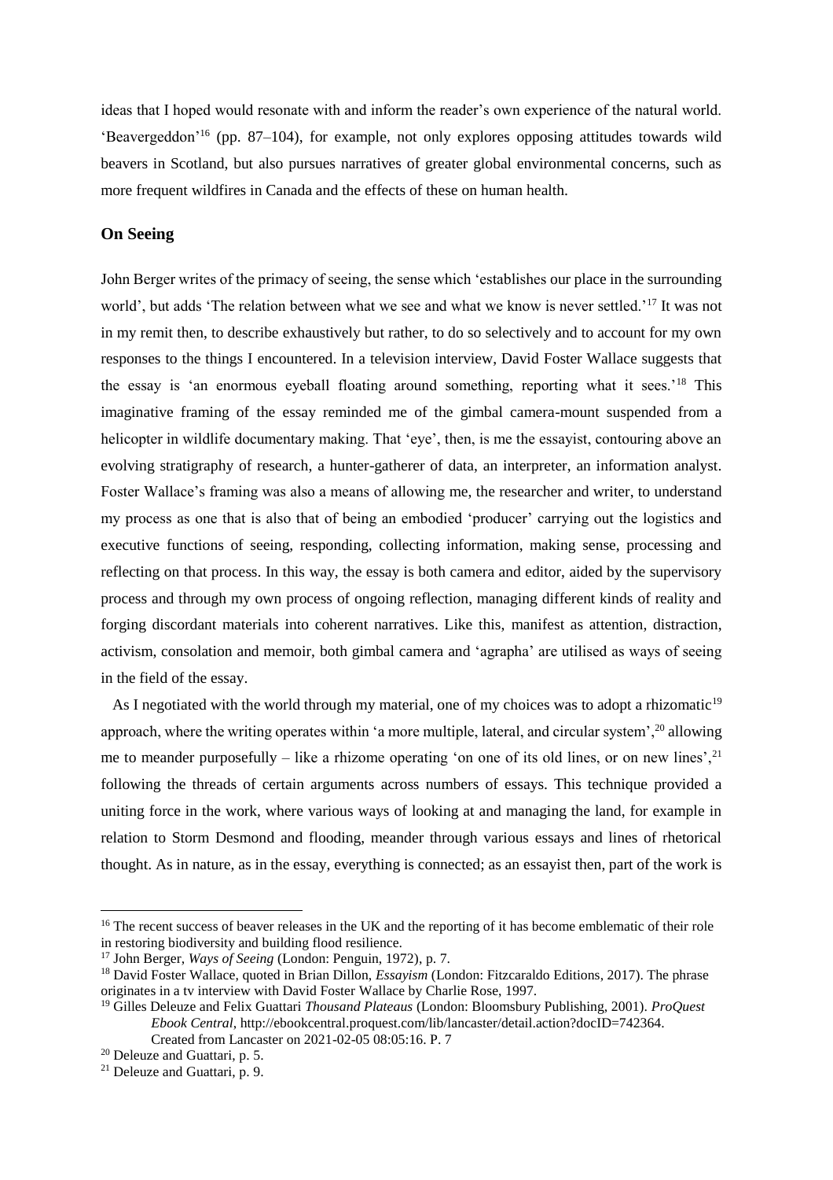ideas that I hoped would resonate with and inform the reader's own experience of the natural world. 'Beavergeddon'[16] (pp. 87–104), for example, not only explores opposing attitudes towards wild beavers in Scotland, but also pursues narratives of greater global environmental concerns, such as more frequent wildfires in Canada and the effects of these on human health.

## On Seeing

John Berger writes of the primacy of seeing, the sense which 'establishes our place in the surrounding world', but adds 'The relation between what we see and what we know is never settled.'[17] It was not in my remit then, to describe exhaustively but rather, to do so selectively and to account for my own responses to the things I encountered. In a television interview, David Foster Wallace suggests that the essay is 'an enormous eyeball floating around something, reporting what it sees.'[18] This imaginative framing of the essay reminded me of the gimbal camera-mount suspended from a helicopter in wildlife documentary making. That 'eye', then, is me the essayist, contouring above an evolving stratigraphy of research, a hunter-gatherer of data, an interpreter, an information analyst. Foster Wallace's framing was also a means of allowing me, the researcher and writer, to understand my process as one that is also that of being an embodied 'producer' carrying out the logistics and executive functions of seeing, responding, collecting information, making sense, processing and reflecting on that process. In this way, the essay is both camera and editor, aided by the supervisory process and through my own process of ongoing reflection, managing different kinds of reality and forging discordant materials into coherent narratives. Like this, manifest as attention, distraction, activism, consolation and memoir, both gimbal camera and 'agrapha' are utilised as ways of seeing in the field of the essay.

As I negotiated with the world through my material, one of my choices was to adopt a rhizomatic[19] approach, where the writing operates within 'a more multiple, lateral, and circular system',[20] allowing me to meander purposefully – like a rhizome operating 'on one of its old lines, or on new lines',[21] following the threads of certain arguments across numbers of essays. This technique provided a uniting force in the work, where various ways of looking at and managing the land, for example in relation to Storm Desmond and flooding, meander through various essays and lines of rhetorical thought. As in nature, as in the essay, everything is connected; as an essayist then, part of the work is

---

[16] The recent success of beaver releases in the UK and the reporting of it has become emblematic of their role in restoring biodiversity and building flood resilience.

[17] John Berger, *Ways of Seeing* (London: Penguin, 1972), p. 7.

[18] David Foster Wallace, quoted in Brian Dillon, *Essayism* (London: Fitzcaraldo Editions, 2017). The phrase originates in a tv interview with David Foster Wallace by Charlie Rose, 1997.

[19] Gilles Deleuze and Felix Guattari *Thousand Plateaus* (London: Bloomsbury Publishing, 2001). *ProQuest Ebook Central*, http://ebookcentral.proquest.com/lib/lancaster/detail.action?docID=742364. Created from Lancaster on 2021-02-05 08:05:16. P. 7

[20] Deleuze and Guattari, p. 5.

[21] Deleuze and Guattari, p. 9.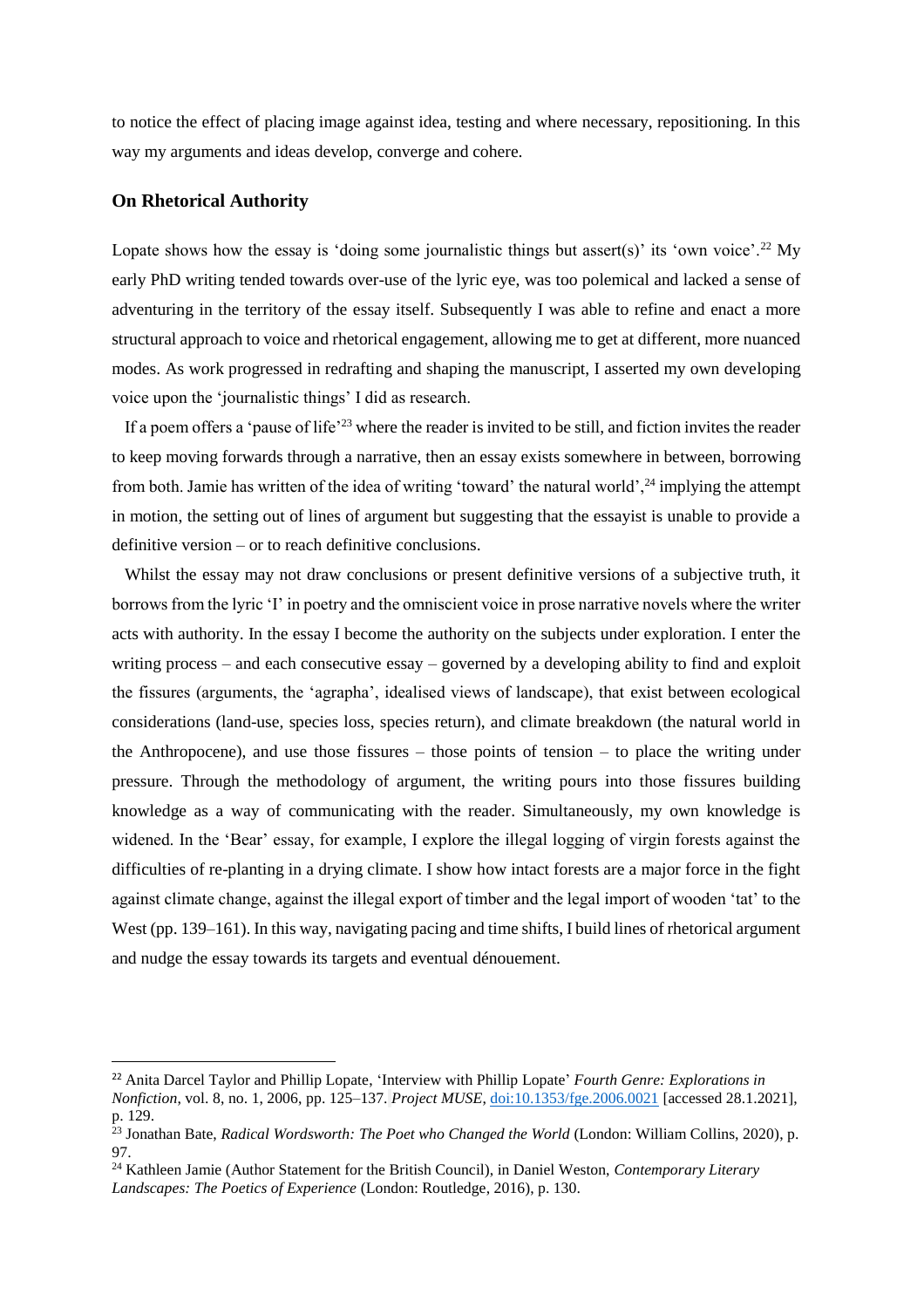to notice the effect of placing image against idea, testing and where necessary, repositioning. In this way my arguments and ideas develop, converge and cohere.

### On Rhetorical Authority

Lopate shows how the essay is 'doing some journalistic things but assert(s)' its 'own voice'.[22] My early PhD writing tended towards over-use of the lyric eye, was too polemical and lacked a sense of adventuring in the territory of the essay itself. Subsequently I was able to refine and enact a more structural approach to voice and rhetorical engagement, allowing me to get at different, more nuanced modes. As work progressed in redrafting and shaping the manuscript, I asserted my own developing voice upon the 'journalistic things' I did as research.

If a poem offers a 'pause of life'[23] where the reader is invited to be still, and fiction invites the reader to keep moving forwards through a narrative, then an essay exists somewhere in between, borrowing from both. Jamie has written of the idea of writing 'toward' the natural world',[24] implying the attempt in motion, the setting out of lines of argument but suggesting that the essayist is unable to provide a definitive version – or to reach definitive conclusions.

Whilst the essay may not draw conclusions or present definitive versions of a subjective truth, it borrows from the lyric 'I' in poetry and the omniscient voice in prose narrative novels where the writer acts with authority. In the essay I become the authority on the subjects under exploration. I enter the writing process – and each consecutive essay – governed by a developing ability to find and exploit the fissures (arguments, the 'agrapha', idealised views of landscape), that exist between ecological considerations (land-use, species loss, species return), and climate breakdown (the natural world in the Anthropocene), and use those fissures – those points of tension – to place the writing under pressure. Through the methodology of argument, the writing pours into those fissures building knowledge as a way of communicating with the reader. Simultaneously, my own knowledge is widened. In the 'Bear' essay, for example, I explore the illegal logging of virgin forests against the difficulties of re-planting in a drying climate. I show how intact forests are a major force in the fight against climate change, against the illegal export of timber and the legal import of wooden 'tat' to the West (pp. 139–161). In this way, navigating pacing and time shifts, I build lines of rhetorical argument and nudge the essay towards its targets and eventual dénouement.

---

[22] Anita Darcel Taylor and Phillip Lopate, 'Interview with Phillip Lopate' *Fourth Genre: Explorations in Nonfiction*, vol. 8, no. 1, 2006, pp. 125–137. *Project MUSE*, doi:10.1353/fge.2006.0021 [accessed 28.1.2021], p. 129.

[23] Jonathan Bate, *Radical Wordsworth: The Poet who Changed the World* (London: William Collins, 2020), p. 97.

[24] Kathleen Jamie (Author Statement for the British Council), in Daniel Weston, *Contemporary Literary Landscapes: The Poetics of Experience* (London: Routledge, 2016), p. 130.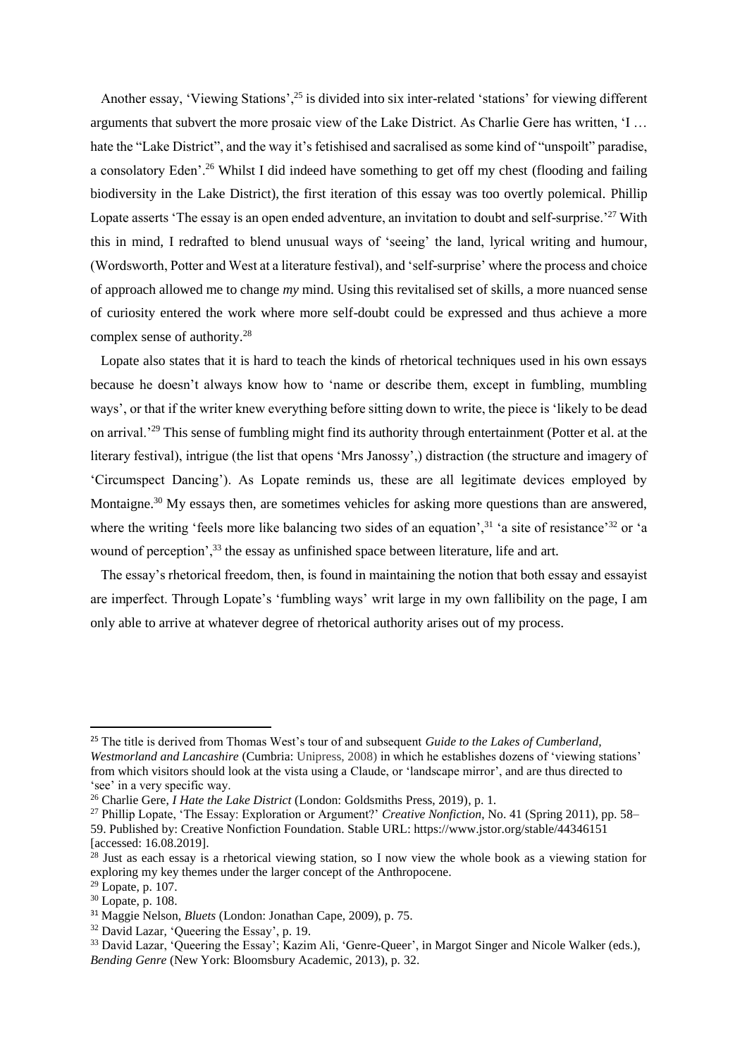Another essay, 'Viewing Stations',[25] is divided into six inter-related 'stations' for viewing different arguments that subvert the more prosaic view of the Lake District. As Charlie Gere has written, 'I … hate the "Lake District", and the way it's fetishised and sacralised as some kind of "unspoilt" paradise, a consolatory Eden'.[26] Whilst I did indeed have something to get off my chest (flooding and failing biodiversity in the Lake District), the first iteration of this essay was too overtly polemical. Phillip Lopate asserts 'The essay is an open ended adventure, an invitation to doubt and self-surprise.'[27] With this in mind, I redrafted to blend unusual ways of 'seeing' the land, lyrical writing and humour, (Wordsworth, Potter and West at a literature festival), and 'self-surprise' where the process and choice of approach allowed me to change *my* mind. Using this revitalised set of skills, a more nuanced sense of curiosity entered the work where more self-doubt could be expressed and thus achieve a more complex sense of authority.[28]

Lopate also states that it is hard to teach the kinds of rhetorical techniques used in his own essays because he doesn't always know how to 'name or describe them, except in fumbling, mumbling ways', or that if the writer knew everything before sitting down to write, the piece is 'likely to be dead on arrival.'[29] This sense of fumbling might find its authority through entertainment (Potter et al. at the literary festival), intrigue (the list that opens 'Mrs Janossy',) distraction (the structure and imagery of 'Circumspect Dancing'). As Lopate reminds us, these are all legitimate devices employed by Montaigne.[30] My essays then, are sometimes vehicles for asking more questions than are answered, where the writing 'feels more like balancing two sides of an equation',[31] 'a site of resistance'[32] or 'a wound of perception',[33] the essay as unfinished space between literature, life and art.

The essay's rhetorical freedom, then, is found in maintaining the notion that both essay and essayist are imperfect. Through Lopate's 'fumbling ways' writ large in my own fallibility on the page, I am only able to arrive at whatever degree of rhetorical authority arises out of my process.

---

[25] The title is derived from Thomas West's tour of and subsequent *Guide to the Lakes of Cumberland, Westmorland and Lancashire* (Cumbria: Unipress, 2008) in which he establishes dozens of 'viewing stations' from which visitors should look at the vista using a Claude, or 'landscape mirror', and are thus directed to 'see' in a very specific way.

[26] Charlie Gere, *I Hate the Lake District* (London: Goldsmiths Press, 2019), p. 1.

[27] Phillip Lopate, 'The Essay: Exploration or Argument?' *Creative Nonfiction*, No. 41 (Spring 2011), pp. 58–59. Published by: Creative Nonfiction Foundation. Stable URL: https://www.jstor.org/stable/44346151 [accessed: 16.08.2019].

[28] Just as each essay is a rhetorical viewing station, so I now view the whole book as a viewing station for exploring my key themes under the larger concept of the Anthropocene.

[29] Lopate, p. 107.

[30] Lopate, p. 108.

[31] Maggie Nelson, *Bluets* (London: Jonathan Cape, 2009), p. 75.

[32] David Lazar, 'Queering the Essay', p. 19.

[33] David Lazar, 'Queering the Essay'; Kazim Ali, 'Genre-Queer', in Margot Singer and Nicole Walker (eds.), *Bending Genre* (New York: Bloomsbury Academic, 2013), p. 32.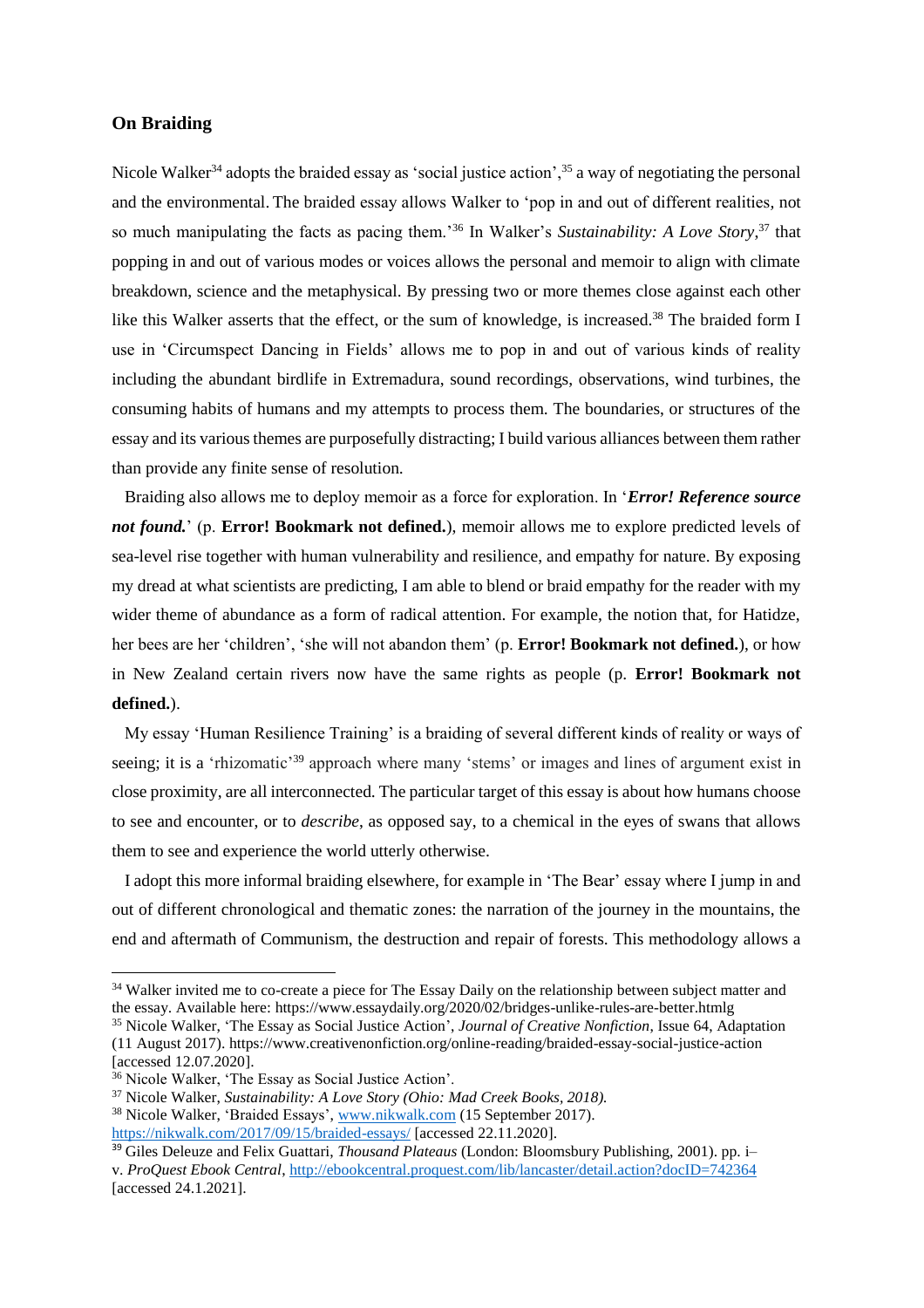### On Braiding

Nicole Walker[34] adopts the braided essay as 'social justice action',[35] a way of negotiating the personal and the environmental. The braided essay allows Walker to 'pop in and out of different realities, not so much manipulating the facts as pacing them.'[36] In Walker's *Sustainability: A Love Story*,[37] that popping in and out of various modes or voices allows the personal and memoir to align with climate breakdown, science and the metaphysical. By pressing two or more themes close against each other like this Walker asserts that the effect, or the sum of knowledge, is increased.[38] The braided form I use in 'Circumspect Dancing in Fields' allows me to pop in and out of various kinds of reality including the abundant birdlife in Extremadura, sound recordings, observations, wind turbines, the consuming habits of humans and my attempts to process them. The boundaries, or structures of the essay and its various themes are purposefully distracting; I build various alliances between them rather than provide any finite sense of resolution.

Braiding also allows me to deploy memoir as a force for exploration. In '***Error! Reference source not found.***' (p. **Error! Bookmark not defined.**), memoir allows me to explore predicted levels of sea-level rise together with human vulnerability and resilience, and empathy for nature. By exposing my dread at what scientists are predicting, I am able to blend or braid empathy for the reader with my wider theme of abundance as a form of radical attention. For example, the notion that, for Hatidze, her bees are her 'children', 'she will not abandon them' (p. **Error! Bookmark not defined.**), or how in New Zealand certain rivers now have the same rights as people (p. **Error! Bookmark not defined.**).

My essay 'Human Resilience Training' is a braiding of several different kinds of reality or ways of seeing; it is a 'rhizomatic'[39] approach where many 'stems' or images and lines of argument exist in close proximity, are all interconnected. The particular target of this essay is about how humans choose to see and encounter, or to *describe*, as opposed say, to a chemical in the eyes of swans that allows them to see and experience the world utterly otherwise.

I adopt this more informal braiding elsewhere, for example in 'The Bear' essay where I jump in and out of different chronological and thematic zones: the narration of the journey in the mountains, the end and aftermath of Communism, the destruction and repair of forests. This methodology allows a

---

[34] Walker invited me to co-create a piece for The Essay Daily on the relationship between subject matter and the essay. Available here: https://www.essaydaily.org/2020/02/bridges-unlike-rules-are-better.htmlg

[35] Nicole Walker, 'The Essay as Social Justice Action', *Journal of Creative Nonfiction*, Issue 64, Adaptation (11 August 2017). https://www.creativenonfiction.org/online-reading/braided-essay-social-justice-action [accessed 12.07.2020].

[36] Nicole Walker, 'The Essay as Social Justice Action'.

[37] Nicole Walker, *Sustainability: A Love Story (Ohio: Mad Creek Books, 2018).*

[38] Nicole Walker, 'Braided Essays', www.nikwalk.com (15 September 2017). https://nikwalk.com/2017/09/15/braided-essays/ [accessed 22.11.2020].

[39] Giles Deleuze and Felix Guattari, *Thousand Plateaus* (London: Bloomsbury Publishing, 2001). pp. i–v. *ProQuest Ebook Central*, http://ebookcentral.proquest.com/lib/lancaster/detail.action?docID=742364 [accessed 24.1.2021].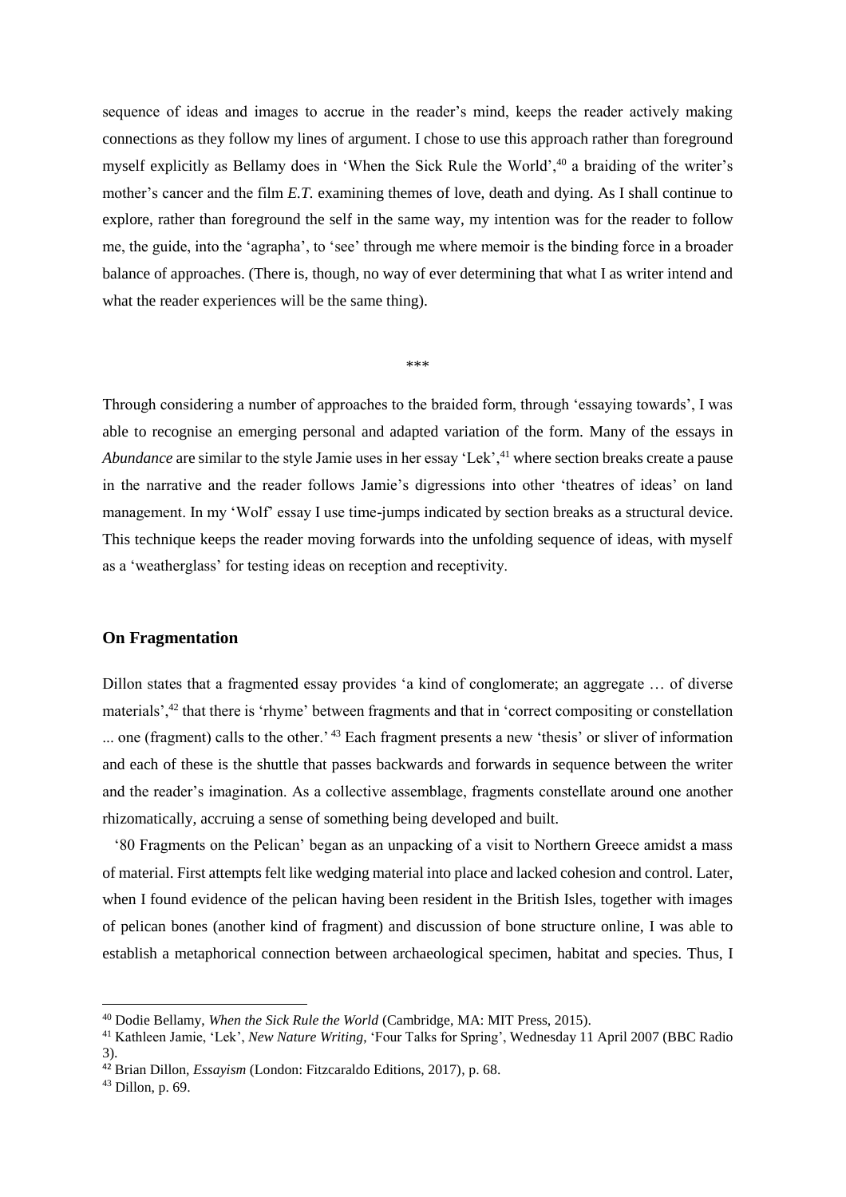sequence of ideas and images to accrue in the reader's mind, keeps the reader actively making connections as they follow my lines of argument. I chose to use this approach rather than foreground myself explicitly as Bellamy does in 'When the Sick Rule the World',[40] a braiding of the writer's mother's cancer and the film *E.T.* examining themes of love, death and dying. As I shall continue to explore, rather than foreground the self in the same way, my intention was for the reader to follow me, the guide, into the 'agrapha', to 'see' through me where memoir is the binding force in a broader balance of approaches. (There is, though, no way of ever determining that what I as writer intend and what the reader experiences will be the same thing).

\*\*\*

Through considering a number of approaches to the braided form, through 'essaying towards', I was able to recognise an emerging personal and adapted variation of the form. Many of the essays in *Abundance* are similar to the style Jamie uses in her essay 'Lek',[41] where section breaks create a pause in the narrative and the reader follows Jamie's digressions into other 'theatres of ideas' on land management. In my 'Wolf' essay I use time-jumps indicated by section breaks as a structural device. This technique keeps the reader moving forwards into the unfolding sequence of ideas, with myself as a 'weatherglass' for testing ideas on reception and receptivity.

## On Fragmentation

Dillon states that a fragmented essay provides 'a kind of conglomerate; an aggregate … of diverse materials',[42] that there is 'rhyme' between fragments and that in 'correct compositing or constellation ... one (fragment) calls to the other.'[43] Each fragment presents a new 'thesis' or sliver of information and each of these is the shuttle that passes backwards and forwards in sequence between the writer and the reader's imagination. As a collective assemblage, fragments constellate around one another rhizomatically, accruing a sense of something being developed and built.

'80 Fragments on the Pelican' began as an unpacking of a visit to Northern Greece amidst a mass of material. First attempts felt like wedging material into place and lacked cohesion and control. Later, when I found evidence of the pelican having been resident in the British Isles, together with images of pelican bones (another kind of fragment) and discussion of bone structure online, I was able to establish a metaphorical connection between archaeological specimen, habitat and species. Thus, I

---

[40] Dodie Bellamy, *When the Sick Rule the World* (Cambridge, MA: MIT Press, 2015).

[41] Kathleen Jamie, 'Lek', *New Nature Writing,* 'Four Talks for Spring', Wednesday 11 April 2007 (BBC Radio 3).

[42] Brian Dillon, *Essayism* (London: Fitzcaraldo Editions, 2017), p. 68.

[43] Dillon, p. 69.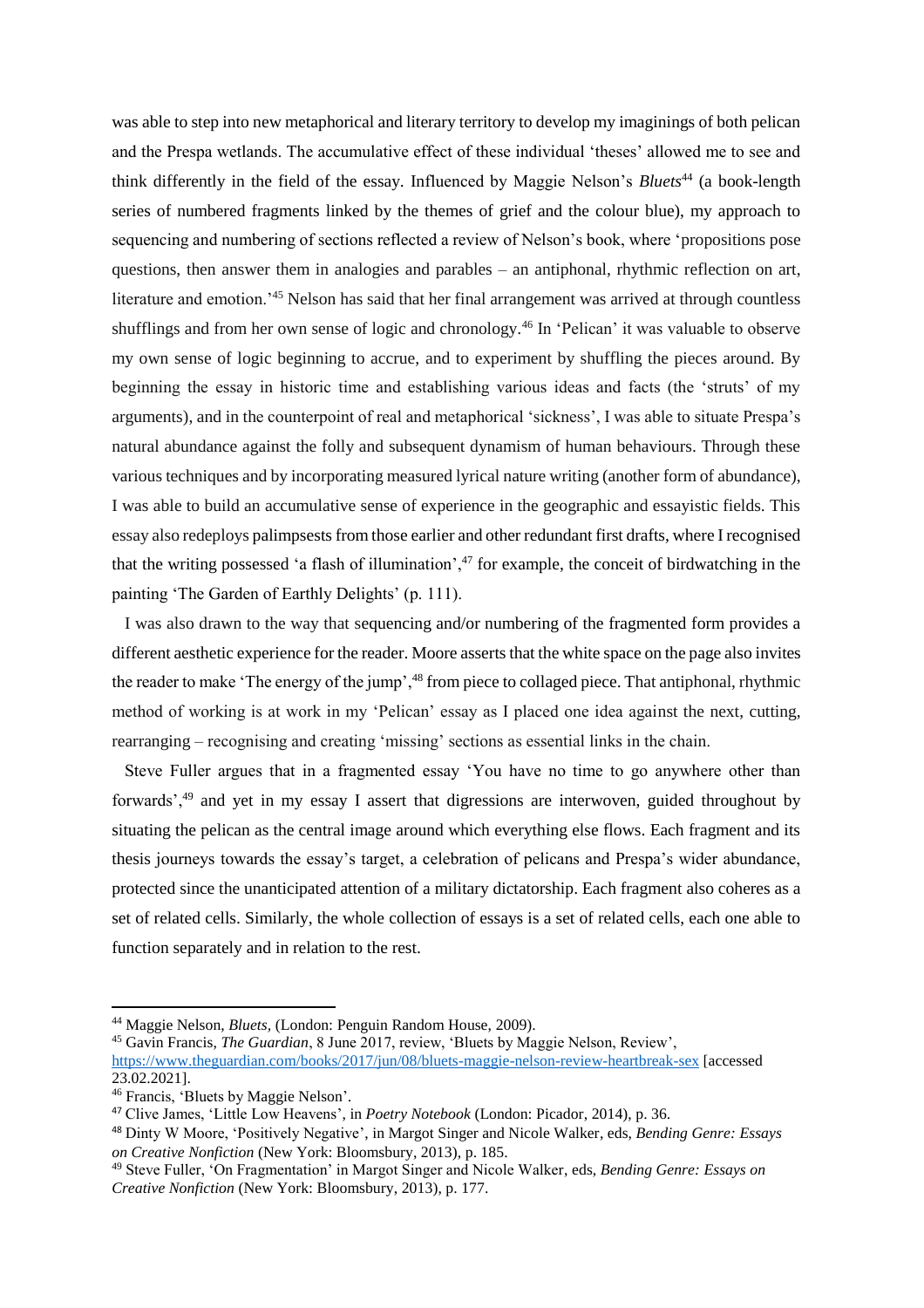was able to step into new metaphorical and literary territory to develop my imaginings of both pelican and the Prespa wetlands. The accumulative effect of these individual 'theses' allowed me to see and think differently in the field of the essay. Influenced by Maggie Nelson's *Bluets*[44] (a book-length series of numbered fragments linked by the themes of grief and the colour blue), my approach to sequencing and numbering of sections reflected a review of Nelson's book, where 'propositions pose questions, then answer them in analogies and parables – an antiphonal, rhythmic reflection on art, literature and emotion.'[45] Nelson has said that her final arrangement was arrived at through countless shufflings and from her own sense of logic and chronology.[46] In 'Pelican' it was valuable to observe my own sense of logic beginning to accrue, and to experiment by shuffling the pieces around. By beginning the essay in historic time and establishing various ideas and facts (the 'struts' of my arguments), and in the counterpoint of real and metaphorical 'sickness', I was able to situate Prespa's natural abundance against the folly and subsequent dynamism of human behaviours. Through these various techniques and by incorporating measured lyrical nature writing (another form of abundance), I was able to build an accumulative sense of experience in the geographic and essayistic fields. This essay also redeploys palimpsests from those earlier and other redundant first drafts, where I recognised that the writing possessed 'a flash of illumination',[47] for example, the conceit of birdwatching in the painting 'The Garden of Earthly Delights' (p. 111).

I was also drawn to the way that sequencing and/or numbering of the fragmented form provides a different aesthetic experience for the reader. Moore asserts that the white space on the page also invites the reader to make 'The energy of the jump',[48] from piece to collaged piece. That antiphonal, rhythmic method of working is at work in my 'Pelican' essay as I placed one idea against the next, cutting, rearranging – recognising and creating 'missing' sections as essential links in the chain.

Steve Fuller argues that in a fragmented essay 'You have no time to go anywhere other than forwards',[49] and yet in my essay I assert that digressions are interwoven, guided throughout by situating the pelican as the central image around which everything else flows. Each fragment and its thesis journeys towards the essay's target, a celebration of pelicans and Prespa's wider abundance, protected since the unanticipated attention of a military dictatorship. Each fragment also coheres as a set of related cells. Similarly, the whole collection of essays is a set of related cells, each one able to function separately and in relation to the rest.

---

[44] Maggie Nelson, *Bluets*, (London: Penguin Random House, 2009).

[45] Gavin Francis, *The Guardian*, 8 June 2017, review, 'Bluets by Maggie Nelson, Review', https://www.theguardian.com/books/2017/jun/08/bluets-maggie-nelson-review-heartbreak-sex [accessed 23.02.2021].

[46] Francis, 'Bluets by Maggie Nelson'.

[47] Clive James, 'Little Low Heavens', in *Poetry Notebook* (London: Picador, 2014), p. 36.

[48] Dinty W Moore, 'Positively Negative', in Margot Singer and Nicole Walker, eds, *Bending Genre: Essays on Creative Nonfiction* (New York: Bloomsbury, 2013), p. 185.

[49] Steve Fuller, 'On Fragmentation' in Margot Singer and Nicole Walker, eds, *Bending Genre: Essays on Creative Nonfiction* (New York: Bloomsbury, 2013), p. 177.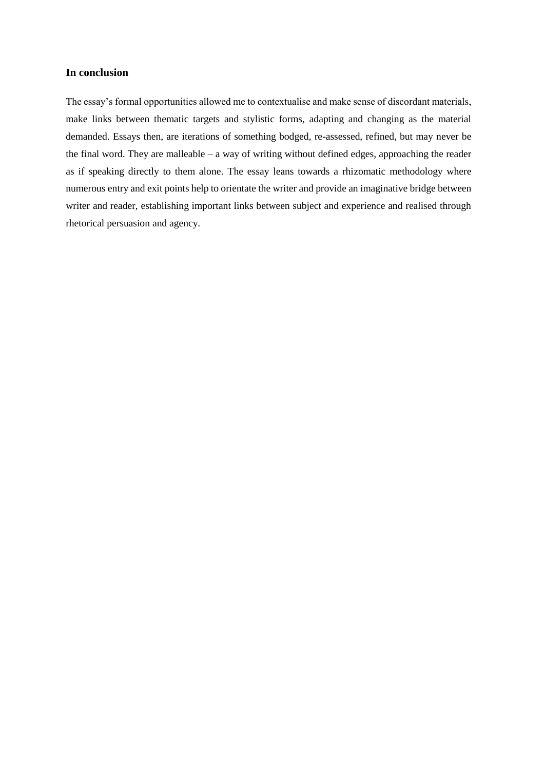### In conclusion

The essay's formal opportunities allowed me to contextualise and make sense of discordant materials, make links between thematic targets and stylistic forms, adapting and changing as the material demanded. Essays then, are iterations of something bodged, re-assessed, refined, but may never be the final word. They are malleable – a way of writing without defined edges, approaching the reader as if speaking directly to them alone. The essay leans towards a rhizomatic methodology where numerous entry and exit points help to orientate the writer and provide an imaginative bridge between writer and reader, establishing important links between subject and experience and realised through rhetorical persuasion and agency.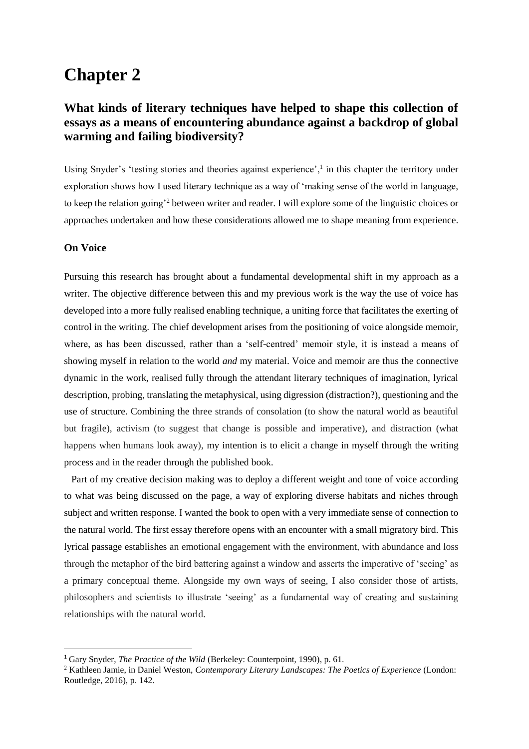# Chapter 2

## What kinds of literary techniques have helped to shape this collection of essays as a means of encountering abundance against a backdrop of global warming and failing biodiversity?

Using Snyder's 'testing stories and theories against experience',[1] in this chapter the territory under exploration shows how I used literary technique as a way of 'making sense of the world in language, to keep the relation going'[2] between writer and reader. I will explore some of the linguistic choices or approaches undertaken and how these considerations allowed me to shape meaning from experience.

### On Voice

Pursuing this research has brought about a fundamental developmental shift in my approach as a writer. The objective difference between this and my previous work is the way the use of voice has developed into a more fully realised enabling technique, a uniting force that facilitates the exerting of control in the writing. The chief development arises from the positioning of voice alongside memoir, where, as has been discussed, rather than a 'self-centred' memoir style, it is instead a means of showing myself in relation to the world *and* my material. Voice and memoir are thus the connective dynamic in the work, realised fully through the attendant literary techniques of imagination, lyrical description, probing, translating the metaphysical, using digression (distraction?), questioning and the use of structure. Combining the three strands of consolation (to show the natural world as beautiful but fragile), activism (to suggest that change is possible and imperative), and distraction (what happens when humans look away), my intention is to elicit a change in myself through the writing process and in the reader through the published book.

Part of my creative decision making was to deploy a different weight and tone of voice according to what was being discussed on the page, a way of exploring diverse habitats and niches through subject and written response. I wanted the book to open with a very immediate sense of connection to the natural world. The first essay therefore opens with an encounter with a small migratory bird. This lyrical passage establishes an emotional engagement with the environment, with abundance and loss through the metaphor of the bird battering against a window and asserts the imperative of 'seeing' as a primary conceptual theme. Alongside my own ways of seeing, I also consider those of artists, philosophers and scientists to illustrate 'seeing' as a fundamental way of creating and sustaining relationships with the natural world.

---

[1] Gary Snyder, *The Practice of the Wild* (Berkeley: Counterpoint, 1990), p. 61.

[2] Kathleen Jamie, in Daniel Weston, *Contemporary Literary Landscapes: The Poetics of Experience* (London: Routledge, 2016), p. 142.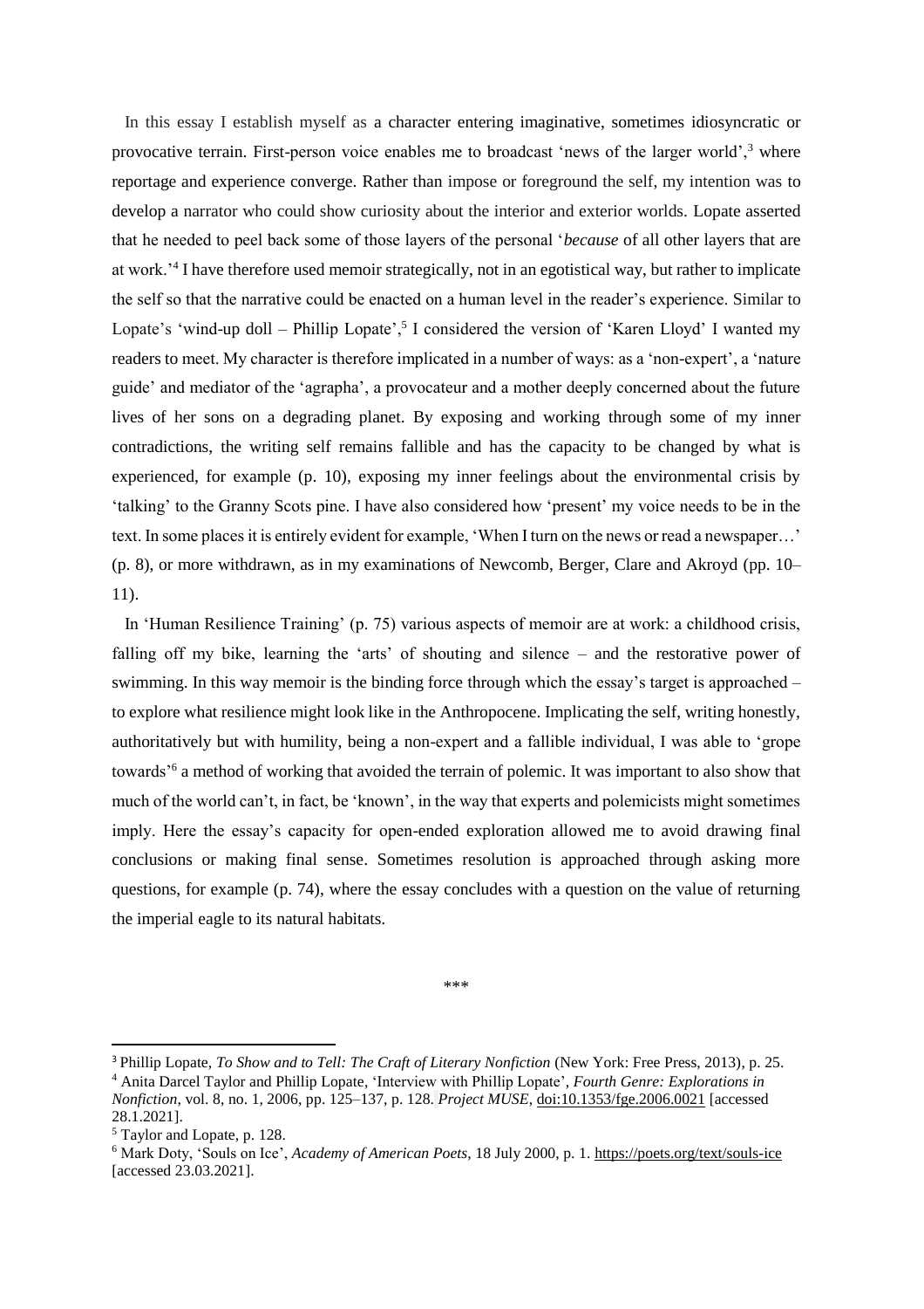In this essay I establish myself as a character entering imaginative, sometimes idiosyncratic or provocative terrain. First-person voice enables me to broadcast 'news of the larger world',[3] where reportage and experience converge. Rather than impose or foreground the self, my intention was to develop a narrator who could show curiosity about the interior and exterior worlds. Lopate asserted that he needed to peel back some of those layers of the personal '*because* of all other layers that are at work.'[4] I have therefore used memoir strategically, not in an egotistical way, but rather to implicate the self so that the narrative could be enacted on a human level in the reader's experience. Similar to Lopate's 'wind-up doll – Phillip Lopate',[5] I considered the version of 'Karen Lloyd' I wanted my readers to meet. My character is therefore implicated in a number of ways: as a 'non-expert', a 'nature guide' and mediator of the 'agrapha', a provocateur and a mother deeply concerned about the future lives of her sons on a degrading planet. By exposing and working through some of my inner contradictions, the writing self remains fallible and has the capacity to be changed by what is experienced, for example (p. 10), exposing my inner feelings about the environmental crisis by 'talking' to the Granny Scots pine. I have also considered how 'present' my voice needs to be in the text. In some places it is entirely evident for example, 'When I turn on the news or read a newspaper…' (p. 8), or more withdrawn, as in my examinations of Newcomb, Berger, Clare and Akroyd (pp. 10–11).

In 'Human Resilience Training' (p. 75) various aspects of memoir are at work: a childhood crisis, falling off my bike, learning the 'arts' of shouting and silence – and the restorative power of swimming. In this way memoir is the binding force through which the essay's target is approached – to explore what resilience might look like in the Anthropocene. Implicating the self, writing honestly, authoritatively but with humility, being a non-expert and a fallible individual, I was able to 'grope towards'[6] a method of working that avoided the terrain of polemic. It was important to also show that much of the world can't, in fact, be 'known', in the way that experts and polemicists might sometimes imply. Here the essay's capacity for open-ended exploration allowed me to avoid drawing final conclusions or making final sense. Sometimes resolution is approached through asking more questions, for example (p. 74), where the essay concludes with a question on the value of returning the imperial eagle to its natural habitats.

\*\*\*

---

[3] Phillip Lopate, *To Show and to Tell: The Craft of Literary Nonfiction* (New York: Free Press, 2013), p. 25.

[4] Anita Darcel Taylor and Phillip Lopate, 'Interview with Phillip Lopate', *Fourth Genre: Explorations in Nonfiction*, vol. 8, no. 1, 2006, pp. 125–137, p. 128. *Project MUSE*, doi:10.1353/fge.2006.0021 [accessed 28.1.2021].

[5] Taylor and Lopate, p. 128.

[6] Mark Doty, 'Souls on Ice', *Academy of American Poets*, 18 July 2000, p. 1. https://poets.org/text/souls-ice [accessed 23.03.2021].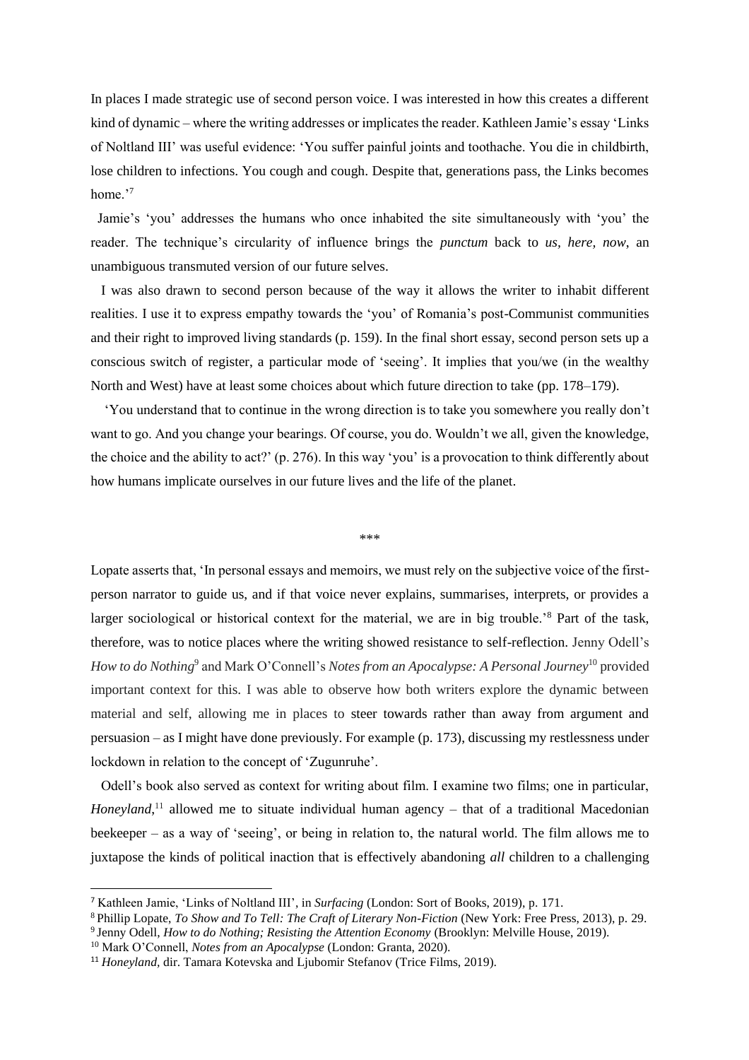In places I made strategic use of second person voice. I was interested in how this creates a different kind of dynamic – where the writing addresses or implicates the reader. Kathleen Jamie's essay 'Links of Noltland III' was useful evidence: 'You suffer painful joints and toothache. You die in childbirth, lose children to infections. You cough and cough. Despite that, generations pass, the Links becomes home.'[7]

Jamie's 'you' addresses the humans who once inhabited the site simultaneously with 'you' the reader. The technique's circularity of influence brings the *punctum* back to *us, here, now*, an unambiguous transmuted version of our future selves.

I was also drawn to second person because of the way it allows the writer to inhabit different realities. I use it to express empathy towards the 'you' of Romania's post-Communist communities and their right to improved living standards (p. 159). In the final short essay, second person sets up a conscious switch of register, a particular mode of 'seeing'. It implies that you/we (in the wealthy North and West) have at least some choices about which future direction to take (pp. 178–179).

'You understand that to continue in the wrong direction is to take you somewhere you really don't want to go. And you change your bearings. Of course, you do. Wouldn't we all, given the knowledge, the choice and the ability to act?' (p. 276). In this way 'you' is a provocation to think differently about how humans implicate ourselves in our future lives and the life of the planet.

\*\*\*

Lopate asserts that, 'In personal essays and memoirs, we must rely on the subjective voice of the first-person narrator to guide us, and if that voice never explains, summarises, interprets, or provides a larger sociological or historical context for the material, we are in big trouble.'[8] Part of the task, therefore, was to notice places where the writing showed resistance to self-reflection. Jenny Odell's *How to do Nothing*[9] and Mark O'Connell's *Notes from an Apocalypse: A Personal Journey*[10] provided important context for this. I was able to observe how both writers explore the dynamic between material and self, allowing me in places to steer towards rather than away from argument and persuasion – as I might have done previously. For example (p. 173), discussing my restlessness under lockdown in relation to the concept of 'Zugunruhe'.

Odell's book also served as context for writing about film. I examine two films; one in particular, *Honeyland*,[11] allowed me to situate individual human agency – that of a traditional Macedonian beekeeper – as a way of 'seeing', or being in relation to, the natural world. The film allows me to juxtapose the kinds of political inaction that is effectively abandoning *all* children to a challenging

---

[7] Kathleen Jamie, 'Links of Noltland III', in *Surfacing* (London: Sort of Books, 2019), p. 171.

[8] Phillip Lopate, *To Show and To Tell: The Craft of Literary Non-Fiction* (New York: Free Press, 2013), p. 29.

[9] Jenny Odell, *How to do Nothing; Resisting the Attention Economy* (Brooklyn: Melville House, 2019).

[10] Mark O'Connell, *Notes from an Apocalypse* (London: Granta, 2020).

[11] *Honeyland*, dir. Tamara Kotevska and Ljubomir Stefanov (Trice Films, 2019).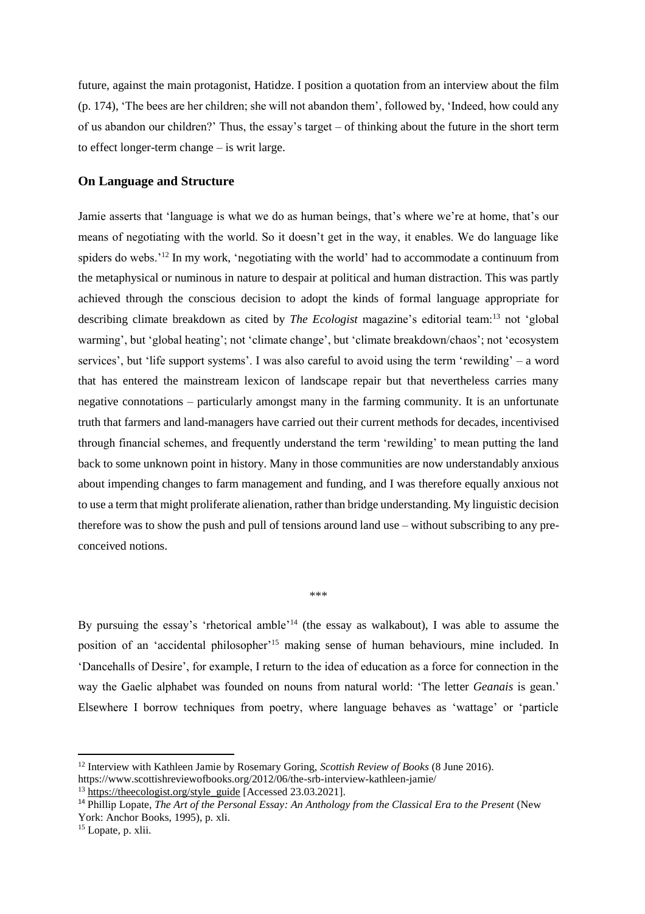future, against the main protagonist, Hatidze. I position a quotation from an interview about the film (p. 174), 'The bees are her children; she will not abandon them', followed by, 'Indeed, how could any of us abandon our children?' Thus, the essay's target – of thinking about the future in the short term to effect longer-term change – is writ large.

## On Language and Structure

Jamie asserts that 'language is what we do as human beings, that's where we're at home, that's our means of negotiating with the world. So it doesn't get in the way, it enables. We do language like spiders do webs.'[12] In my work, 'negotiating with the world' had to accommodate a continuum from the metaphysical or numinous in nature to despair at political and human distraction. This was partly achieved through the conscious decision to adopt the kinds of formal language appropriate for describing climate breakdown as cited by *The Ecologist* magazine's editorial team:[13] not 'global warming', but 'global heating'; not 'climate change', but 'climate breakdown/chaos'; not 'ecosystem services', but 'life support systems'. I was also careful to avoid using the term 'rewilding' – a word that has entered the mainstream lexicon of landscape repair but that nevertheless carries many negative connotations – particularly amongst many in the farming community. It is an unfortunate truth that farmers and land-managers have carried out their current methods for decades, incentivised through financial schemes, and frequently understand the term 'rewilding' to mean putting the land back to some unknown point in history. Many in those communities are now understandably anxious about impending changes to farm management and funding, and I was therefore equally anxious not to use a term that might proliferate alienation, rather than bridge understanding. My linguistic decision therefore was to show the push and pull of tensions around land use – without subscribing to any pre-conceived notions.

\*\*\*

By pursuing the essay's 'rhetorical amble'[14] (the essay as walkabout), I was able to assume the position of an 'accidental philosopher'[15] making sense of human behaviours, mine included. In 'Dancehalls of Desire', for example, I return to the idea of education as a force for connection in the way the Gaelic alphabet was founded on nouns from natural world: 'The letter *Geanais* is gean.' Elsewhere I borrow techniques from poetry, where language behaves as 'wattage' or 'particle

---

[12] Interview with Kathleen Jamie by Rosemary Goring, *Scottish Review of Books* (8 June 2016). https://www.scottishreviewofbooks.org/2012/06/the-srb-interview-kathleen-jamie/

[13] https://theecologist.org/style_guide [Accessed 23.03.2021].

[14] Phillip Lopate, *The Art of the Personal Essay: An Anthology from the Classical Era to the Present* (New York: Anchor Books, 1995), p. xli.

[15] Lopate, p. xlii.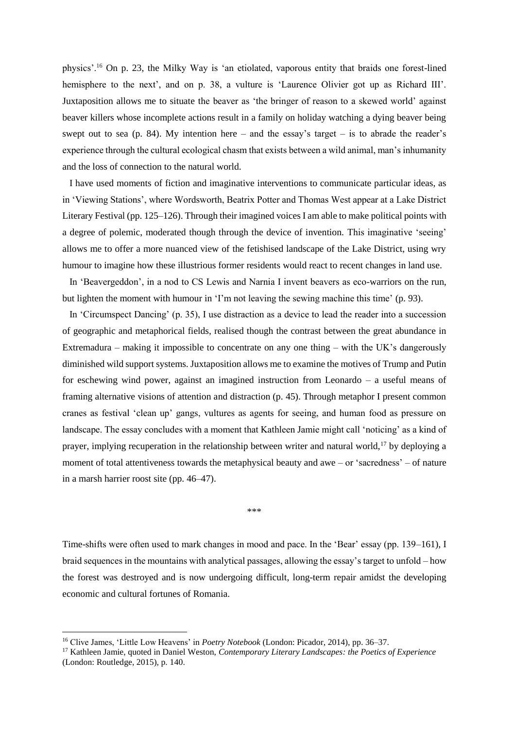physics'.[16] On p. 23, the Milky Way is 'an etiolated, vaporous entity that braids one forest-lined hemisphere to the next', and on p. 38, a vulture is 'Laurence Olivier got up as Richard III'. Juxtaposition allows me to situate the beaver as 'the bringer of reason to a skewed world' against beaver killers whose incomplete actions result in a family on holiday watching a dying beaver being swept out to sea (p. 84). My intention here – and the essay's target – is to abrade the reader's experience through the cultural ecological chasm that exists between a wild animal, man's inhumanity and the loss of connection to the natural world.

I have used moments of fiction and imaginative interventions to communicate particular ideas, as in 'Viewing Stations', where Wordsworth, Beatrix Potter and Thomas West appear at a Lake District Literary Festival (pp. 125–126). Through their imagined voices I am able to make political points with a degree of polemic, moderated though through the device of invention. This imaginative 'seeing' allows me to offer a more nuanced view of the fetishised landscape of the Lake District, using wry humour to imagine how these illustrious former residents would react to recent changes in land use.

In 'Beavergeddon', in a nod to CS Lewis and Narnia I invent beavers as eco-warriors on the run, but lighten the moment with humour in 'I'm not leaving the sewing machine this time' (p. 93).

In 'Circumspect Dancing' (p. 35), I use distraction as a device to lead the reader into a succession of geographic and metaphorical fields, realised though the contrast between the great abundance in Extremadura – making it impossible to concentrate on any one thing – with the UK's dangerously diminished wild support systems. Juxtaposition allows me to examine the motives of Trump and Putin for eschewing wind power, against an imagined instruction from Leonardo – a useful means of framing alternative visions of attention and distraction (p. 45). Through metaphor I present common cranes as festival 'clean up' gangs, vultures as agents for seeing, and human food as pressure on landscape. The essay concludes with a moment that Kathleen Jamie might call 'noticing' as a kind of prayer, implying recuperation in the relationship between writer and natural world,[17] by deploying a moment of total attentiveness towards the metaphysical beauty and awe – or 'sacredness' – of nature in a marsh harrier roost site (pp. 46–47).

\*\*\*

Time-shifts were often used to mark changes in mood and pace. In the 'Bear' essay (pp. 139–161), I braid sequences in the mountains with analytical passages, allowing the essay's target to unfold – how the forest was destroyed and is now undergoing difficult, long-term repair amidst the developing economic and cultural fortunes of Romania.

---

[16] Clive James, 'Little Low Heavens' in *Poetry Notebook* (London: Picador, 2014), pp. 36–37.

[17] Kathleen Jamie, quoted in Daniel Weston, *Contemporary Literary Landscapes: the Poetics of Experience* (London: Routledge, 2015), p. 140.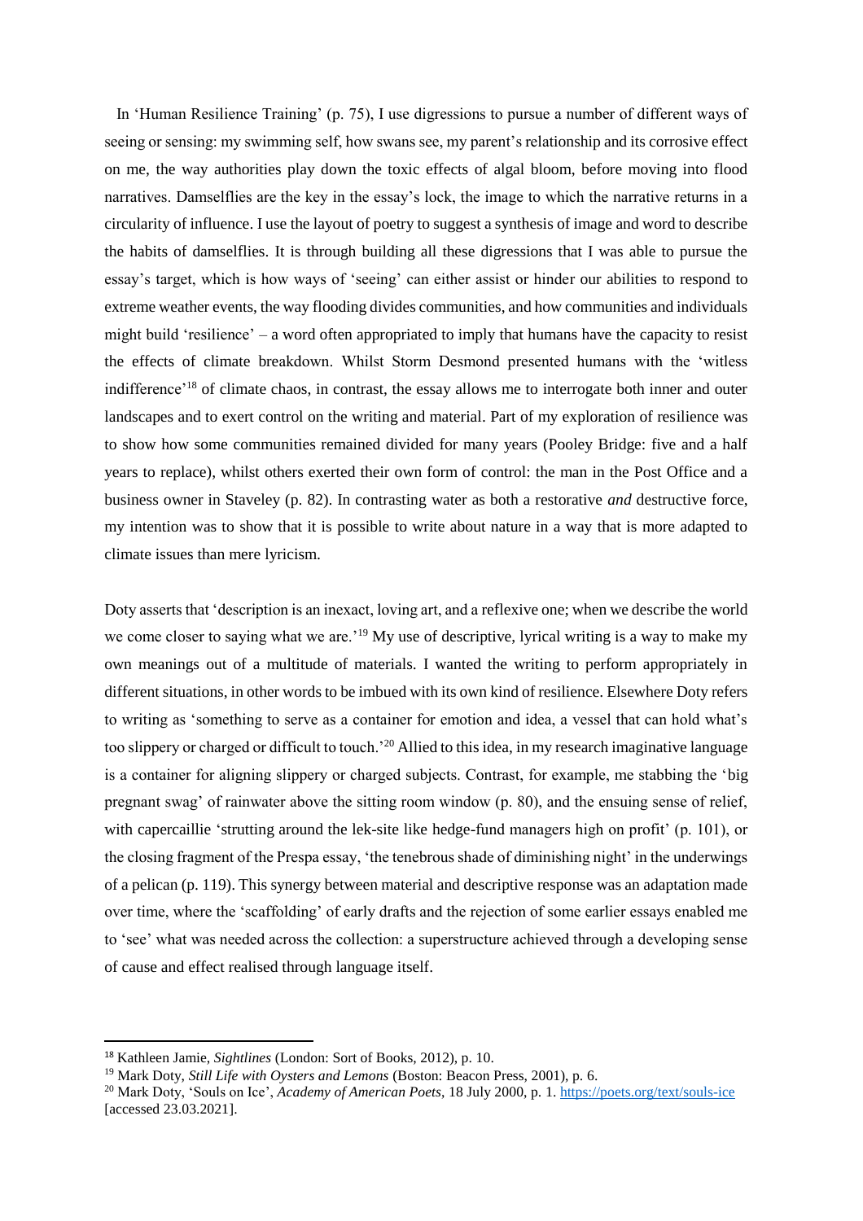In 'Human Resilience Training' (p. 75), I use digressions to pursue a number of different ways of seeing or sensing: my swimming self, how swans see, my parent's relationship and its corrosive effect on me, the way authorities play down the toxic effects of algal bloom, before moving into flood narratives. Damselflies are the key in the essay's lock, the image to which the narrative returns in a circularity of influence. I use the layout of poetry to suggest a synthesis of image and word to describe the habits of damselflies. It is through building all these digressions that I was able to pursue the essay's target, which is how ways of 'seeing' can either assist or hinder our abilities to respond to extreme weather events, the way flooding divides communities, and how communities and individuals might build 'resilience' – a word often appropriated to imply that humans have the capacity to resist the effects of climate breakdown. Whilst Storm Desmond presented humans with the 'witless indifference'[18] of climate chaos, in contrast, the essay allows me to interrogate both inner and outer landscapes and to exert control on the writing and material. Part of my exploration of resilience was to show how some communities remained divided for many years (Pooley Bridge: five and a half years to replace), whilst others exerted their own form of control: the man in the Post Office and a business owner in Staveley (p. 82). In contrasting water as both a restorative *and* destructive force, my intention was to show that it is possible to write about nature in a way that is more adapted to climate issues than mere lyricism.

Doty asserts that 'description is an inexact, loving art, and a reflexive one; when we describe the world we come closer to saying what we are.'[19] My use of descriptive, lyrical writing is a way to make my own meanings out of a multitude of materials. I wanted the writing to perform appropriately in different situations, in other words to be imbued with its own kind of resilience. Elsewhere Doty refers to writing as 'something to serve as a container for emotion and idea, a vessel that can hold what's too slippery or charged or difficult to touch.'[20] Allied to this idea, in my research imaginative language is a container for aligning slippery or charged subjects. Contrast, for example, me stabbing the 'big pregnant swag' of rainwater above the sitting room window (p. 80), and the ensuing sense of relief, with capercaillie 'strutting around the lek-site like hedge-fund managers high on profit' (p. 101), or the closing fragment of the Prespa essay, 'the tenebrous shade of diminishing night' in the underwings of a pelican (p. 119). This synergy between material and descriptive response was an adaptation made over time, where the 'scaffolding' of early drafts and the rejection of some earlier essays enabled me to 'see' what was needed across the collection: a superstructure achieved through a developing sense of cause and effect realised through language itself.

---

[18] Kathleen Jamie, *Sightlines* (London: Sort of Books, 2012), p. 10.

[19] Mark Doty, *Still Life with Oysters and Lemons* (Boston: Beacon Press, 2001), p. 6.

[20] Mark Doty, 'Souls on Ice', *Academy of American Poets*, 18 July 2000, p. 1. https://poets.org/text/souls-ice [accessed 23.03.2021].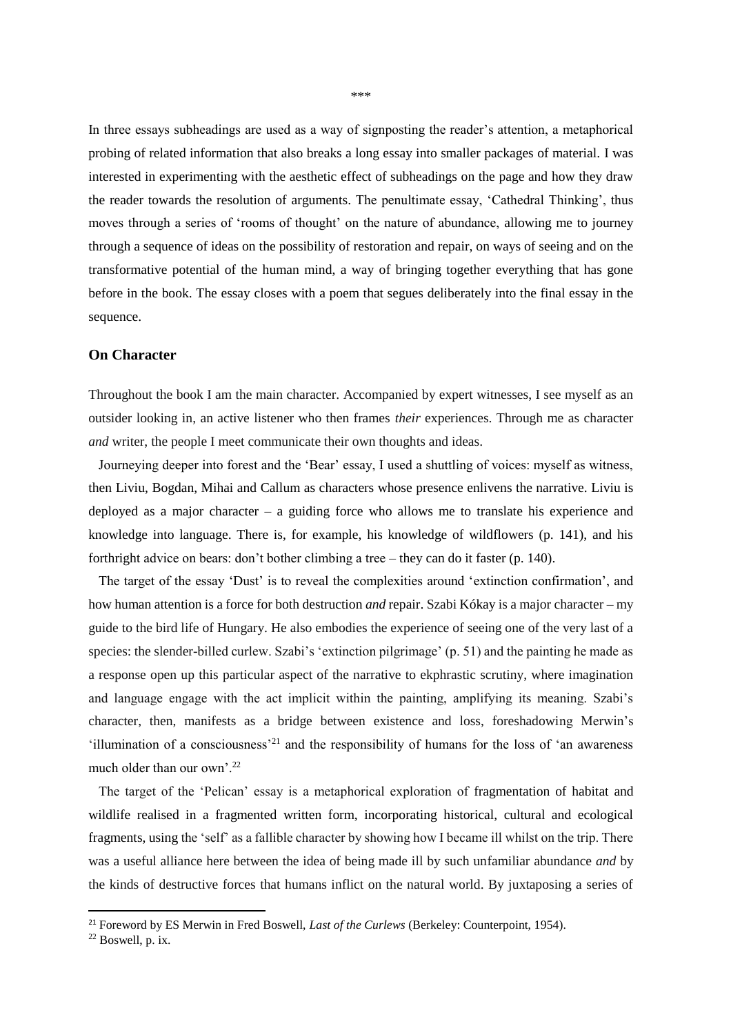\*\*\*

In three essays subheadings are used as a way of signposting the reader's attention, a metaphorical probing of related information that also breaks a long essay into smaller packages of material. I was interested in experimenting with the aesthetic effect of subheadings on the page and how they draw the reader towards the resolution of arguments. The penultimate essay, 'Cathedral Thinking', thus moves through a series of 'rooms of thought' on the nature of abundance, allowing me to journey through a sequence of ideas on the possibility of restoration and repair, on ways of seeing and on the transformative potential of the human mind, a way of bringing together everything that has gone before in the book. The essay closes with a poem that segues deliberately into the final essay in the sequence.

### On Character

Throughout the book I am the main character. Accompanied by expert witnesses, I see myself as an outsider looking in, an active listener who then frames *their* experiences. Through me as character *and* writer, the people I meet communicate their own thoughts and ideas.

Journeying deeper into forest and the 'Bear' essay, I used a shuttling of voices: myself as witness, then Liviu, Bogdan, Mihai and Callum as characters whose presence enlivens the narrative. Liviu is deployed as a major character – a guiding force who allows me to translate his experience and knowledge into language. There is, for example, his knowledge of wildflowers (p. 141), and his forthright advice on bears: don't bother climbing a tree – they can do it faster (p. 140).

The target of the essay 'Dust' is to reveal the complexities around 'extinction confirmation', and how human attention is a force for both destruction *and* repair. Szabi Kókay is a major character – my guide to the bird life of Hungary. He also embodies the experience of seeing one of the very last of a species: the slender-billed curlew. Szabi's 'extinction pilgrimage' (p. 51) and the painting he made as a response open up this particular aspect of the narrative to ekphrastic scrutiny, where imagination and language engage with the act implicit within the painting, amplifying its meaning. Szabi's character, then, manifests as a bridge between existence and loss, foreshadowing Merwin's 'illumination of a consciousness'[21] and the responsibility of humans for the loss of 'an awareness much older than our own'.[22]

The target of the 'Pelican' essay is a metaphorical exploration of fragmentation of habitat and wildlife realised in a fragmented written form, incorporating historical, cultural and ecological fragments, using the 'self' as a fallible character by showing how I became ill whilst on the trip. There was a useful alliance here between the idea of being made ill by such unfamiliar abundance *and* by the kinds of destructive forces that humans inflict on the natural world. By juxtaposing a series of

[21] Foreword by ES Merwin in Fred Boswell, *Last of the Curlews* (Berkeley: Counterpoint, 1954).

[22] Boswell, p. ix.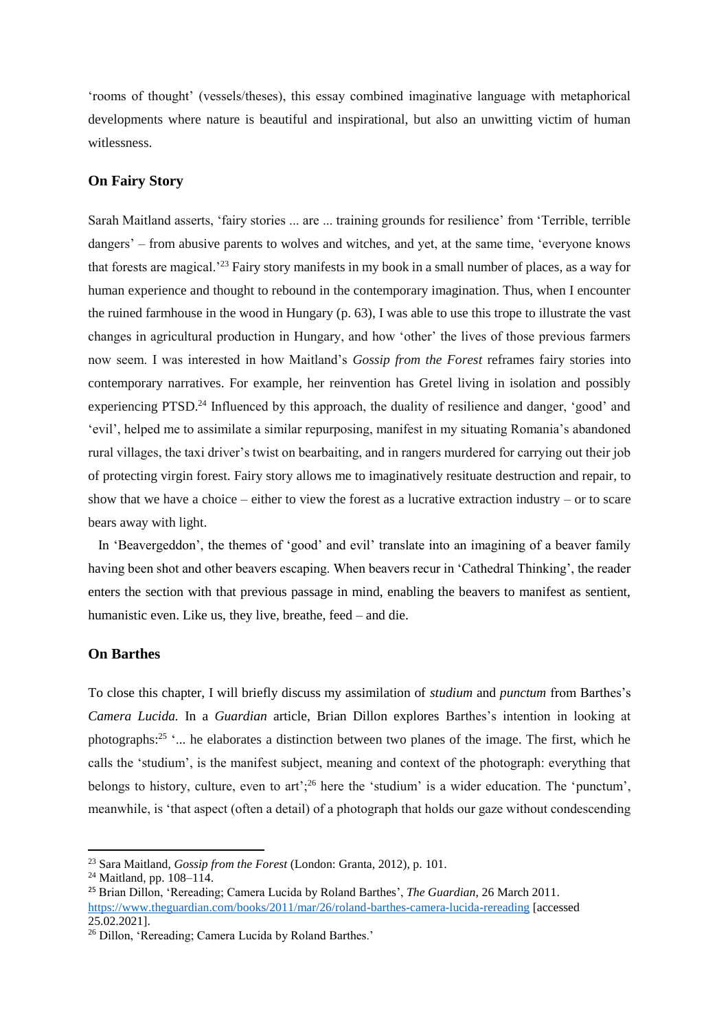'rooms of thought' (vessels/theses), this essay combined imaginative language with metaphorical developments where nature is beautiful and inspirational, but also an unwitting victim of human witlessness.

## On Fairy Story

Sarah Maitland asserts, 'fairy stories ... are ... training grounds for resilience' from 'Terrible, terrible dangers' – from abusive parents to wolves and witches, and yet, at the same time, 'everyone knows that forests are magical.'[23] Fairy story manifests in my book in a small number of places, as a way for human experience and thought to rebound in the contemporary imagination. Thus, when I encounter the ruined farmhouse in the wood in Hungary (p. 63), I was able to use this trope to illustrate the vast changes in agricultural production in Hungary, and how 'other' the lives of those previous farmers now seem. I was interested in how Maitland's *Gossip from the Forest* reframes fairy stories into contemporary narratives. For example, her reinvention has Gretel living in isolation and possibly experiencing PTSD.[24] Influenced by this approach, the duality of resilience and danger, 'good' and 'evil', helped me to assimilate a similar repurposing, manifest in my situating Romania's abandoned rural villages, the taxi driver's twist on bearbaiting, and in rangers murdered for carrying out their job of protecting virgin forest. Fairy story allows me to imaginatively resituate destruction and repair, to show that we have a choice – either to view the forest as a lucrative extraction industry – or to scare bears away with light.

In 'Beavergeddon', the themes of 'good' and evil' translate into an imagining of a beaver family having been shot and other beavers escaping. When beavers recur in 'Cathedral Thinking', the reader enters the section with that previous passage in mind, enabling the beavers to manifest as sentient, humanistic even. Like us, they live, breathe, feed – and die.

## On Barthes

To close this chapter, I will briefly discuss my assimilation of *studium* and *punctum* from Barthes's *Camera Lucida.* In a *Guardian* article, Brian Dillon explores Barthes's intention in looking at photographs:[25] '... he elaborates a distinction between two planes of the image. The first, which he calls the 'studium', is the manifest subject, meaning and context of the photograph: everything that belongs to history, culture, even to art';[26] here the 'studium' is a wider education. The 'punctum', meanwhile, is 'that aspect (often a detail) of a photograph that holds our gaze without condescending

---

[23] Sara Maitland, *Gossip from the Forest* (London: Granta, 2012), p. 101.

[24] Maitland, pp. 108–114.

[25] Brian Dillon, 'Rereading; Camera Lucida by Roland Barthes', *The Guardian,* 26 March 2011. https://www.theguardian.com/books/2011/mar/26/roland-barthes-camera-lucida-rereading [accessed 25.02.2021].

[26] Dillon, 'Rereading; Camera Lucida by Roland Barthes.'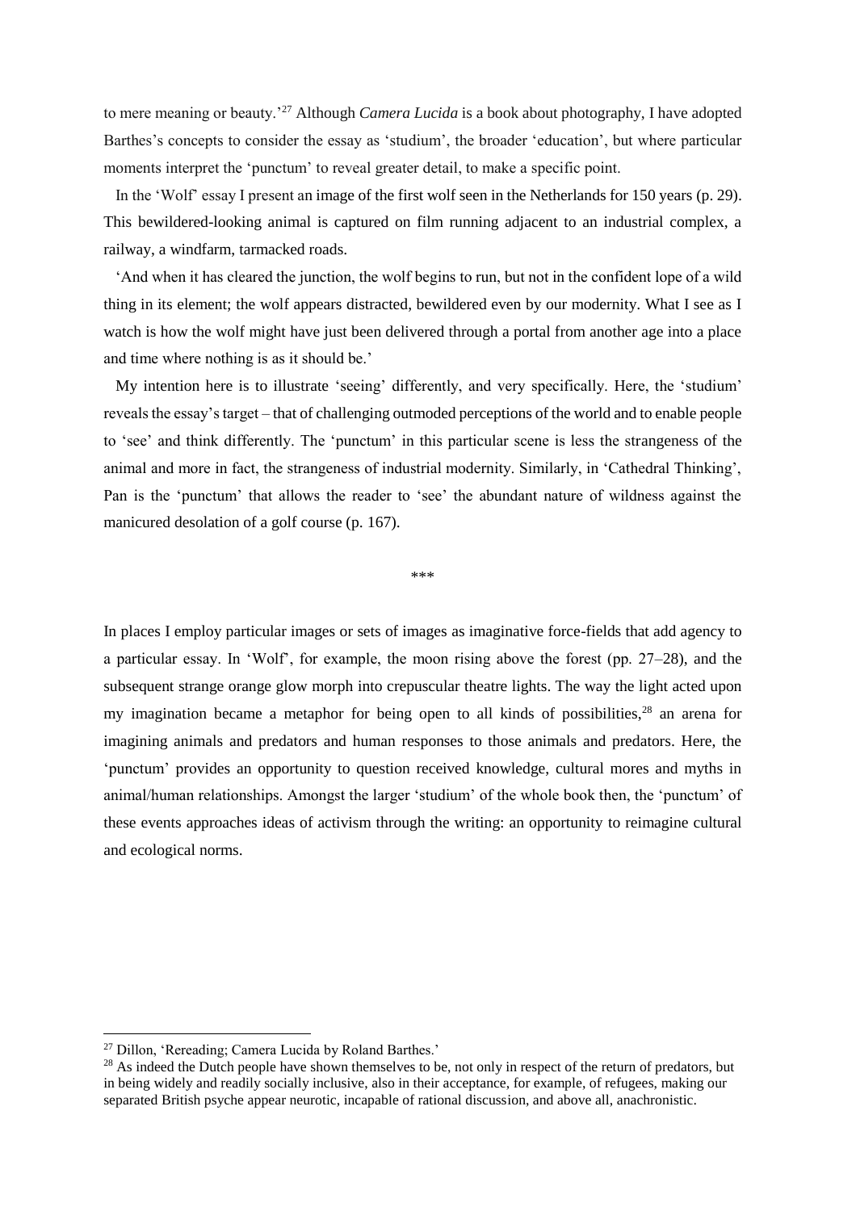to mere meaning or beauty.'[27] Although *Camera Lucida* is a book about photography, I have adopted Barthes's concepts to consider the essay as 'studium', the broader 'education', but where particular moments interpret the 'punctum' to reveal greater detail, to make a specific point.

In the 'Wolf' essay I present an image of the first wolf seen in the Netherlands for 150 years (p. 29). This bewildered-looking animal is captured on film running adjacent to an industrial complex, a railway, a windfarm, tarmacked roads.

'And when it has cleared the junction, the wolf begins to run, but not in the confident lope of a wild thing in its element; the wolf appears distracted, bewildered even by our modernity. What I see as I watch is how the wolf might have just been delivered through a portal from another age into a place and time where nothing is as it should be.'

My intention here is to illustrate 'seeing' differently, and very specifically. Here, the 'studium' reveals the essay's target – that of challenging outmoded perceptions of the world and to enable people to 'see' and think differently. The 'punctum' in this particular scene is less the strangeness of the animal and more in fact, the strangeness of industrial modernity. Similarly, in 'Cathedral Thinking', Pan is the 'punctum' that allows the reader to 'see' the abundant nature of wildness against the manicured desolation of a golf course (p. 167).

\*\*\*

In places I employ particular images or sets of images as imaginative force-fields that add agency to a particular essay. In 'Wolf', for example, the moon rising above the forest (pp. 27–28), and the subsequent strange orange glow morph into crepuscular theatre lights. The way the light acted upon my imagination became a metaphor for being open to all kinds of possibilities,[28] an arena for imagining animals and predators and human responses to those animals and predators. Here, the 'punctum' provides an opportunity to question received knowledge, cultural mores and myths in animal/human relationships. Amongst the larger 'studium' of the whole book then, the 'punctum' of these events approaches ideas of activism through the writing: an opportunity to reimagine cultural and ecological norms.

---

[27] Dillon, 'Rereading; Camera Lucida by Roland Barthes.'

[28] As indeed the Dutch people have shown themselves to be, not only in respect of the return of predators, but in being widely and readily socially inclusive, also in their acceptance, for example, of refugees, making our separated British psyche appear neurotic, incapable of rational discussion, and above all, anachronistic.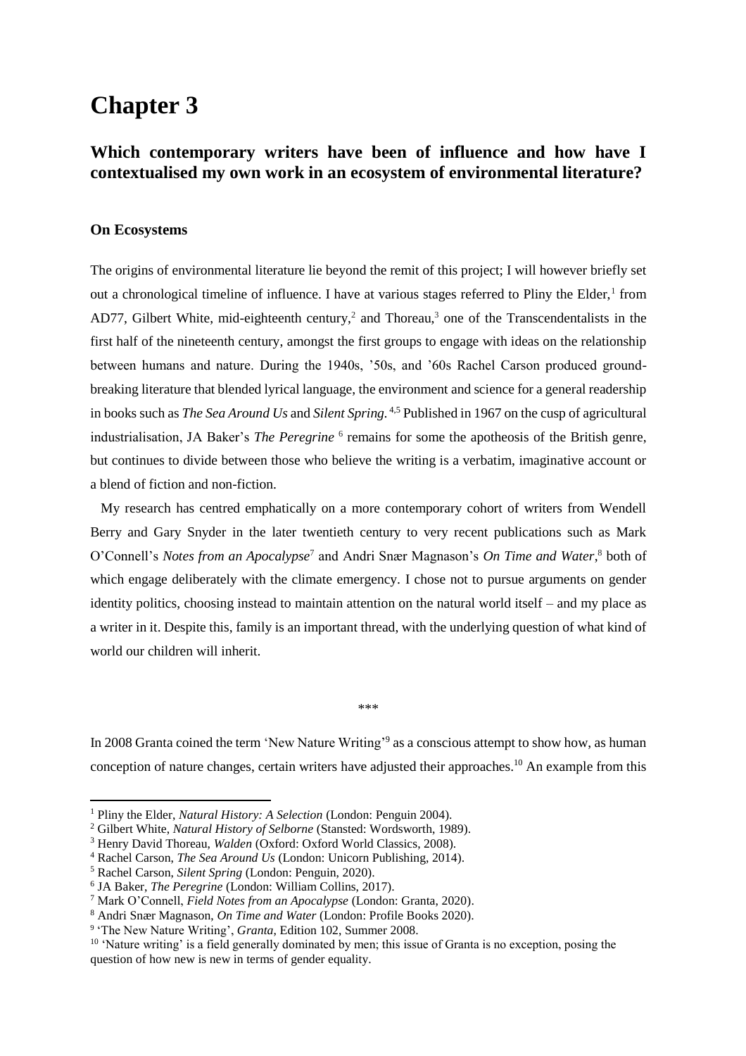# Chapter 3

## Which contemporary writers have been of influence and how have I contextualised my own work in an ecosystem of environmental literature?

### On Ecosystems

The origins of environmental literature lie beyond the remit of this project; I will however briefly set out a chronological timeline of influence. I have at various stages referred to Pliny the Elder,[1] from AD77, Gilbert White, mid-eighteenth century,[2] and Thoreau,[3] one of the Transcendentalists in the first half of the nineteenth century, amongst the first groups to engage with ideas on the relationship between humans and nature. During the 1940s, '50s, and '60s Rachel Carson produced ground-breaking literature that blended lyrical language, the environment and science for a general readership in books such as *The Sea Around Us* and *Silent Spring.*[4,5] Published in 1967 on the cusp of agricultural industrialisation, JA Baker's *The Peregrine*[6] remains for some the apotheosis of the British genre, but continues to divide between those who believe the writing is a verbatim, imaginative account or a blend of fiction and non-fiction.

My research has centred emphatically on a more contemporary cohort of writers from Wendell Berry and Gary Snyder in the later twentieth century to very recent publications such as Mark O'Connell's *Notes from an Apocalypse*[7] and Andri Snær Magnason's *On Time and Water*,[8] both of which engage deliberately with the climate emergency. I chose not to pursue arguments on gender identity politics, choosing instead to maintain attention on the natural world itself – and my place as a writer in it. Despite this, family is an important thread, with the underlying question of what kind of world our children will inherit.

\*\*\*

In 2008 Granta coined the term 'New Nature Writing'[9] as a conscious attempt to show how, as human conception of nature changes, certain writers have adjusted their approaches.[10] An example from this

---

[1] Pliny the Elder, *Natural History: A Selection* (London: Penguin 2004).

[2] Gilbert White, *Natural History of Selborne* (Stansted: Wordsworth, 1989).

[3] Henry David Thoreau, *Walden* (Oxford: Oxford World Classics, 2008).

[4] Rachel Carson, *The Sea Around Us* (London: Unicorn Publishing, 2014).

[5] Rachel Carson, *Silent Spring* (London: Penguin, 2020).

[6] JA Baker, *The Peregrine* (London: William Collins, 2017).

[7] Mark O'Connell, *Field Notes from an Apocalypse* (London: Granta, 2020).

[8] Andri Snær Magnason, *On Time and Water* (London: Profile Books 2020).

[9] 'The New Nature Writing', *Granta*, Edition 102, Summer 2008.

[10] 'Nature writing' is a field generally dominated by men; this issue of Granta is no exception, posing the question of how new is new in terms of gender equality.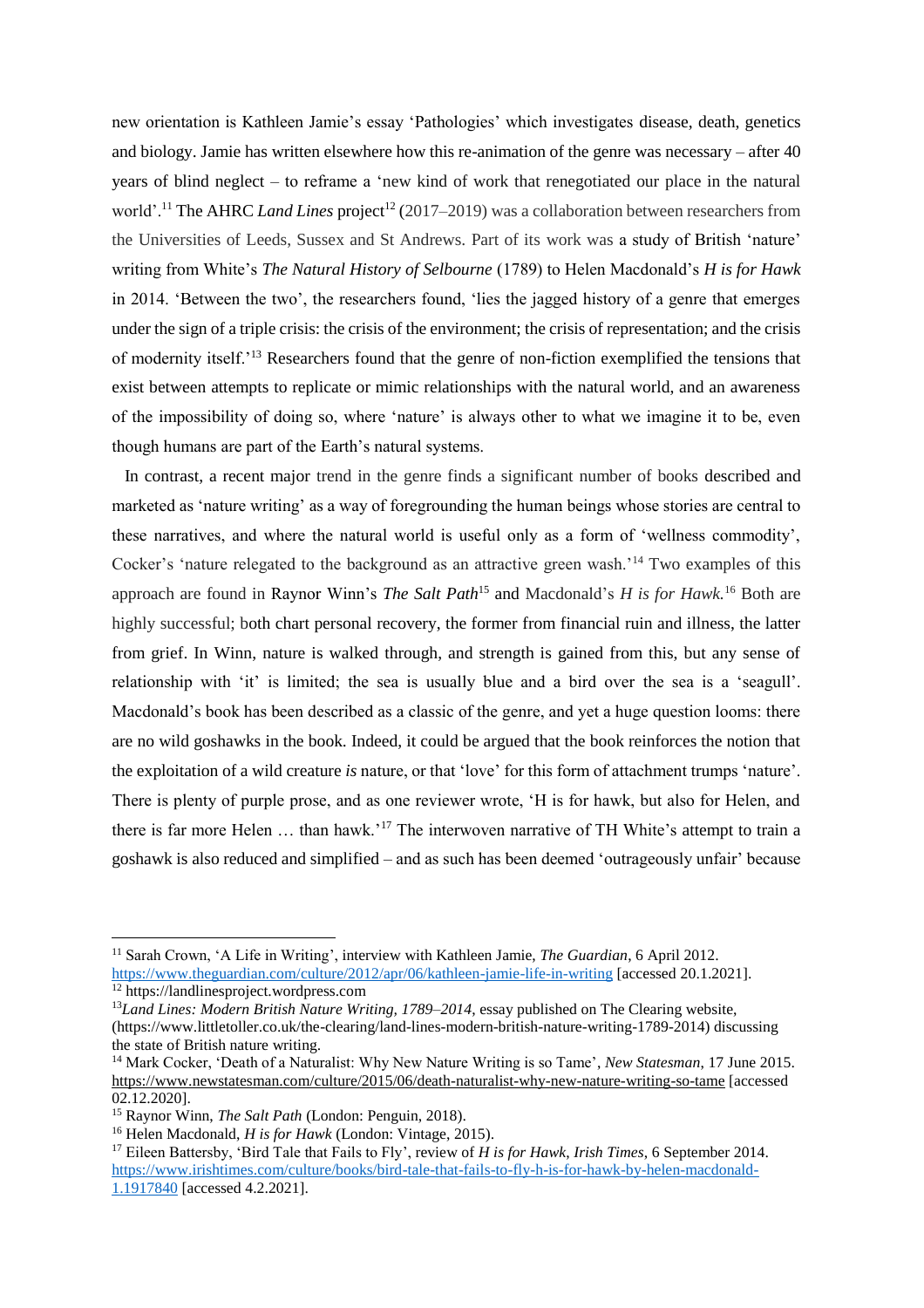new orientation is Kathleen Jamie's essay 'Pathologies' which investigates disease, death, genetics and biology. Jamie has written elsewhere how this re-animation of the genre was necessary – after 40 years of blind neglect – to reframe a 'new kind of work that renegotiated our place in the natural world'.[11] The AHRC *Land Lines* project[12] (2017–2019) was a collaboration between researchers from the Universities of Leeds, Sussex and St Andrews. Part of its work was a study of British 'nature' writing from White's *The Natural History of Selbourne* (1789) to Helen Macdonald's *H is for Hawk* in 2014. 'Between the two', the researchers found, 'lies the jagged history of a genre that emerges under the sign of a triple crisis: the crisis of the environment; the crisis of representation; and the crisis of modernity itself.'[13] Researchers found that the genre of non-fiction exemplified the tensions that exist between attempts to replicate or mimic relationships with the natural world, and an awareness of the impossibility of doing so, where 'nature' is always other to what we imagine it to be, even though humans are part of the Earth's natural systems.

In contrast, a recent major trend in the genre finds a significant number of books described and marketed as 'nature writing' as a way of foregrounding the human beings whose stories are central to these narratives, and where the natural world is useful only as a form of 'wellness commodity', Cocker's 'nature relegated to the background as an attractive green wash.'[14] Two examples of this approach are found in Raynor Winn's *The Salt Path*[15] and Macdonald's *H is for Hawk.*[16] Both are highly successful; both chart personal recovery, the former from financial ruin and illness, the latter from grief. In Winn, nature is walked through, and strength is gained from this, but any sense of relationship with 'it' is limited; the sea is usually blue and a bird over the sea is a 'seagull'. Macdonald's book has been described as a classic of the genre, and yet a huge question looms: there are no wild goshawks in the book. Indeed, it could be argued that the book reinforces the notion that the exploitation of a wild creature *is* nature, or that 'love' for this form of attachment trumps 'nature'. There is plenty of purple prose, and as one reviewer wrote, 'H is for hawk, but also for Helen, and there is far more Helen … than hawk.'[17] The interwoven narrative of TH White's attempt to train a goshawk is also reduced and simplified – and as such has been deemed 'outrageously unfair' because

---

[11] Sarah Crown, 'A Life in Writing', interview with Kathleen Jamie, *The Guardian*, 6 April 2012. https://www.theguardian.com/culture/2012/apr/06/kathleen-jamie-life-in-writing [accessed 20.1.2021].

[12] https://landlinesproject.wordpress.com

[13] *Land Lines: Modern British Nature Writing, 1789–2014*, essay published on The Clearing website, (https://www.littletoller.co.uk/the-clearing/land-lines-modern-british-nature-writing-1789-2014) discussing the state of British nature writing.

[14] Mark Cocker, 'Death of a Naturalist: Why New Nature Writing is so Tame', *New Statesman*, 17 June 2015. https://www.newstatesman.com/culture/2015/06/death-naturalist-why-new-nature-writing-so-tame [accessed 02.12.2020].

[15] Raynor Winn, *The Salt Path* (London: Penguin, 2018).

[16] Helen Macdonald, *H is for Hawk* (London: Vintage, 2015).

[17] Eileen Battersby, 'Bird Tale that Fails to Fly', review of *H is for Hawk*, *Irish Times*, 6 September 2014. https://www.irishtimes.com/culture/books/bird-tale-that-fails-to-fly-h-is-for-hawk-by-helen-macdonald-1.1917840 [accessed 4.2.2021].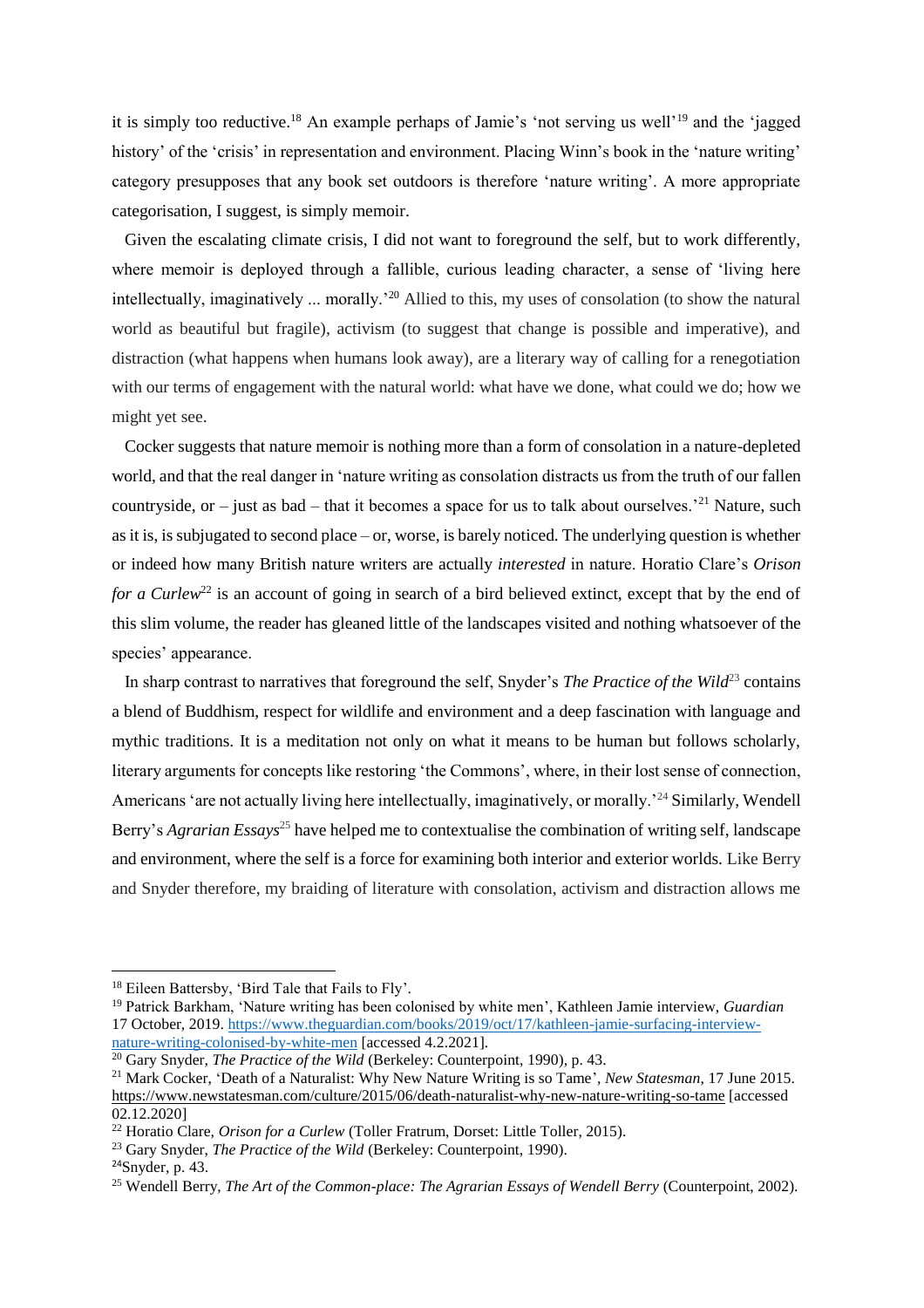it is simply too reductive.[18] An example perhaps of Jamie's 'not serving us well'[19] and the 'jagged history' of the 'crisis' in representation and environment. Placing Winn's book in the 'nature writing' category presupposes that any book set outdoors is therefore 'nature writing'. A more appropriate categorisation, I suggest, is simply memoir.

Given the escalating climate crisis, I did not want to foreground the self, but to work differently, where memoir is deployed through a fallible, curious leading character, a sense of 'living here intellectually, imaginatively ... morally.'[20] Allied to this, my uses of consolation (to show the natural world as beautiful but fragile), activism (to suggest that change is possible and imperative), and distraction (what happens when humans look away), are a literary way of calling for a renegotiation with our terms of engagement with the natural world: what have we done, what could we do; how we might yet see.

Cocker suggests that nature memoir is nothing more than a form of consolation in a nature-depleted world, and that the real danger in 'nature writing as consolation distracts us from the truth of our fallen countryside, or – just as bad – that it becomes a space for us to talk about ourselves.'[21] Nature, such as it is, is subjugated to second place – or, worse, is barely noticed. The underlying question is whether or indeed how many British nature writers are actually *interested* in nature. Horatio Clare's *Orison for a Curlew*[22] is an account of going in search of a bird believed extinct, except that by the end of this slim volume, the reader has gleaned little of the landscapes visited and nothing whatsoever of the species' appearance.

In sharp contrast to narratives that foreground the self, Snyder's *The Practice of the Wild*[23] contains a blend of Buddhism, respect for wildlife and environment and a deep fascination with language and mythic traditions. It is a meditation not only on what it means to be human but follows scholarly, literary arguments for concepts like restoring 'the Commons', where, in their lost sense of connection, Americans 'are not actually living here intellectually, imaginatively, or morally.'[24] Similarly, Wendell Berry's *Agrarian Essays*[25] have helped me to contextualise the combination of writing self, landscape and environment, where the self is a force for examining both interior and exterior worlds. Like Berry and Snyder therefore, my braiding of literature with consolation, activism and distraction allows me

---

[18] Eileen Battersby, 'Bird Tale that Fails to Fly'.

[19] Patrick Barkham, 'Nature writing has been colonised by white men', Kathleen Jamie interview, *Guardian* 17 October, 2019. https://www.theguardian.com/books/2019/oct/17/kathleen-jamie-surfacing-interview-nature-writing-colonised-by-white-men [accessed 4.2.2021].

[20] Gary Snyder, *The Practice of the Wild* (Berkeley: Counterpoint, 1990), p. 43.

[21] Mark Cocker, 'Death of a Naturalist: Why New Nature Writing is so Tame', *New Statesman*, 17 June 2015. https://www.newstatesman.com/culture/2015/06/death-naturalist-why-new-nature-writing-so-tame [accessed 02.12.2020]

[22] Horatio Clare, *Orison for a Curlew* (Toller Fratrum, Dorset: Little Toller, 2015).

[23] Gary Snyder, *The Practice of the Wild* (Berkeley: Counterpoint, 1990).

[24] Snyder, p. 43.

[25] Wendell Berry, *The Art of the Common-place: The Agrarian Essays of Wendell Berry* (Counterpoint, 2002).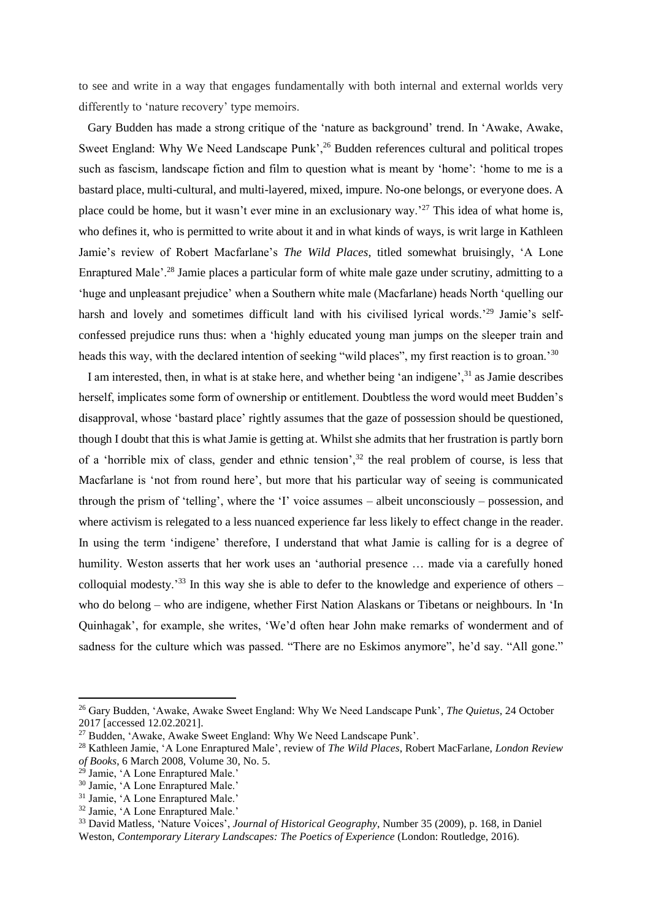to see and write in a way that engages fundamentally with both internal and external worlds very differently to 'nature recovery' type memoirs.

Gary Budden has made a strong critique of the 'nature as background' trend. In 'Awake, Awake, Sweet England: Why We Need Landscape Punk',[26] Budden references cultural and political tropes such as fascism, landscape fiction and film to question what is meant by 'home': 'home to me is a bastard place, multi-cultural, and multi-layered, mixed, impure. No-one belongs, or everyone does. A place could be home, but it wasn't ever mine in an exclusionary way.'[27] This idea of what home is, who defines it, who is permitted to write about it and in what kinds of ways, is writ large in Kathleen Jamie's review of Robert Macfarlane's *The Wild Places,* titled somewhat bruisingly, 'A Lone Enraptured Male'.[28] Jamie places a particular form of white male gaze under scrutiny, admitting to a 'huge and unpleasant prejudice' when a Southern white male (Macfarlane) heads North 'quelling our harsh and lovely and sometimes difficult land with his civilised lyrical words.'[29] Jamie's self-confessed prejudice runs thus: when a 'highly educated young man jumps on the sleeper train and heads this way, with the declared intention of seeking "wild places", my first reaction is to groan.'[30]

I am interested, then, in what is at stake here, and whether being 'an indigene',[31] as Jamie describes herself, implicates some form of ownership or entitlement. Doubtless the word would meet Budden's disapproval, whose 'bastard place' rightly assumes that the gaze of possession should be questioned, though I doubt that this is what Jamie is getting at. Whilst she admits that her frustration is partly born of a 'horrible mix of class, gender and ethnic tension',[32] the real problem of course, is less that Macfarlane is 'not from round here', but more that his particular way of seeing is communicated through the prism of 'telling', where the 'I' voice assumes – albeit unconsciously – possession, and where activism is relegated to a less nuanced experience far less likely to effect change in the reader. In using the term 'indigene' therefore, I understand that what Jamie is calling for is a degree of humility. Weston asserts that her work uses an 'authorial presence … made via a carefully honed colloquial modesty.'[33] In this way she is able to defer to the knowledge and experience of others – who do belong – who are indigene, whether First Nation Alaskans or Tibetans or neighbours. In 'In Quinhagak', for example, she writes, 'We'd often hear John make remarks of wonderment and of sadness for the culture which was passed. "There are no Eskimos anymore", he'd say. "All gone."

---

[26] Gary Budden, 'Awake, Awake Sweet England: Why We Need Landscape Punk', *The Quietus,* 24 October 2017 [accessed 12.02.2021].

[27] Budden, 'Awake, Awake Sweet England: Why We Need Landscape Punk'.

[28] Kathleen Jamie, 'A Lone Enraptured Male', review of *The Wild Places*, Robert MacFarlane, *London Review of Books*, 6 March 2008, Volume 30, No. 5.

[29] Jamie, 'A Lone Enraptured Male.'

[30] Jamie, 'A Lone Enraptured Male.'

[31] Jamie, 'A Lone Enraptured Male.'

[32] Jamie, 'A Lone Enraptured Male.'

[33] David Matless, 'Nature Voices', *Journal of Historical Geography*, Number 35 (2009), p. 168, in Daniel Weston, *Contemporary Literary Landscapes: The Poetics of Experience* (London: Routledge, 2016).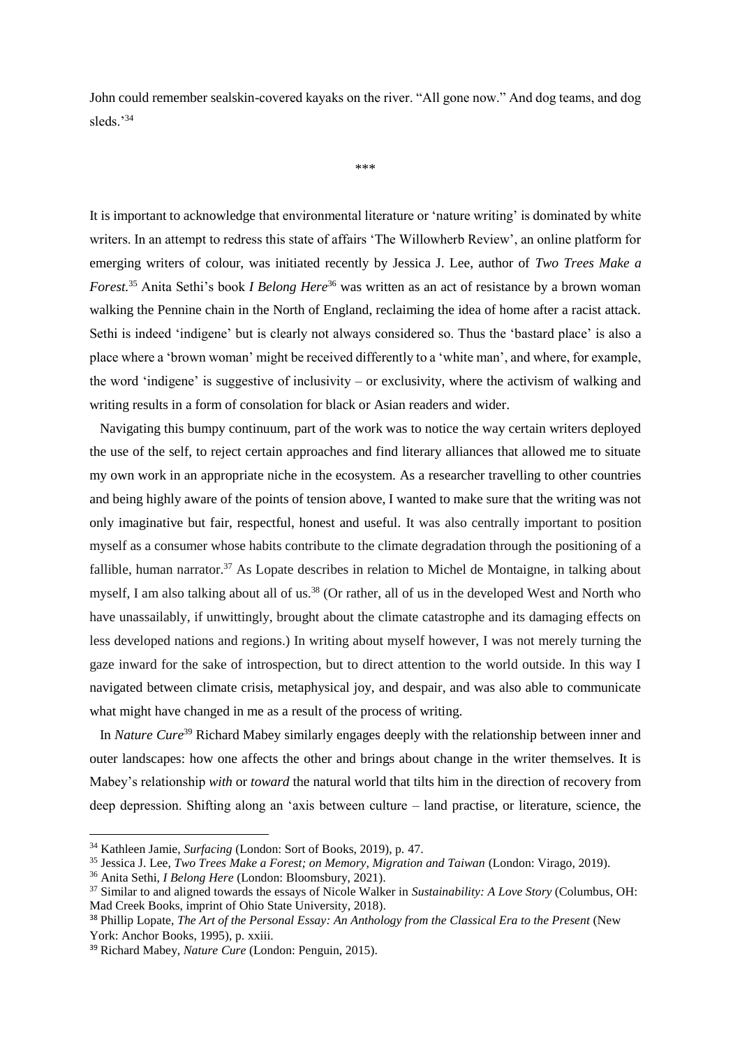John could remember sealskin-covered kayaks on the river. "All gone now." And dog teams, and dog sleds.'[34]

\*\*\*

It is important to acknowledge that environmental literature or 'nature writing' is dominated by white writers. In an attempt to redress this state of affairs 'The Willowherb Review', an online platform for emerging writers of colour, was initiated recently by Jessica J. Lee, author of *Two Trees Make a Forest.*[35] Anita Sethi's book *I Belong Here*[36] was written as an act of resistance by a brown woman walking the Pennine chain in the North of England, reclaiming the idea of home after a racist attack. Sethi is indeed 'indigene' but is clearly not always considered so. Thus the 'bastard place' is also a place where a 'brown woman' might be received differently to a 'white man', and where, for example, the word 'indigene' is suggestive of inclusivity – or exclusivity, where the activism of walking and writing results in a form of consolation for black or Asian readers and wider.

Navigating this bumpy continuum, part of the work was to notice the way certain writers deployed the use of the self, to reject certain approaches and find literary alliances that allowed me to situate my own work in an appropriate niche in the ecosystem. As a researcher travelling to other countries and being highly aware of the points of tension above, I wanted to make sure that the writing was not only imaginative but fair, respectful, honest and useful. It was also centrally important to position myself as a consumer whose habits contribute to the climate degradation through the positioning of a fallible, human narrator.[37] As Lopate describes in relation to Michel de Montaigne, in talking about myself, I am also talking about all of us.[38] (Or rather, all of us in the developed West and North who have unassailably, if unwittingly, brought about the climate catastrophe and its damaging effects on less developed nations and regions.) In writing about myself however, I was not merely turning the gaze inward for the sake of introspection, but to direct attention to the world outside. In this way I navigated between climate crisis, metaphysical joy, and despair, and was also able to communicate what might have changed in me as a result of the process of writing.

In *Nature Cure*[39] Richard Mabey similarly engages deeply with the relationship between inner and outer landscapes: how one affects the other and brings about change in the writer themselves. It is Mabey's relationship *with* or *toward* the natural world that tilts him in the direction of recovery from deep depression. Shifting along an 'axis between culture – land practise, or literature, science, the

---

[34] Kathleen Jamie, *Surfacing* (London: Sort of Books, 2019), p. 47.

[35] Jessica J. Lee, *Two Trees Make a Forest; on Memory, Migration and Taiwan* (London: Virago, 2019).

[36] Anita Sethi, *I Belong Here* (London: Bloomsbury, 2021).

[37] Similar to and aligned towards the essays of Nicole Walker in *Sustainability: A Love Story* (Columbus, OH: Mad Creek Books, imprint of Ohio State University, 2018).

[38] Phillip Lopate, *The Art of the Personal Essay: An Anthology from the Classical Era to the Present* (New York: Anchor Books, 1995), p. xxiii.

[39] Richard Mabey, *Nature Cure* (London: Penguin, 2015).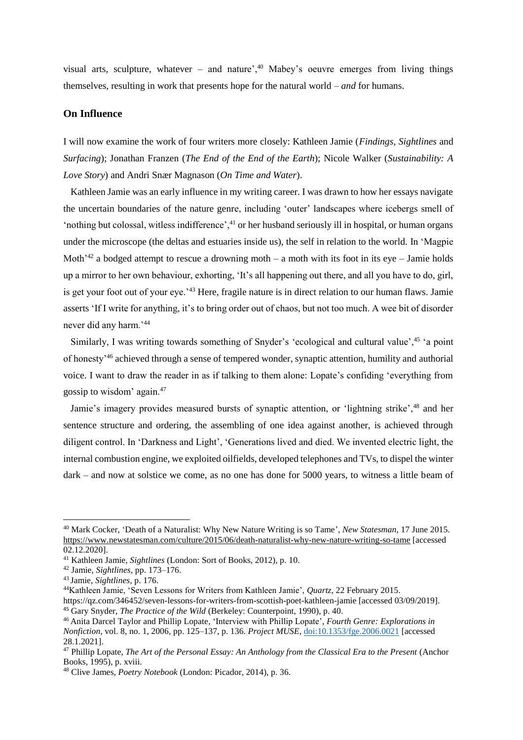visual arts, sculpture, whatever – and nature',[40] Mabey's oeuvre emerges from living things themselves, resulting in work that presents hope for the natural world – *and* for humans.

## On Influence

I will now examine the work of four writers more closely: Kathleen Jamie (*Findings*, *Sightlines* and *Surfacing*); Jonathan Franzen (*The End of the End of the Earth*); Nicole Walker (*Sustainability: A Love Story*) and Andri Snær Magnason (*On Time and Water*).

Kathleen Jamie was an early influence in my writing career. I was drawn to how her essays navigate the uncertain boundaries of the nature genre, including 'outer' landscapes where icebergs smell of 'nothing but colossal, witless indifference',[41] or her husband seriously ill in hospital, or human organs under the microscope (the deltas and estuaries inside us), the self in relation to the world. In 'Magpie Moth'[42] a bodged attempt to rescue a drowning moth – a moth with its foot in its eye – Jamie holds up a mirror to her own behaviour, exhorting, 'It's all happening out there, and all you have to do, girl, is get your foot out of your eye.'[43] Here, fragile nature is in direct relation to our human flaws. Jamie asserts 'If I write for anything, it's to bring order out of chaos, but not too much. A wee bit of disorder never did any harm.'[44]

Similarly, I was writing towards something of Snyder's 'ecological and cultural value',[45] 'a point of honesty'[46] achieved through a sense of tempered wonder, synaptic attention, humility and authorial voice. I want to draw the reader in as if talking to them alone: Lopate's confiding 'everything from gossip to wisdom' again.[47]

Jamie's imagery provides measured bursts of synaptic attention, or 'lightning strike',[48] and her sentence structure and ordering, the assembling of one idea against another, is achieved through diligent control. In 'Darkness and Light', 'Generations lived and died. We invented electric light, the internal combustion engine, we exploited oilfields, developed telephones and TVs, to dispel the winter dark – and now at solstice we come, as no one has done for 5000 years, to witness a little beam of

---

[40] Mark Cocker, 'Death of a Naturalist: Why New Nature Writing is so Tame', *New Statesman*, 17 June 2015. https://www.newstatesman.com/culture/2015/06/death-naturalist-why-new-nature-writing-so-tame [accessed 02.12.2020].

[41] Kathleen Jamie, *Sightlines* (London: Sort of Books, 2012), p. 10.

[42] Jamie, *Sightlines*, pp. 173–176.

[43] Jamie, *Sightlines*, p. 176.

[44] Kathleen Jamie, 'Seven Lessons for Writers from Kathleen Jamie', *Quartz*, 22 February 2015. https://qz.com/346452/seven-lessons-for-writers-from-scottish-poet-kathleen-jamie [accessed 03/09/2019].

[45] Gary Snyder, *The Practice of the Wild* (Berkeley: Counterpoint, 1990), p. 40.

[46] Anita Darcel Taylor and Phillip Lopate, 'Interview with Phillip Lopate', *Fourth Genre: Explorations in Nonfiction*, vol. 8, no. 1, 2006, pp. 125–137, p. 136. *Project MUSE*, doi:10.1353/fge.2006.0021 [accessed 28.1.2021].

[47] Phillip Lopate, *The Art of the Personal Essay: An Anthology from the Classical Era to the Present* (Anchor Books, 1995), p. xviii.

[48] Clive James, *Poetry Notebook* (London: Picador, 2014), p. 36.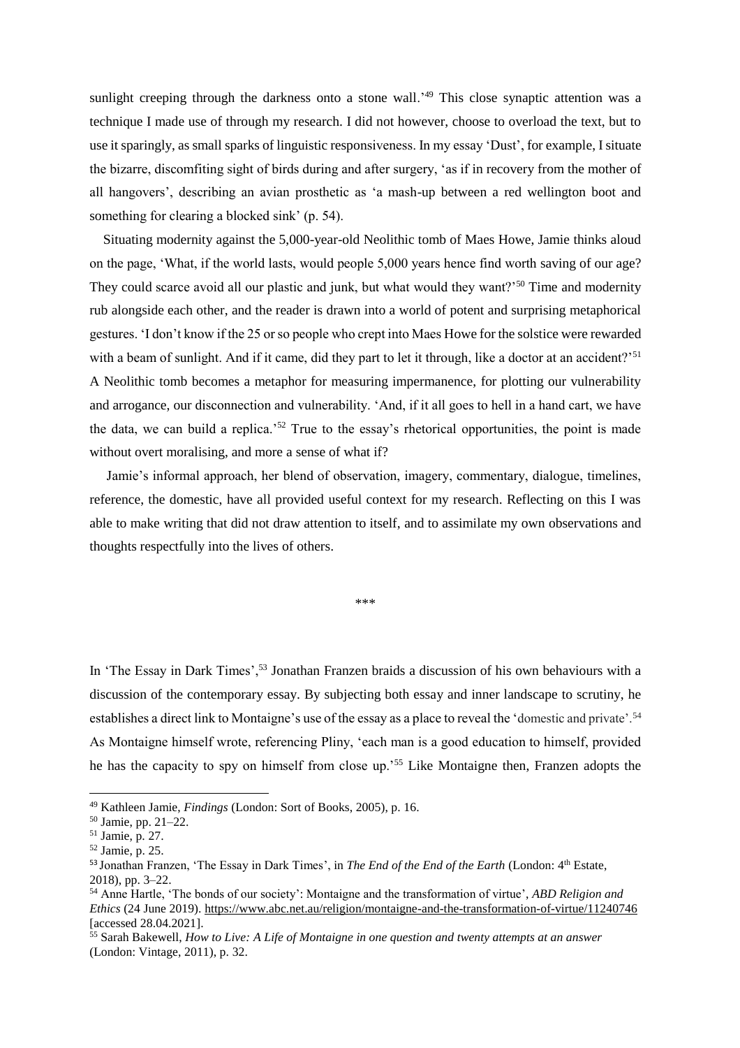sunlight creeping through the darkness onto a stone wall.'[49] This close synaptic attention was a technique I made use of through my research. I did not however, choose to overload the text, but to use it sparingly, as small sparks of linguistic responsiveness. In my essay 'Dust', for example, I situate the bizarre, discomfiting sight of birds during and after surgery, 'as if in recovery from the mother of all hangovers', describing an avian prosthetic as 'a mash-up between a red wellington boot and something for clearing a blocked sink' (p. 54).

Situating modernity against the 5,000-year-old Neolithic tomb of Maes Howe, Jamie thinks aloud on the page, 'What, if the world lasts, would people 5,000 years hence find worth saving of our age? They could scarce avoid all our plastic and junk, but what would they want?'[50] Time and modernity rub alongside each other, and the reader is drawn into a world of potent and surprising metaphorical gestures. 'I don't know if the 25 or so people who crept into Maes Howe for the solstice were rewarded with a beam of sunlight. And if it came, did they part to let it through, like a doctor at an accident?'[51] A Neolithic tomb becomes a metaphor for measuring impermanence, for plotting our vulnerability and arrogance, our disconnection and vulnerability. 'And, if it all goes to hell in a hand cart, we have the data, we can build a replica.'[52] True to the essay's rhetorical opportunities, the point is made without overt moralising, and more a sense of what if?

Jamie's informal approach, her blend of observation, imagery, commentary, dialogue, timelines, reference, the domestic, have all provided useful context for my research. Reflecting on this I was able to make writing that did not draw attention to itself, and to assimilate my own observations and thoughts respectfully into the lives of others.

\*\*\*

In 'The Essay in Dark Times',[53] Jonathan Franzen braids a discussion of his own behaviours with a discussion of the contemporary essay. By subjecting both essay and inner landscape to scrutiny, he establishes a direct link to Montaigne's use of the essay as a place to reveal the 'domestic and private'.[54] As Montaigne himself wrote, referencing Pliny, 'each man is a good education to himself, provided he has the capacity to spy on himself from close up.'[55] Like Montaigne then, Franzen adopts the

---

[49] Kathleen Jamie, *Findings* (London: Sort of Books, 2005), p. 16.

[50] Jamie, pp. 21–22.

[51] Jamie, p. 27.

[52] Jamie, p. 25.

[53] Jonathan Franzen, 'The Essay in Dark Times', in *The End of the End of the Earth* (London: 4th Estate, 2018), pp. 3–22.

[54] Anne Hartle, 'The bonds of our society': Montaigne and the transformation of virtue', *ABD Religion and Ethics* (24 June 2019). https://www.abc.net.au/religion/montaigne-and-the-transformation-of-virtue/11240746 [accessed 28.04.2021].

[55] Sarah Bakewell, *How to Live: A Life of Montaigne in one question and twenty attempts at an answer* (London: Vintage, 2011), p. 32.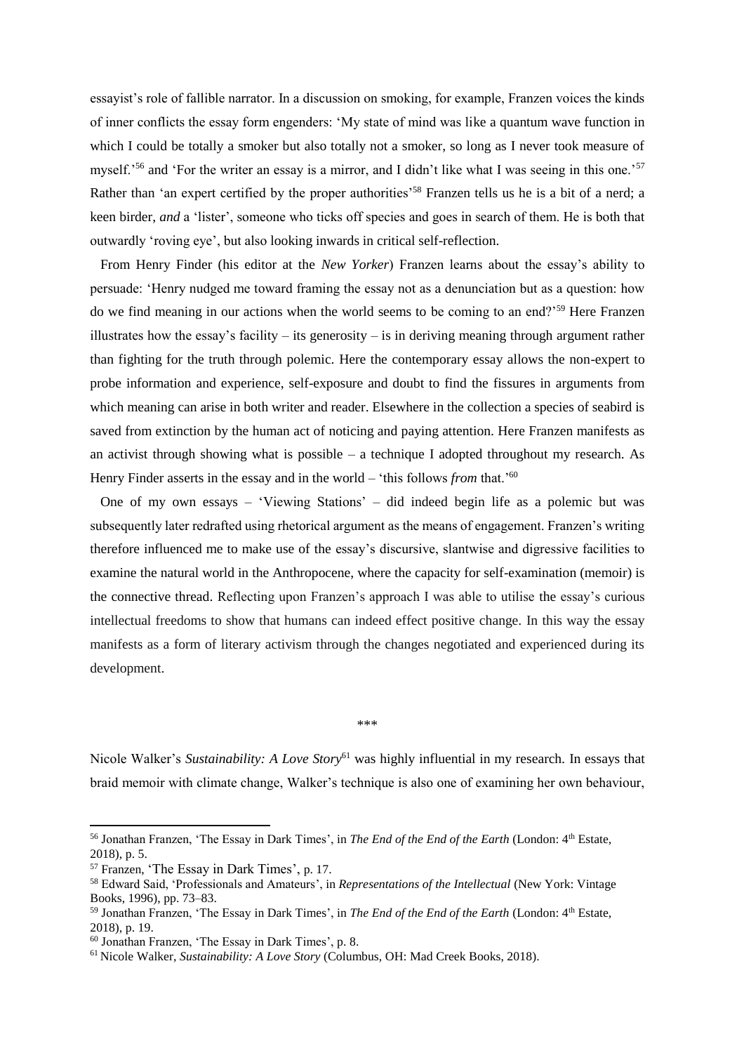essayist's role of fallible narrator. In a discussion on smoking, for example, Franzen voices the kinds of inner conflicts the essay form engenders: 'My state of mind was like a quantum wave function in which I could be totally a smoker but also totally not a smoker, so long as I never took measure of myself.'[56] and 'For the writer an essay is a mirror, and I didn't like what I was seeing in this one.'[57] Rather than 'an expert certified by the proper authorities'[58] Franzen tells us he is a bit of a nerd; a keen birder, *and* a 'lister', someone who ticks off species and goes in search of them. He is both that outwardly 'roving eye', but also looking inwards in critical self-reflection.

From Henry Finder (his editor at the *New Yorker*) Franzen learns about the essay's ability to persuade: 'Henry nudged me toward framing the essay not as a denunciation but as a question: how do we find meaning in our actions when the world seems to be coming to an end?'[59] Here Franzen illustrates how the essay's facility – its generosity – is in deriving meaning through argument rather than fighting for the truth through polemic. Here the contemporary essay allows the non-expert to probe information and experience, self-exposure and doubt to find the fissures in arguments from which meaning can arise in both writer and reader. Elsewhere in the collection a species of seabird is saved from extinction by the human act of noticing and paying attention. Here Franzen manifests as an activist through showing what is possible – a technique I adopted throughout my research. As Henry Finder asserts in the essay and in the world – 'this follows *from* that.'[60]

One of my own essays – 'Viewing Stations' – did indeed begin life as a polemic but was subsequently later redrafted using rhetorical argument as the means of engagement. Franzen's writing therefore influenced me to make use of the essay's discursive, slantwise and digressive facilities to examine the natural world in the Anthropocene, where the capacity for self-examination (memoir) is the connective thread. Reflecting upon Franzen's approach I was able to utilise the essay's curious intellectual freedoms to show that humans can indeed effect positive change. In this way the essay manifests as a form of literary activism through the changes negotiated and experienced during its development.

\*\*\*

Nicole Walker's *Sustainability: A Love Story*[61] was highly influential in my research. In essays that braid memoir with climate change, Walker's technique is also one of examining her own behaviour,

---

[56] Jonathan Franzen, 'The Essay in Dark Times', in *The End of the End of the Earth* (London: 4th Estate, 2018), p. 5.

[57] Franzen, 'The Essay in Dark Times', p. 17.

[58] Edward Said, 'Professionals and Amateurs', in *Representations of the Intellectual* (New York: Vintage Books, 1996), pp. 73–83.

[59] Jonathan Franzen, 'The Essay in Dark Times', in *The End of the End of the Earth* (London: 4th Estate, 2018), p. 19.

[60] Jonathan Franzen, 'The Essay in Dark Times', p. 8.

[61] Nicole Walker, *Sustainability: A Love Story* (Columbus, OH: Mad Creek Books, 2018).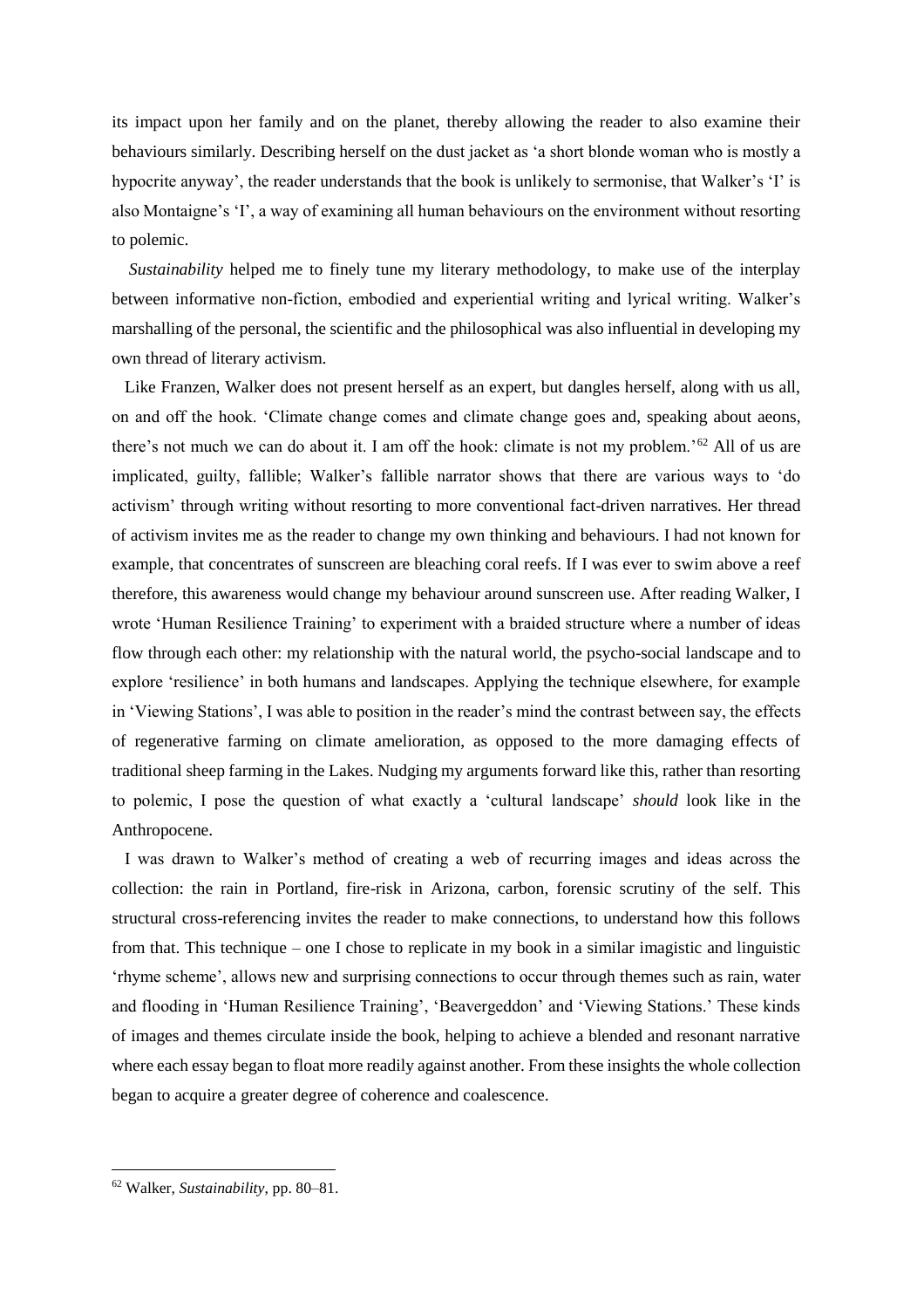its impact upon her family and on the planet, thereby allowing the reader to also examine their behaviours similarly. Describing herself on the dust jacket as 'a short blonde woman who is mostly a hypocrite anyway', the reader understands that the book is unlikely to sermonise, that Walker's 'I' is also Montaigne's 'I', a way of examining all human behaviours on the environment without resorting to polemic.

*Sustainability* helped me to finely tune my literary methodology, to make use of the interplay between informative non-fiction, embodied and experiential writing and lyrical writing. Walker's marshalling of the personal, the scientific and the philosophical was also influential in developing my own thread of literary activism.

Like Franzen, Walker does not present herself as an expert, but dangles herself, along with us all, on and off the hook. 'Climate change comes and climate change goes and, speaking about aeons, there's not much we can do about it. I am off the hook: climate is not my problem.'[62] All of us are implicated, guilty, fallible; Walker's fallible narrator shows that there are various ways to 'do activism' through writing without resorting to more conventional fact-driven narratives. Her thread of activism invites me as the reader to change my own thinking and behaviours. I had not known for example, that concentrates of sunscreen are bleaching coral reefs. If I was ever to swim above a reef therefore, this awareness would change my behaviour around sunscreen use. After reading Walker, I wrote 'Human Resilience Training' to experiment with a braided structure where a number of ideas flow through each other: my relationship with the natural world, the psycho-social landscape and to explore 'resilience' in both humans and landscapes. Applying the technique elsewhere, for example in 'Viewing Stations', I was able to position in the reader's mind the contrast between say, the effects of regenerative farming on climate amelioration, as opposed to the more damaging effects of traditional sheep farming in the Lakes. Nudging my arguments forward like this, rather than resorting to polemic, I pose the question of what exactly a 'cultural landscape' *should* look like in the Anthropocene.

I was drawn to Walker's method of creating a web of recurring images and ideas across the collection: the rain in Portland, fire-risk in Arizona, carbon, forensic scrutiny of the self. This structural cross-referencing invites the reader to make connections, to understand how this follows from that. This technique – one I chose to replicate in my book in a similar imagistic and linguistic 'rhyme scheme', allows new and surprising connections to occur through themes such as rain, water and flooding in 'Human Resilience Training', 'Beavergeddon' and 'Viewing Stations.' These kinds of images and themes circulate inside the book, helping to achieve a blended and resonant narrative where each essay began to float more readily against another. From these insights the whole collection began to acquire a greater degree of coherence and coalescence.

---

[62] Walker, *Sustainability*, pp. 80–81.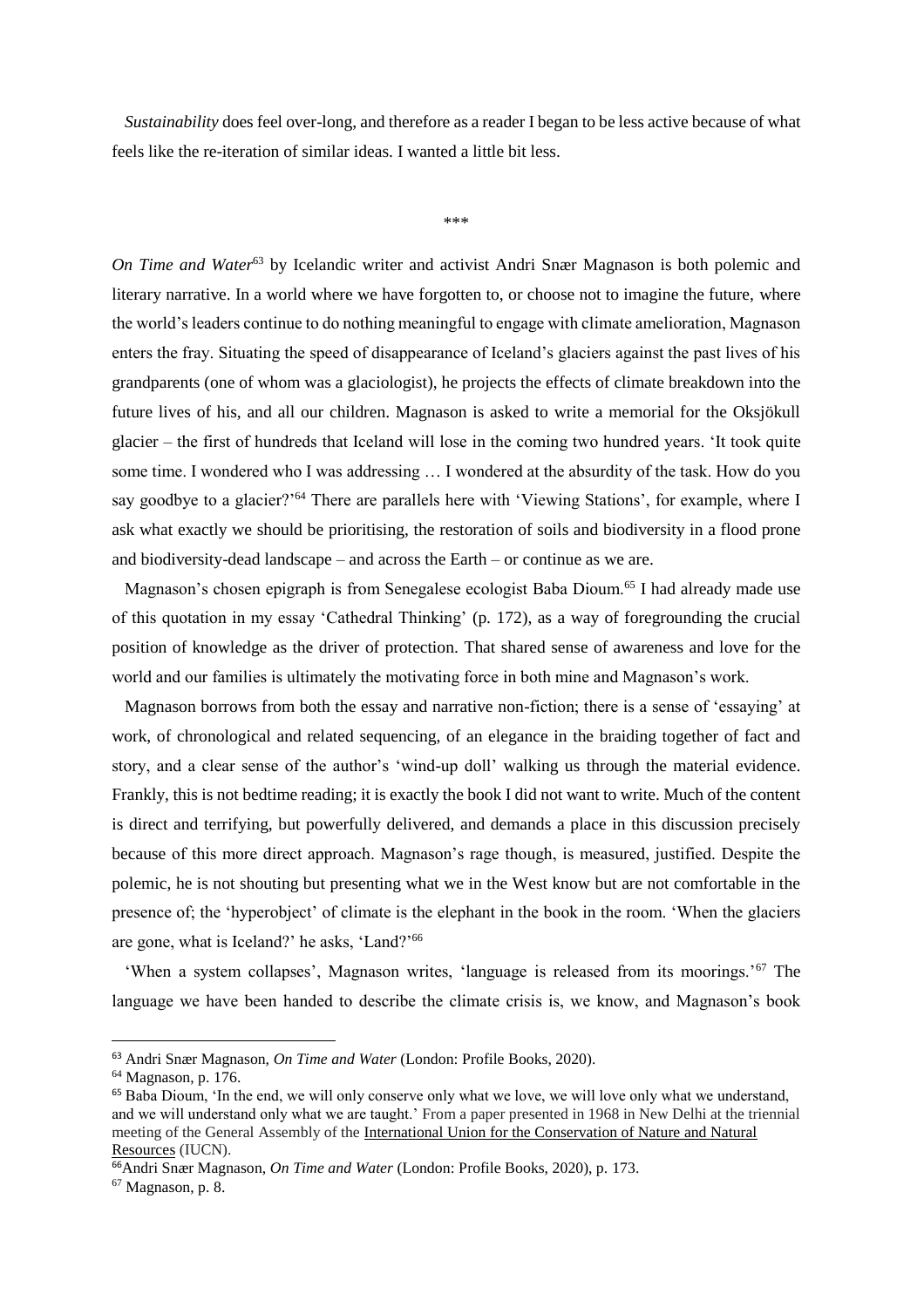*Sustainability* does feel over-long, and therefore as a reader I began to be less active because of what feels like the re-iteration of similar ideas. I wanted a little bit less.

\*\*\*

*On Time and Water*[63] by Icelandic writer and activist Andri Snær Magnason is both polemic and literary narrative. In a world where we have forgotten to, or choose not to imagine the future, where the world's leaders continue to do nothing meaningful to engage with climate amelioration, Magnason enters the fray. Situating the speed of disappearance of Iceland's glaciers against the past lives of his grandparents (one of whom was a glaciologist), he projects the effects of climate breakdown into the future lives of his, and all our children. Magnason is asked to write a memorial for the Oksjökull glacier – the first of hundreds that Iceland will lose in the coming two hundred years. 'It took quite some time. I wondered who I was addressing … I wondered at the absurdity of the task. How do you say goodbye to a glacier?'[64] There are parallels here with 'Viewing Stations', for example, where I ask what exactly we should be prioritising, the restoration of soils and biodiversity in a flood prone and biodiversity-dead landscape – and across the Earth – or continue as we are.

Magnason's chosen epigraph is from Senegalese ecologist Baba Dioum.[65] I had already made use of this quotation in my essay 'Cathedral Thinking' (p. 172), as a way of foregrounding the crucial position of knowledge as the driver of protection. That shared sense of awareness and love for the world and our families is ultimately the motivating force in both mine and Magnason's work.

Magnason borrows from both the essay and narrative non-fiction; there is a sense of 'essaying' at work, of chronological and related sequencing, of an elegance in the braiding together of fact and story, and a clear sense of the author's 'wind-up doll' walking us through the material evidence. Frankly, this is not bedtime reading; it is exactly the book I did not want to write. Much of the content is direct and terrifying, but powerfully delivered, and demands a place in this discussion precisely because of this more direct approach. Magnason's rage though, is measured, justified. Despite the polemic, he is not shouting but presenting what we in the West know but are not comfortable in the presence of; the 'hyperobject' of climate is the elephant in the book in the room. 'When the glaciers are gone, what is Iceland?' he asks, 'Land?'[66]

'When a system collapses', Magnason writes, 'language is released from its moorings.'[67] The language we have been handed to describe the climate crisis is, we know, and Magnason's book

---

[63] Andri Snær Magnason, *On Time and Water* (London: Profile Books, 2020).

[64] Magnason, p. 176.

[65] Baba Dioum, 'In the end, we will only conserve only what we love, we will love only what we understand, and we will understand only what we are taught.' From a paper presented in 1968 in New Delhi at the triennial meeting of the General Assembly of the International Union for the Conservation of Nature and Natural Resources (IUCN).

[66] Andri Snær Magnason, *On Time and Water* (London: Profile Books, 2020), p. 173.

[67] Magnason, p. 8.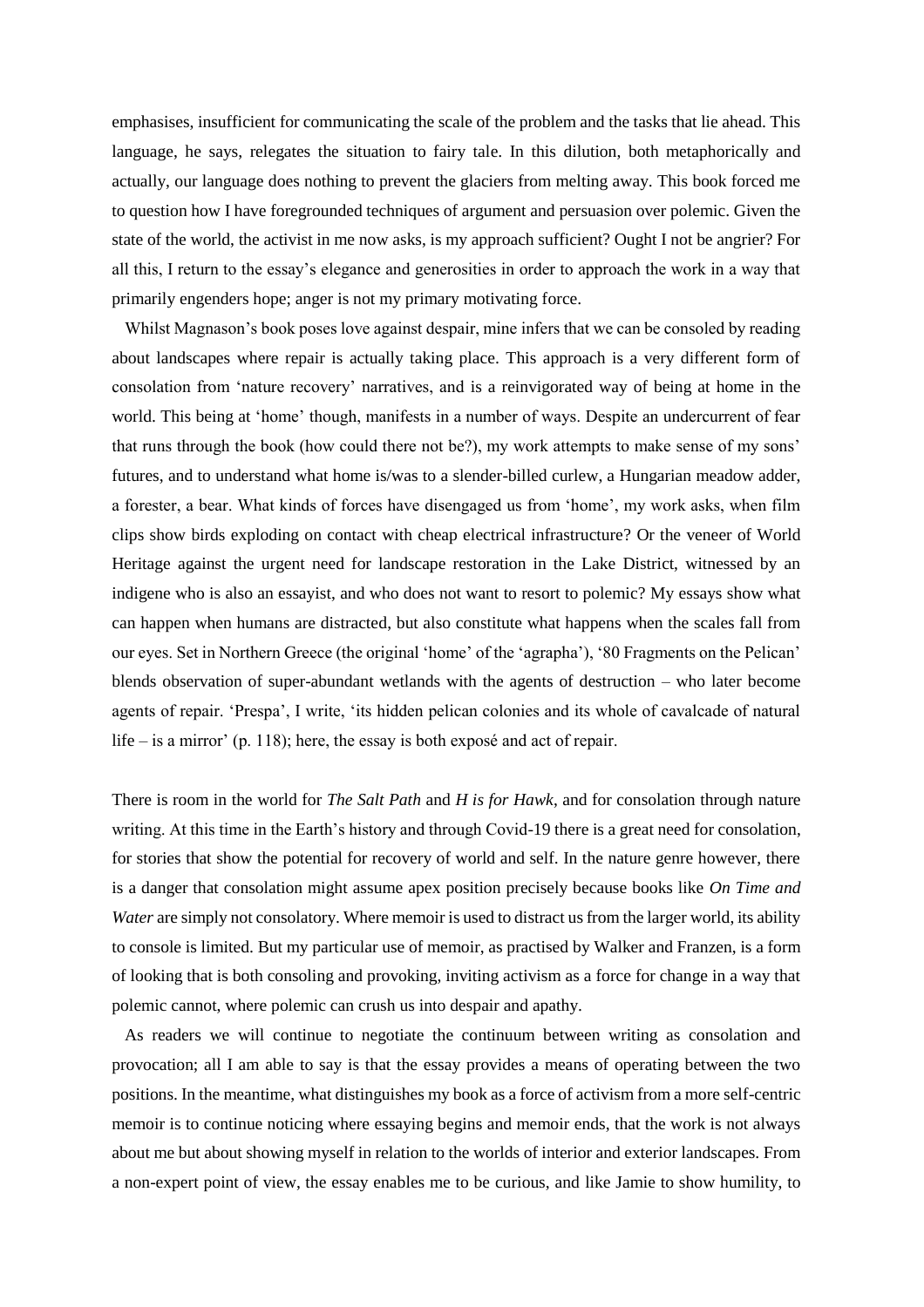emphasises, insufficient for communicating the scale of the problem and the tasks that lie ahead. This language, he says, relegates the situation to fairy tale. In this dilution, both metaphorically and actually, our language does nothing to prevent the glaciers from melting away. This book forced me to question how I have foregrounded techniques of argument and persuasion over polemic. Given the state of the world, the activist in me now asks, is my approach sufficient? Ought I not be angrier? For all this, I return to the essay's elegance and generosities in order to approach the work in a way that primarily engenders hope; anger is not my primary motivating force.

Whilst Magnason's book poses love against despair, mine infers that we can be consoled by reading about landscapes where repair is actually taking place. This approach is a very different form of consolation from 'nature recovery' narratives, and is a reinvigorated way of being at home in the world. This being at 'home' though, manifests in a number of ways. Despite an undercurrent of fear that runs through the book (how could there not be?), my work attempts to make sense of my sons' futures, and to understand what home is/was to a slender-billed curlew, a Hungarian meadow adder, a forester, a bear. What kinds of forces have disengaged us from 'home', my work asks, when film clips show birds exploding on contact with cheap electrical infrastructure? Or the veneer of World Heritage against the urgent need for landscape restoration in the Lake District, witnessed by an indigene who is also an essayist, and who does not want to resort to polemic? My essays show what can happen when humans are distracted, but also constitute what happens when the scales fall from our eyes. Set in Northern Greece (the original 'home' of the 'agrapha'), '80 Fragments on the Pelican' blends observation of super-abundant wetlands with the agents of destruction – who later become agents of repair. 'Prespa', I write, 'its hidden pelican colonies and its whole of cavalcade of natural life – is a mirror' (p. 118); here, the essay is both exposé and act of repair.

There is room in the world for *The Salt Path* and *H is for Hawk*, and for consolation through nature writing. At this time in the Earth's history and through Covid-19 there is a great need for consolation, for stories that show the potential for recovery of world and self. In the nature genre however, there is a danger that consolation might assume apex position precisely because books like *On Time and Water* are simply not consolatory. Where memoir is used to distract us from the larger world, its ability to console is limited. But my particular use of memoir, as practised by Walker and Franzen, is a form of looking that is both consoling and provoking, inviting activism as a force for change in a way that polemic cannot, where polemic can crush us into despair and apathy.

As readers we will continue to negotiate the continuum between writing as consolation and provocation; all I am able to say is that the essay provides a means of operating between the two positions. In the meantime, what distinguishes my book as a force of activism from a more self-centric memoir is to continue noticing where essaying begins and memoir ends, that the work is not always about me but about showing myself in relation to the worlds of interior and exterior landscapes. From a non-expert point of view, the essay enables me to be curious, and like Jamie to show humility, to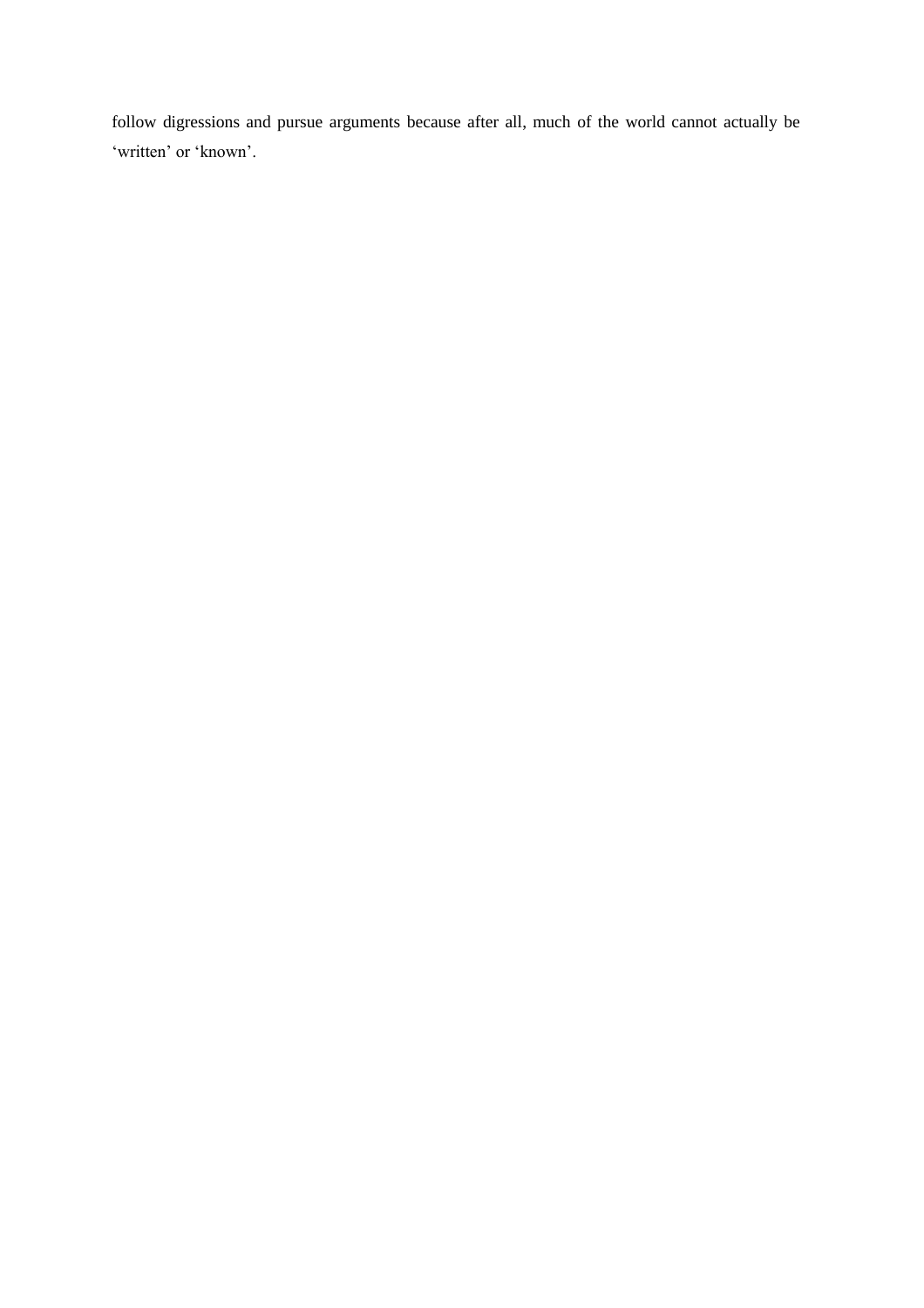follow digressions and pursue arguments because after all, much of the world cannot actually be ‘written’ or ‘known’.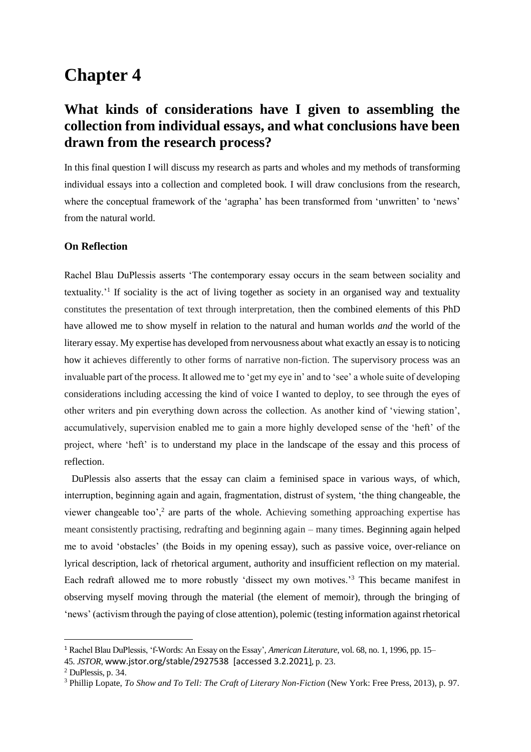# Chapter 4

## What kinds of considerations have I given to assembling the collection from individual essays, and what conclusions have been drawn from the research process?

In this final question I will discuss my research as parts and wholes and my methods of transforming individual essays into a collection and completed book. I will draw conclusions from the research, where the conceptual framework of the 'agrapha' has been transformed from 'unwritten' to 'news' from the natural world.

### On Reflection

Rachel Blau DuPlessis asserts 'The contemporary essay occurs in the seam between sociality and textuality.'[1] If sociality is the act of living together as society in an organised way and textuality constitutes the presentation of text through interpretation, then the combined elements of this PhD have allowed me to show myself in relation to the natural and human worlds *and* the world of the literary essay. My expertise has developed from nervousness about what exactly an essay is to noticing how it achieves differently to other forms of narrative non-fiction. The supervisory process was an invaluable part of the process. It allowed me to 'get my eye in' and to 'see' a whole suite of developing considerations including accessing the kind of voice I wanted to deploy, to see through the eyes of other writers and pin everything down across the collection. As another kind of 'viewing station', accumulatively, supervision enabled me to gain a more highly developed sense of the 'heft' of the project, where 'heft' is to understand my place in the landscape of the essay and this process of reflection.

DuPlessis also asserts that the essay can claim a feminised space in various ways, of which, interruption, beginning again and again, fragmentation, distrust of system, 'the thing changeable, the viewer changeable too',[2] are parts of the whole. Achieving something approaching expertise has meant consistently practising, redrafting and beginning again – many times. Beginning again helped me to avoid 'obstacles' (the Boids in my opening essay), such as passive voice, over-reliance on lyrical description, lack of rhetorical argument, authority and insufficient reflection on my material. Each redraft allowed me to more robustly 'dissect my own motives.'[3] This became manifest in observing myself moving through the material (the element of memoir), through the bringing of 'news' (activism through the paying of close attention), polemic (testing information against rhetorical

---

[1] Rachel Blau DuPlessis, 'f-Words: An Essay on the Essay', *American Literature*, vol. 68, no. 1, 1996, pp. 15–45. *JSTOR*, www.jstor.org/stable/2927538 [accessed 3.2.2021], p. 23.

[2] DuPlessis, p. 34.

[3] Phillip Lopate, *To Show and To Tell: The Craft of Literary Non-Fiction* (New York: Free Press, 2013), p. 97.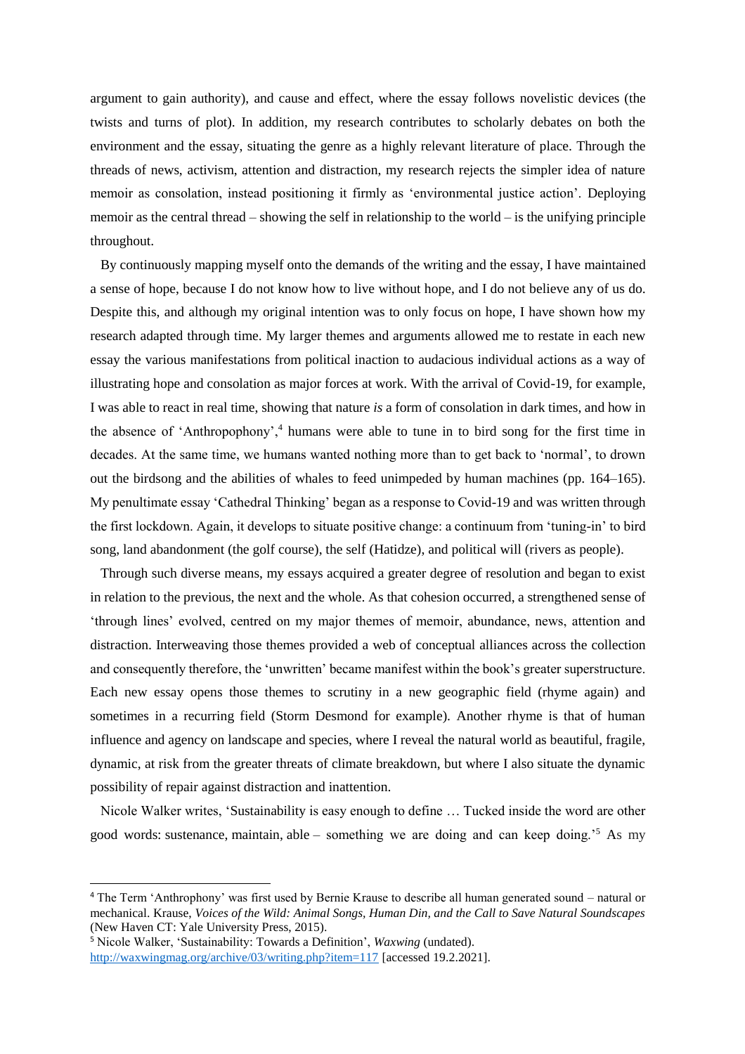argument to gain authority), and cause and effect, where the essay follows novelistic devices (the twists and turns of plot). In addition, my research contributes to scholarly debates on both the environment and the essay, situating the genre as a highly relevant literature of place. Through the threads of news, activism, attention and distraction, my research rejects the simpler idea of nature memoir as consolation, instead positioning it firmly as 'environmental justice action'. Deploying memoir as the central thread – showing the self in relationship to the world – is the unifying principle throughout.

By continuously mapping myself onto the demands of the writing and the essay, I have maintained a sense of hope, because I do not know how to live without hope, and I do not believe any of us do. Despite this, and although my original intention was to only focus on hope, I have shown how my research adapted through time. My larger themes and arguments allowed me to restate in each new essay the various manifestations from political inaction to audacious individual actions as a way of illustrating hope and consolation as major forces at work. With the arrival of Covid-19, for example, I was able to react in real time, showing that nature *is* a form of consolation in dark times, and how in the absence of 'Anthropophony',[4] humans were able to tune in to bird song for the first time in decades. At the same time, we humans wanted nothing more than to get back to 'normal', to drown out the birdsong and the abilities of whales to feed unimpeded by human machines (pp. 164–165). My penultimate essay 'Cathedral Thinking' began as a response to Covid-19 and was written through the first lockdown. Again, it develops to situate positive change: a continuum from 'tuning-in' to bird song, land abandonment (the golf course), the self (Hatidze), and political will (rivers as people).

Through such diverse means, my essays acquired a greater degree of resolution and began to exist in relation to the previous, the next and the whole. As that cohesion occurred, a strengthened sense of 'through lines' evolved, centred on my major themes of memoir, abundance, news, attention and distraction. Interweaving those themes provided a web of conceptual alliances across the collection and consequently therefore, the 'unwritten' became manifest within the book's greater superstructure. Each new essay opens those themes to scrutiny in a new geographic field (rhyme again) and sometimes in a recurring field (Storm Desmond for example). Another rhyme is that of human influence and agency on landscape and species, where I reveal the natural world as beautiful, fragile, dynamic, at risk from the greater threats of climate breakdown, but where I also situate the dynamic possibility of repair against distraction and inattention.

Nicole Walker writes, 'Sustainability is easy enough to define … Tucked inside the word are other good words: sustenance, maintain, able – something we are doing and can keep doing.'[5] As my

---

[4] The Term 'Anthrophony' was first used by Bernie Krause to describe all human generated sound – natural or mechanical. Krause, *Voices of the Wild: Animal Songs, Human Din, and the Call to Save Natural Soundscapes* (New Haven CT: Yale University Press, 2015).

[5] Nicole Walker, 'Sustainability: Towards a Definition', *Waxwing* (undated). http://waxwingmag.org/archive/03/writing.php?item=117 [accessed 19.2.2021].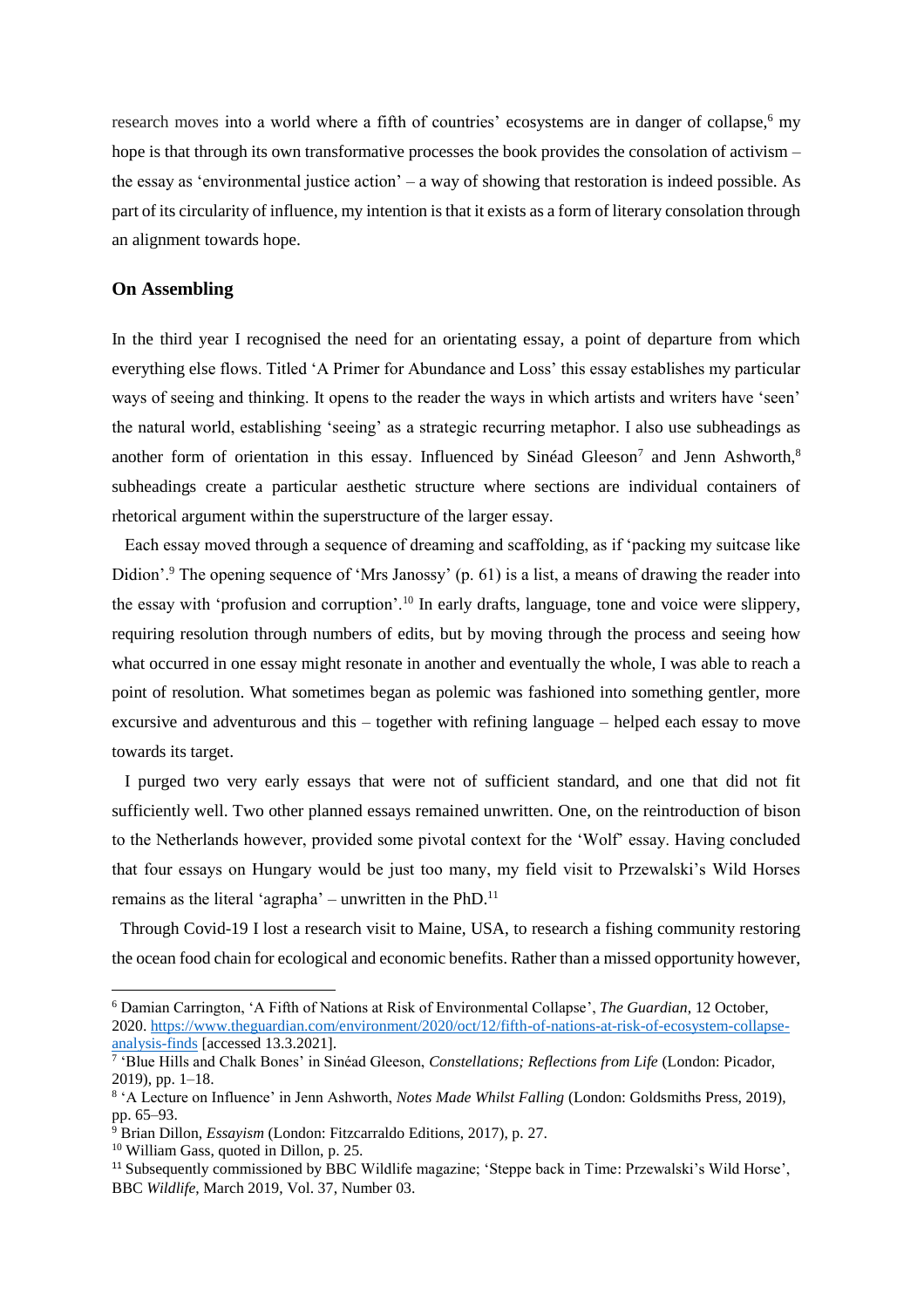research moves into a world where a fifth of countries' ecosystems are in danger of collapse,[6] my hope is that through its own transformative processes the book provides the consolation of activism – the essay as 'environmental justice action' – a way of showing that restoration is indeed possible. As part of its circularity of influence, my intention is that it exists as a form of literary consolation through an alignment towards hope.

## On Assembling

In the third year I recognised the need for an orientating essay, a point of departure from which everything else flows. Titled 'A Primer for Abundance and Loss' this essay establishes my particular ways of seeing and thinking. It opens to the reader the ways in which artists and writers have 'seen' the natural world, establishing 'seeing' as a strategic recurring metaphor. I also use subheadings as another form of orientation in this essay. Influenced by Sinéad Gleeson[7] and Jenn Ashworth,[8] subheadings create a particular aesthetic structure where sections are individual containers of rhetorical argument within the superstructure of the larger essay.

Each essay moved through a sequence of dreaming and scaffolding, as if 'packing my suitcase like Didion'.[9] The opening sequence of 'Mrs Janossy' (p. 61) is a list, a means of drawing the reader into the essay with 'profusion and corruption'.[10] In early drafts, language, tone and voice were slippery, requiring resolution through numbers of edits, but by moving through the process and seeing how what occurred in one essay might resonate in another and eventually the whole, I was able to reach a point of resolution. What sometimes began as polemic was fashioned into something gentler, more excursive and adventurous and this – together with refining language – helped each essay to move towards its target.

I purged two very early essays that were not of sufficient standard, and one that did not fit sufficiently well. Two other planned essays remained unwritten. One, on the reintroduction of bison to the Netherlands however, provided some pivotal context for the 'Wolf' essay. Having concluded that four essays on Hungary would be just too many, my field visit to Przewalski's Wild Horses remains as the literal 'agrapha' – unwritten in the PhD.[11]

Through Covid-19 I lost a research visit to Maine, USA, to research a fishing community restoring the ocean food chain for ecological and economic benefits. Rather than a missed opportunity however,

---

[6] Damian Carrington, 'A Fifth of Nations at Risk of Environmental Collapse', *The Guardian*, 12 October, 2020. https://www.theguardian.com/environment/2020/oct/12/fifth-of-nations-at-risk-of-ecosystem-collapse-analysis-finds [accessed 13.3.2021].

[7] 'Blue Hills and Chalk Bones' in Sinéad Gleeson, *Constellations; Reflections from Life* (London: Picador, 2019), pp. 1–18.

[8] 'A Lecture on Influence' in Jenn Ashworth, *Notes Made Whilst Falling* (London: Goldsmiths Press, 2019), pp. 65–93.

[9] Brian Dillon, *Essayism* (London: Fitzcarraldo Editions, 2017), p. 27.

[10] William Gass, quoted in Dillon, p. 25.

[11] Subsequently commissioned by BBC Wildlife magazine; 'Steppe back in Time: Przewalski's Wild Horse', BBC *Wildlife*, March 2019, Vol. 37, Number 03.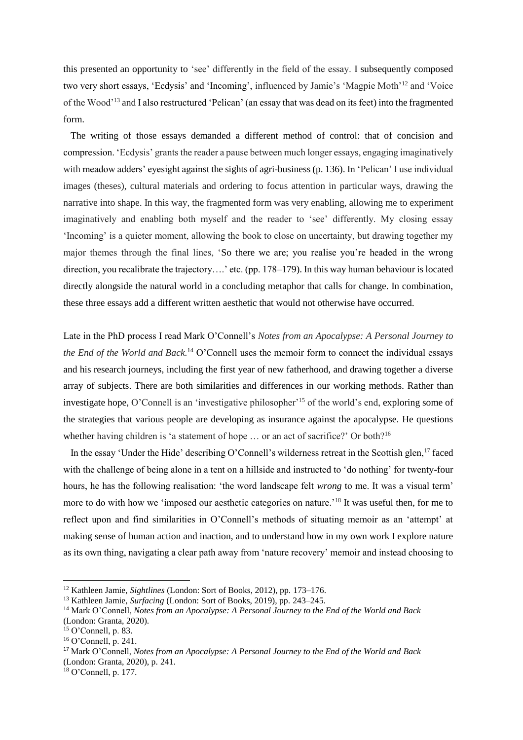this presented an opportunity to 'see' differently in the field of the essay. I subsequently composed two very short essays, 'Ecdysis' and 'Incoming', influenced by Jamie's 'Magpie Moth'[12] and 'Voice of the Wood'[13] and I also restructured 'Pelican' (an essay that was dead on its feet) into the fragmented form.

The writing of those essays demanded a different method of control: that of concision and compression. 'Ecdysis' grants the reader a pause between much longer essays, engaging imaginatively with meadow adders' eyesight against the sights of agri-business (p. 136). In 'Pelican' I use individual images (theses), cultural materials and ordering to focus attention in particular ways, drawing the narrative into shape. In this way, the fragmented form was very enabling, allowing me to experiment imaginatively and enabling both myself and the reader to 'see' differently. My closing essay 'Incoming' is a quieter moment, allowing the book to close on uncertainty, but drawing together my major themes through the final lines, 'So there we are; you realise you're headed in the wrong direction, you recalibrate the trajectory….' etc. (pp. 178–179). In this way human behaviour is located directly alongside the natural world in a concluding metaphor that calls for change. In combination, these three essays add a different written aesthetic that would not otherwise have occurred.

Late in the PhD process I read Mark O'Connell's *Notes from an Apocalypse: A Personal Journey to the End of the World and Back.*[14] O'Connell uses the memoir form to connect the individual essays and his research journeys, including the first year of new fatherhood, and drawing together a diverse array of subjects. There are both similarities and differences in our working methods. Rather than investigate hope, O'Connell is an 'investigative philosopher'[15] of the world's end, exploring some of the strategies that various people are developing as insurance against the apocalypse. He questions whether having children is 'a statement of hope … or an act of sacrifice?' Or both?[16]

In the essay 'Under the Hide' describing O'Connell's wilderness retreat in the Scottish glen,[17] faced with the challenge of being alone in a tent on a hillside and instructed to 'do nothing' for twenty-four hours, he has the following realisation: 'the word landscape felt *wrong* to me. It was a visual term' more to do with how we 'imposed our aesthetic categories on nature.'[18] It was useful then, for me to reflect upon and find similarities in O'Connell's methods of situating memoir as an 'attempt' at making sense of human action and inaction, and to understand how in my own work I explore nature as its own thing, navigating a clear path away from 'nature recovery' memoir and instead choosing to

---

[12] Kathleen Jamie, *Sightlines* (London: Sort of Books, 2012), pp. 173–176.

[13] Kathleen Jamie, *Surfacing* (London: Sort of Books, 2019), pp. 243–245.

[14] Mark O'Connell, *Notes from an Apocalypse: A Personal Journey to the End of the World and Back* (London: Granta, 2020).

[15] O'Connell, p. 83.

[16] O'Connell, p. 241.

[17] Mark O'Connell, *Notes from an Apocalypse: A Personal Journey to the End of the World and Back* (London: Granta, 2020), p. 241.

[18] O'Connell, p. 177.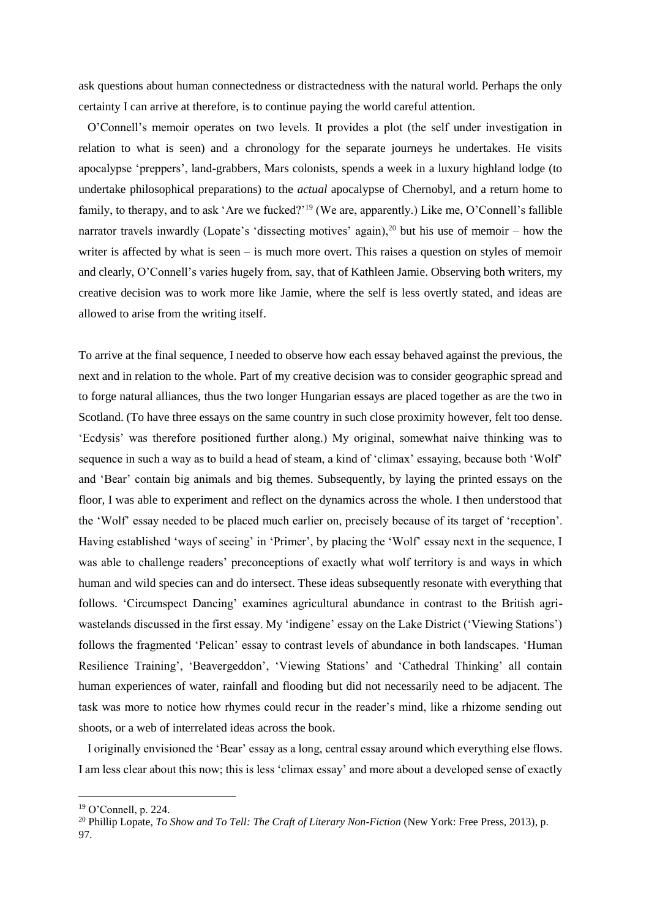ask questions about human connectedness or distractedness with the natural world. Perhaps the only certainty I can arrive at therefore, is to continue paying the world careful attention.

O'Connell's memoir operates on two levels. It provides a plot (the self under investigation in relation to what is seen) and a chronology for the separate journeys he undertakes. He visits apocalypse 'preppers', land-grabbers, Mars colonists, spends a week in a luxury highland lodge (to undertake philosophical preparations) to the *actual* apocalypse of Chernobyl, and a return home to family, to therapy, and to ask 'Are we fucked?'[19] (We are, apparently.) Like me, O'Connell's fallible narrator travels inwardly (Lopate's 'dissecting motives' again),[20] but his use of memoir – how the writer is affected by what is seen – is much more overt. This raises a question on styles of memoir and clearly, O'Connell's varies hugely from, say, that of Kathleen Jamie. Observing both writers, my creative decision was to work more like Jamie, where the self is less overtly stated, and ideas are allowed to arise from the writing itself.

To arrive at the final sequence, I needed to observe how each essay behaved against the previous, the next and in relation to the whole. Part of my creative decision was to consider geographic spread and to forge natural alliances, thus the two longer Hungarian essays are placed together as are the two in Scotland. (To have three essays on the same country in such close proximity however, felt too dense. 'Ecdysis' was therefore positioned further along.) My original, somewhat naive thinking was to sequence in such a way as to build a head of steam, a kind of 'climax' essaying, because both 'Wolf' and 'Bear' contain big animals and big themes. Subsequently, by laying the printed essays on the floor, I was able to experiment and reflect on the dynamics across the whole. I then understood that the 'Wolf' essay needed to be placed much earlier on, precisely because of its target of 'reception'. Having established 'ways of seeing' in 'Primer', by placing the 'Wolf' essay next in the sequence, I was able to challenge readers' preconceptions of exactly what wolf territory is and ways in which human and wild species can and do intersect. These ideas subsequently resonate with everything that follows. 'Circumspect Dancing' examines agricultural abundance in contrast to the British agri-wastelands discussed in the first essay. My 'indigene' essay on the Lake District ('Viewing Stations') follows the fragmented 'Pelican' essay to contrast levels of abundance in both landscapes. 'Human Resilience Training', 'Beavergeddon', 'Viewing Stations' and 'Cathedral Thinking' all contain human experiences of water, rainfall and flooding but did not necessarily need to be adjacent. The task was more to notice how rhymes could recur in the reader's mind, like a rhizome sending out shoots, or a web of interrelated ideas across the book.

I originally envisioned the 'Bear' essay as a long, central essay around which everything else flows. I am less clear about this now; this is less 'climax essay' and more about a developed sense of exactly

---

[19] O'Connell, p. 224.

[20] Phillip Lopate, *To Show and To Tell: The Craft of Literary Non-Fiction* (New York: Free Press, 2013), p. 97.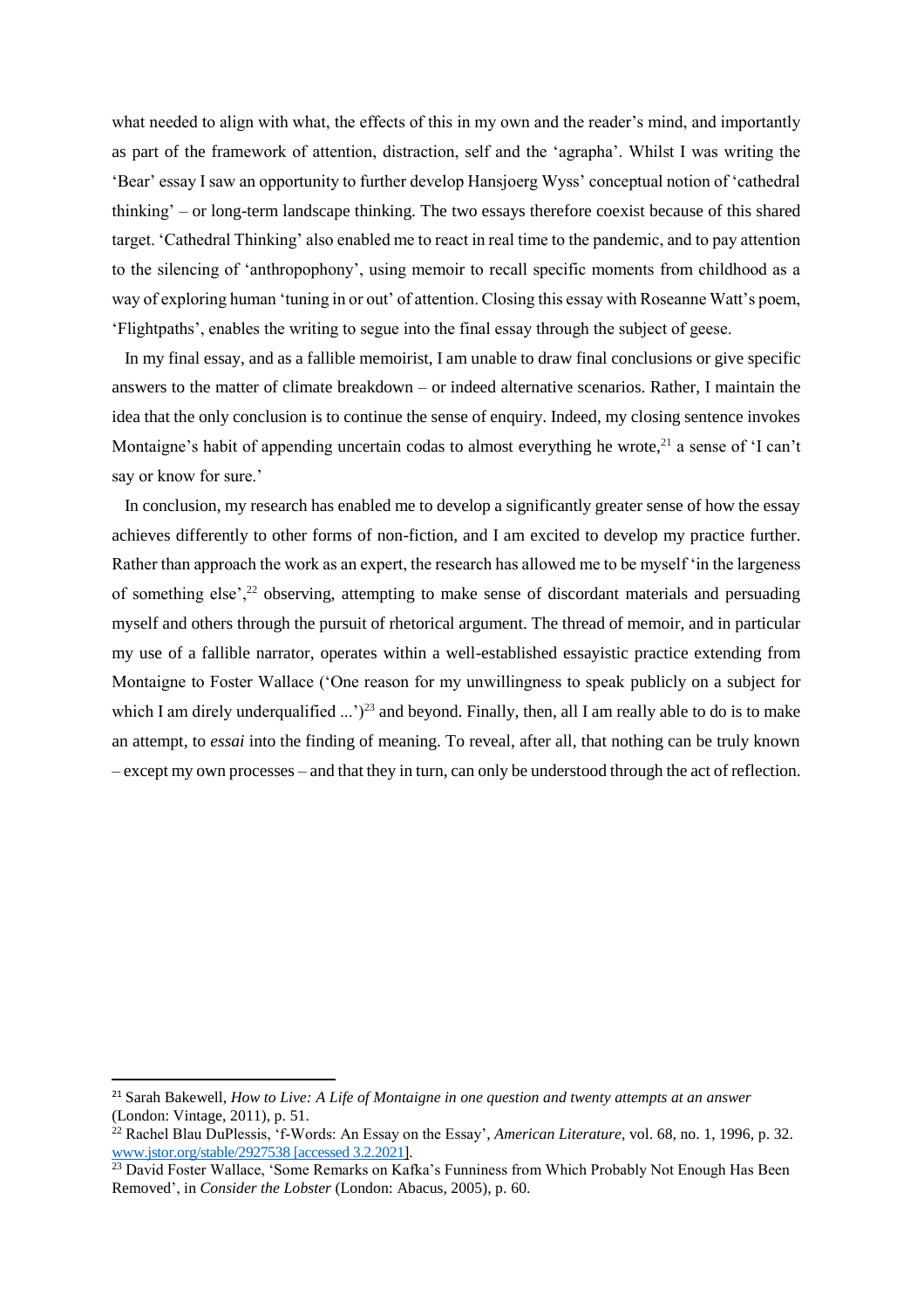what needed to align with what, the effects of this in my own and the reader's mind, and importantly as part of the framework of attention, distraction, self and the 'agrapha'. Whilst I was writing the 'Bear' essay I saw an opportunity to further develop Hansjoerg Wyss' conceptual notion of 'cathedral thinking' – or long-term landscape thinking. The two essays therefore coexist because of this shared target. 'Cathedral Thinking' also enabled me to react in real time to the pandemic, and to pay attention to the silencing of 'anthropophony', using memoir to recall specific moments from childhood as a way of exploring human 'tuning in or out' of attention. Closing this essay with Roseanne Watt's poem, 'Flightpaths', enables the writing to segue into the final essay through the subject of geese.

In my final essay, and as a fallible memoirist, I am unable to draw final conclusions or give specific answers to the matter of climate breakdown – or indeed alternative scenarios. Rather, I maintain the idea that the only conclusion is to continue the sense of enquiry. Indeed, my closing sentence invokes Montaigne's habit of appending uncertain codas to almost everything he wrote,[21] a sense of 'I can't say or know for sure.'

In conclusion, my research has enabled me to develop a significantly greater sense of how the essay achieves differently to other forms of non-fiction, and I am excited to develop my practice further. Rather than approach the work as an expert, the research has allowed me to be myself 'in the largeness of something else',[22] observing, attempting to make sense of discordant materials and persuading myself and others through the pursuit of rhetorical argument. The thread of memoir, and in particular my use of a fallible narrator, operates within a well-established essayistic practice extending from Montaigne to Foster Wallace ('One reason for my unwillingness to speak publicly on a subject for which I am direly underqualified ...')[23] and beyond. Finally, then, all I am really able to do is to make an attempt, to *essai* into the finding of meaning. To reveal, after all, that nothing can be truly known – except my own processes – and that they in turn, can only be understood through the act of reflection.

---

[21] Sarah Bakewell, *How to Live: A Life of Montaigne in one question and twenty attempts at an answer* (London: Vintage, 2011), p. 51.

[22] Rachel Blau DuPlessis, 'f-Words: An Essay on the Essay', *American Literature*, vol. 68, no. 1, 1996, p. 32. www.jstor.org/stable/2927538 [accessed 3.2.2021].

[23] David Foster Wallace, 'Some Remarks on Kafka's Funniness from Which Probably Not Enough Has Been Removed', in *Consider the Lobster* (London: Abacus, 2005), p. 60.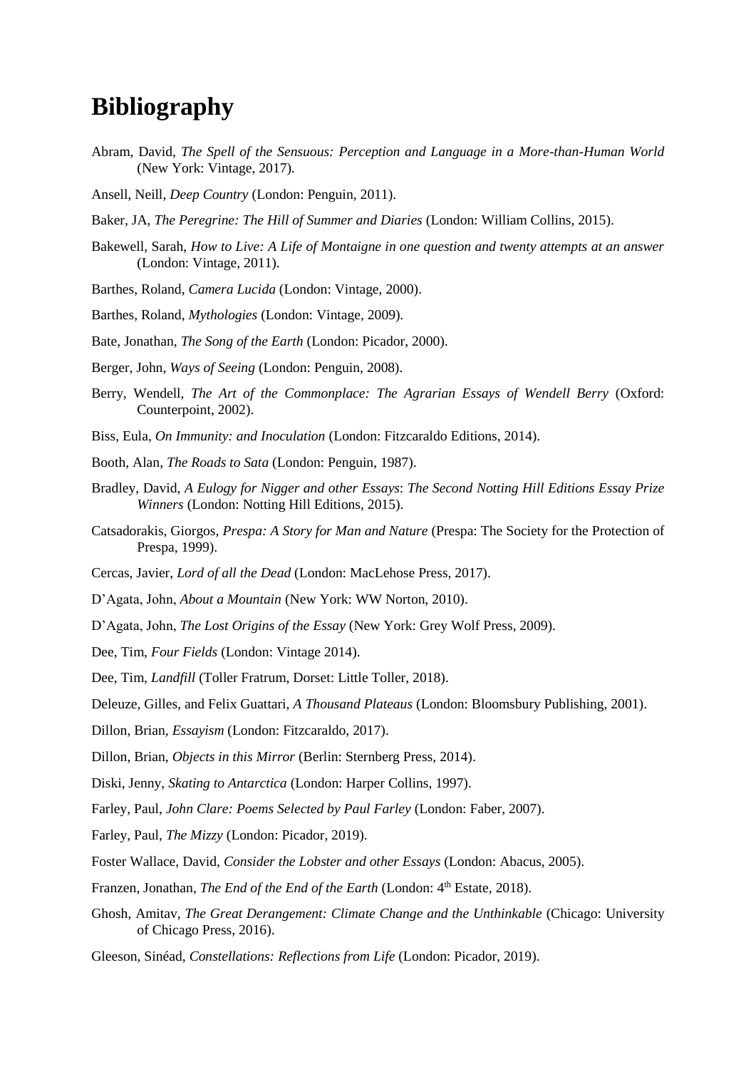# Bibliography

Abram, David, *The Spell of the Sensuous: Perception and Language in a More-than-Human World* (New York: Vintage, 2017).

Ansell, Neill, *Deep Country* (London: Penguin, 2011).

Baker, JA, *The Peregrine: The Hill of Summer and Diaries* (London: William Collins, 2015).

Bakewell, Sarah, *How to Live: A Life of Montaigne in one question and twenty attempts at an answer* (London: Vintage, 2011).

Barthes, Roland, *Camera Lucida* (London: Vintage, 2000).

Barthes, Roland, *Mythologies* (London: Vintage, 2009).

Bate, Jonathan, *The Song of the Earth* (London: Picador, 2000).

Berger, John, *Ways of Seeing* (London: Penguin, 2008).

Berry, Wendell, *The Art of the Commonplace: The Agrarian Essays of Wendell Berry* (Oxford: Counterpoint, 2002).

Biss, Eula, *On Immunity: and Inoculation* (London: Fitzcaraldo Editions, 2014).

Booth, Alan, *The Roads to Sata* (London: Penguin, 1987).

Bradley, David, *A Eulogy for Nigger and other Essays*: *The Second Notting Hill Editions Essay Prize Winners* (London: Notting Hill Editions, 2015).

Catsadorakis, Giorgos, *Prespa: A Story for Man and Nature* (Prespa: The Society for the Protection of Prespa, 1999).

Cercas, Javier, *Lord of all the Dead* (London: MacLehose Press, 2017).

D'Agata, John, *About a Mountain* (New York: WW Norton, 2010).

D'Agata, John, *The Lost Origins of the Essay* (New York: Grey Wolf Press, 2009).

Dee, Tim, *Four Fields* (London: Vintage 2014).

Dee, Tim, *Landfill* (Toller Fratrum, Dorset: Little Toller, 2018).

Deleuze, Gilles, and Felix Guattari, *A Thousand Plateaus* (London: Bloomsbury Publishing, 2001).

Dillon, Brian, *Essayism* (London: Fitzcaraldo, 2017).

Dillon, Brian, *Objects in this Mirror* (Berlin: Sternberg Press, 2014).

Diski, Jenny, *Skating to Antarctica* (London: Harper Collins, 1997).

Farley, Paul, *John Clare: Poems Selected by Paul Farley* (London: Faber, 2007).

Farley, Paul, *The Mizzy* (London: Picador, 2019).

Foster Wallace, David, *Consider the Lobster and other Essays* (London: Abacus, 2005).

Franzen, Jonathan, *The End of the End of the Earth* (London: 4th Estate, 2018).

Ghosh, Amitav, *The Great Derangement: Climate Change and the Unthinkable* (Chicago: University of Chicago Press, 2016).

Gleeson, Sinéad, *Constellations: Reflections from Life* (London: Picador, 2019).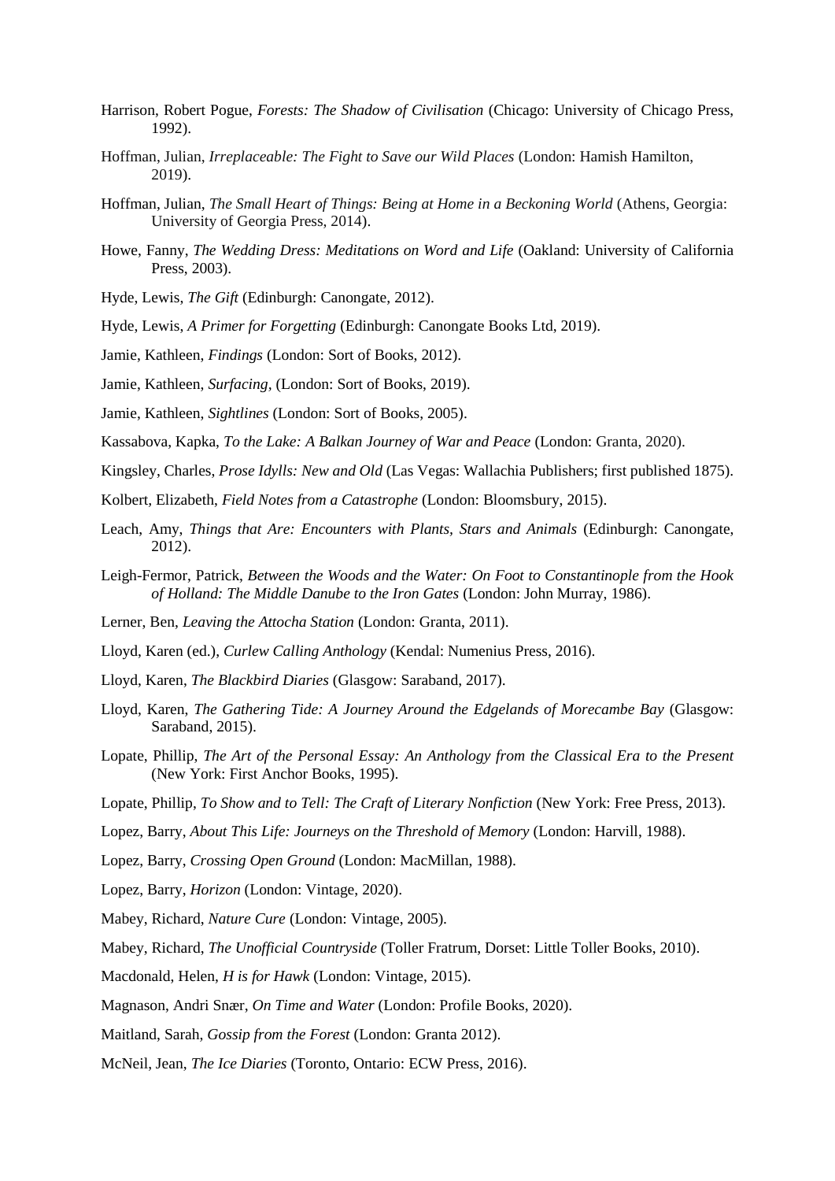Harrison, Robert Pogue, *Forests: The Shadow of Civilisation* (Chicago: University of Chicago Press, 1992).

Hoffman, Julian, *Irreplaceable: The Fight to Save our Wild Places* (London: Hamish Hamilton, 2019).

Hoffman, Julian, *The Small Heart of Things: Being at Home in a Beckoning World* (Athens, Georgia: University of Georgia Press, 2014).

Howe, Fanny, *The Wedding Dress: Meditations on Word and Life* (Oakland: University of California Press, 2003).

Hyde, Lewis, *The Gift* (Edinburgh: Canongate, 2012).

Hyde, Lewis, *A Primer for Forgetting* (Edinburgh: Canongate Books Ltd, 2019).

Jamie, Kathleen, *Findings* (London: Sort of Books, 2012).

Jamie, Kathleen, *Surfacing*, (London: Sort of Books, 2019).

Jamie, Kathleen, *Sightlines* (London: Sort of Books, 2005).

Kassabova, Kapka, *To the Lake: A Balkan Journey of War and Peace* (London: Granta, 2020).

Kingsley, Charles, *Prose Idylls: New and Old* (Las Vegas: Wallachia Publishers; first published 1875).

Kolbert, Elizabeth, *Field Notes from a Catastrophe* (London: Bloomsbury, 2015).

Leach, Amy, *Things that Are: Encounters with Plants, Stars and Animals* (Edinburgh: Canongate, 2012).

Leigh-Fermor, Patrick, *Between the Woods and the Water: On Foot to Constantinople from the Hook of Holland: The Middle Danube to the Iron Gates* (London: John Murray, 1986).

Lerner, Ben, *Leaving the Attocha Station* (London: Granta, 2011).

Lloyd, Karen (ed.), *Curlew Calling Anthology* (Kendal: Numenius Press, 2016).

Lloyd, Karen, *The Blackbird Diaries* (Glasgow: Saraband, 2017).

Lloyd, Karen, *The Gathering Tide: A Journey Around the Edgelands of Morecambe Bay* (Glasgow: Saraband, 2015).

Lopate, Phillip, *The Art of the Personal Essay: An Anthology from the Classical Era to the Present* (New York: First Anchor Books, 1995).

Lopate, Phillip, *To Show and to Tell: The Craft of Literary Nonfiction* (New York: Free Press, 2013).

Lopez, Barry, *About This Life: Journeys on the Threshold of Memory* (London: Harvill, 1988).

Lopez, Barry, *Crossing Open Ground* (London: MacMillan, 1988).

Lopez, Barry, *Horizon* (London: Vintage, 2020).

Mabey, Richard, *Nature Cure* (London: Vintage, 2005).

Mabey, Richard, *The Unofficial Countryside* (Toller Fratrum, Dorset: Little Toller Books, 2010).

Macdonald, Helen, *H is for Hawk* (London: Vintage, 2015).

Magnason, Andri Snær, *On Time and Water* (London: Profile Books, 2020).

Maitland, Sarah, *Gossip from the Forest* (London: Granta 2012).

McNeil, Jean, *The Ice Diaries* (Toronto, Ontario: ECW Press, 2016).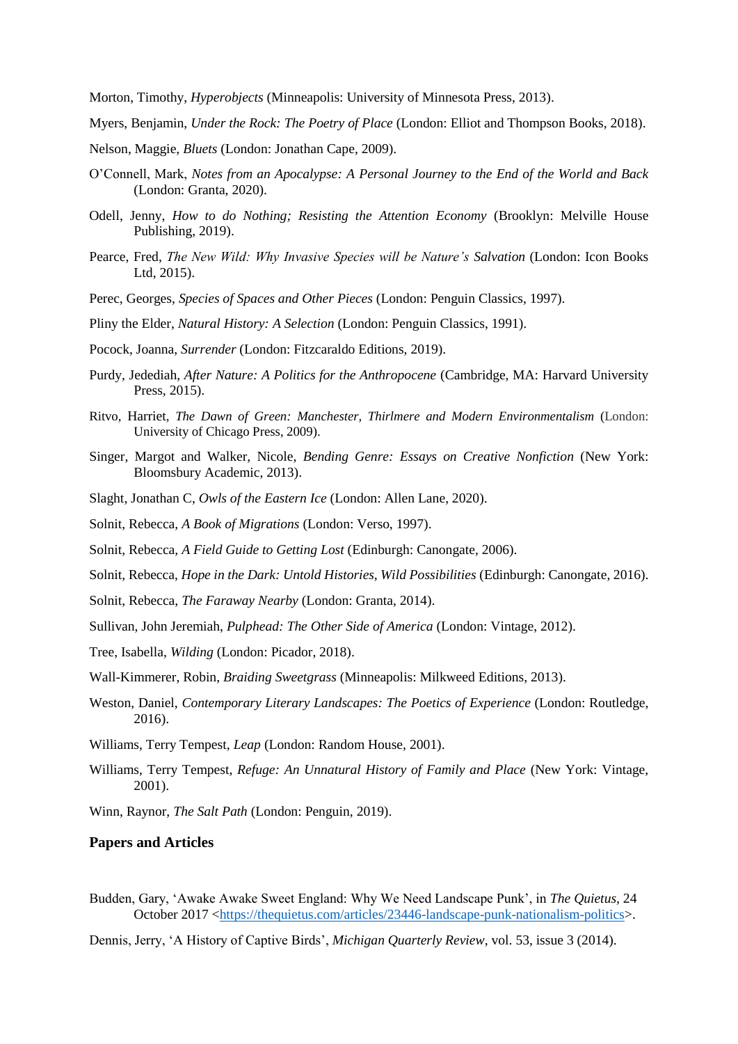Morton, Timothy, *Hyperobjects* (Minneapolis: University of Minnesota Press, 2013).

Myers, Benjamin, *Under the Rock: The Poetry of Place* (London: Elliot and Thompson Books, 2018).

Nelson, Maggie, *Bluets* (London: Jonathan Cape, 2009).

O'Connell, Mark, *Notes from an Apocalypse: A Personal Journey to the End of the World and Back* (London: Granta, 2020).

Odell, Jenny, *How to do Nothing; Resisting the Attention Economy* (Brooklyn: Melville House Publishing, 2019).

Pearce, Fred, *The New Wild: Why Invasive Species will be Nature's Salvation* (London: Icon Books Ltd, 2015).

Perec, Georges, *Species of Spaces and Other Pieces* (London: Penguin Classics, 1997).

Pliny the Elder, *Natural History: A Selection* (London: Penguin Classics, 1991).

Pocock, Joanna, *Surrender* (London: Fitzcaraldo Editions, 2019).

Purdy, Jedediah, *After Nature: A Politics for the Anthropocene* (Cambridge, MA: Harvard University Press, 2015).

Ritvo, Harriet, *The Dawn of Green: Manchester, Thirlmere and Modern Environmentalism* (London: University of Chicago Press, 2009).

Singer, Margot and Walker, Nicole, *Bending Genre: Essays on Creative Nonfiction* (New York: Bloomsbury Academic, 2013).

Slaght, Jonathan C, *Owls of the Eastern Ice* (London: Allen Lane, 2020).

Solnit, Rebecca, *A Book of Migrations* (London: Verso, 1997).

Solnit, Rebecca, *A Field Guide to Getting Lost* (Edinburgh: Canongate, 2006).

Solnit, Rebecca, *Hope in the Dark: Untold Histories, Wild Possibilities* (Edinburgh: Canongate, 2016).

Solnit, Rebecca, *The Faraway Nearby* (London: Granta, 2014).

Sullivan, John Jeremiah, *Pulphead: The Other Side of America* (London: Vintage, 2012).

Tree, Isabella, *Wilding* (London: Picador, 2018).

Wall-Kimmerer, Robin, *Braiding Sweetgrass* (Minneapolis: Milkweed Editions, 2013).

Weston, Daniel, *Contemporary Literary Landscapes: The Poetics of Experience* (London: Routledge, 2016).

Williams, Terry Tempest, *Leap* (London: Random House, 2001).

Williams, Terry Tempest, *Refuge: An Unnatural History of Family and Place* (New York: Vintage, 2001).

Winn, Raynor, *The Salt Path* (London: Penguin, 2019).

## Papers and Articles

Budden, Gary, 'Awake Awake Sweet England: Why We Need Landscape Punk', in *The Quietus*, 24 October 2017 <https://thequietus.com/articles/23446-landscape-punk-nationalism-politics>.

Dennis, Jerry, 'A History of Captive Birds', *Michigan Quarterly Review*, vol. 53, issue 3 (2014).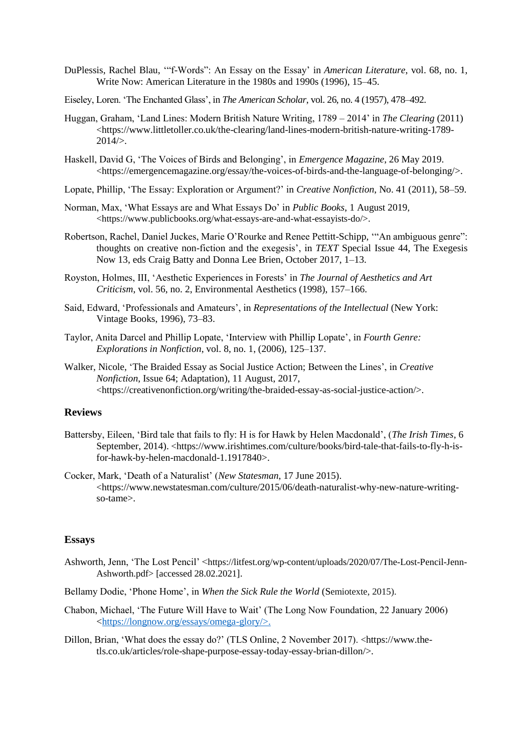DuPlessis, Rachel Blau, '"f-Words": An Essay on the Essay' in *American Literature*, vol. 68, no. 1, Write Now: American Literature in the 1980s and 1990s (1996), 15–45.

Eiseley, Loren. 'The Enchanted Glass', in *The American Scholar*, vol. 26, no. 4 (1957), 478–492.

Huggan, Graham, 'Land Lines: Modern British Nature Writing, 1789 – 2014' in *The Clearing* (2011) <https://www.littletoller.co.uk/the-clearing/land-lines-modern-british-nature-writing-1789-2014/>.

Haskell, David G, 'The Voices of Birds and Belonging', in *Emergence Magazine*, 26 May 2019. <https://emergencemagazine.org/essay/the-voices-of-birds-and-the-language-of-belonging/>.

Lopate, Phillip, 'The Essay: Exploration or Argument?' in *Creative Nonfiction*, No. 41 (2011), 58–59.

Norman, Max, 'What Essays are and What Essays Do' in *Public Books*, 1 August 2019, <https://www.publicbooks.org/what-essays-are-and-what-essayists-do/>.

Robertson, Rachel, Daniel Juckes, Marie O'Rourke and Renee Pettitt-Schipp, '"An ambiguous genre": thoughts on creative non-fiction and the exegesis', in *TEXT* Special Issue 44, The Exegesis Now 13, eds Craig Batty and Donna Lee Brien, October 2017, 1–13.

Royston, Holmes, III, 'Aesthetic Experiences in Forests' in *The Journal of Aesthetics and Art Criticism*, vol. 56, no. 2, Environmental Aesthetics (1998), 157–166.

Said, Edward, 'Professionals and Amateurs', in *Representations of the Intellectual* (New York: Vintage Books, 1996), 73–83.

Taylor, Anita Darcel and Phillip Lopate, 'Interview with Phillip Lopate', in *Fourth Genre: Explorations in Nonfiction*, vol. 8, no. 1, (2006), 125–137.

Walker, Nicole, 'The Braided Essay as Social Justice Action; Between the Lines', in *Creative Nonfiction*, Issue 64; Adaptation), 11 August, 2017, <https://creativenonfiction.org/writing/the-braided-essay-as-social-justice-action/>.

## Reviews

Battersby, Eileen, 'Bird tale that fails to fly: H is for Hawk by Helen Macdonald', (*The Irish Times*, 6 September, 2014). <https://www.irishtimes.com/culture/books/bird-tale-that-fails-to-fly-h-is-for-hawk-by-helen-macdonald-1.1917840>.

Cocker, Mark, 'Death of a Naturalist' (*New Statesman*, 17 June 2015). <https://www.newstatesman.com/culture/2015/06/death-naturalist-why-new-nature-writing-so-tame>.

## Essays

Ashworth, Jenn, 'The Lost Pencil' <https://litfest.org/wp-content/uploads/2020/07/The-Lost-Pencil-Jenn-Ashworth.pdf> [accessed 28.02.2021].

Bellamy Dodie, 'Phone Home', in *When the Sick Rule the World* (Semiotexte, 2015).

Chabon, Michael, 'The Future Will Have to Wait' (The Long Now Foundation, 22 January 2006) <https://longnow.org/essays/omega-glory/>.

Dillon, Brian, 'What does the essay do?' (TLS Online, 2 November 2017). <https://www.the-tls.co.uk/articles/role-shape-purpose-essay-today-essay-brian-dillon/>.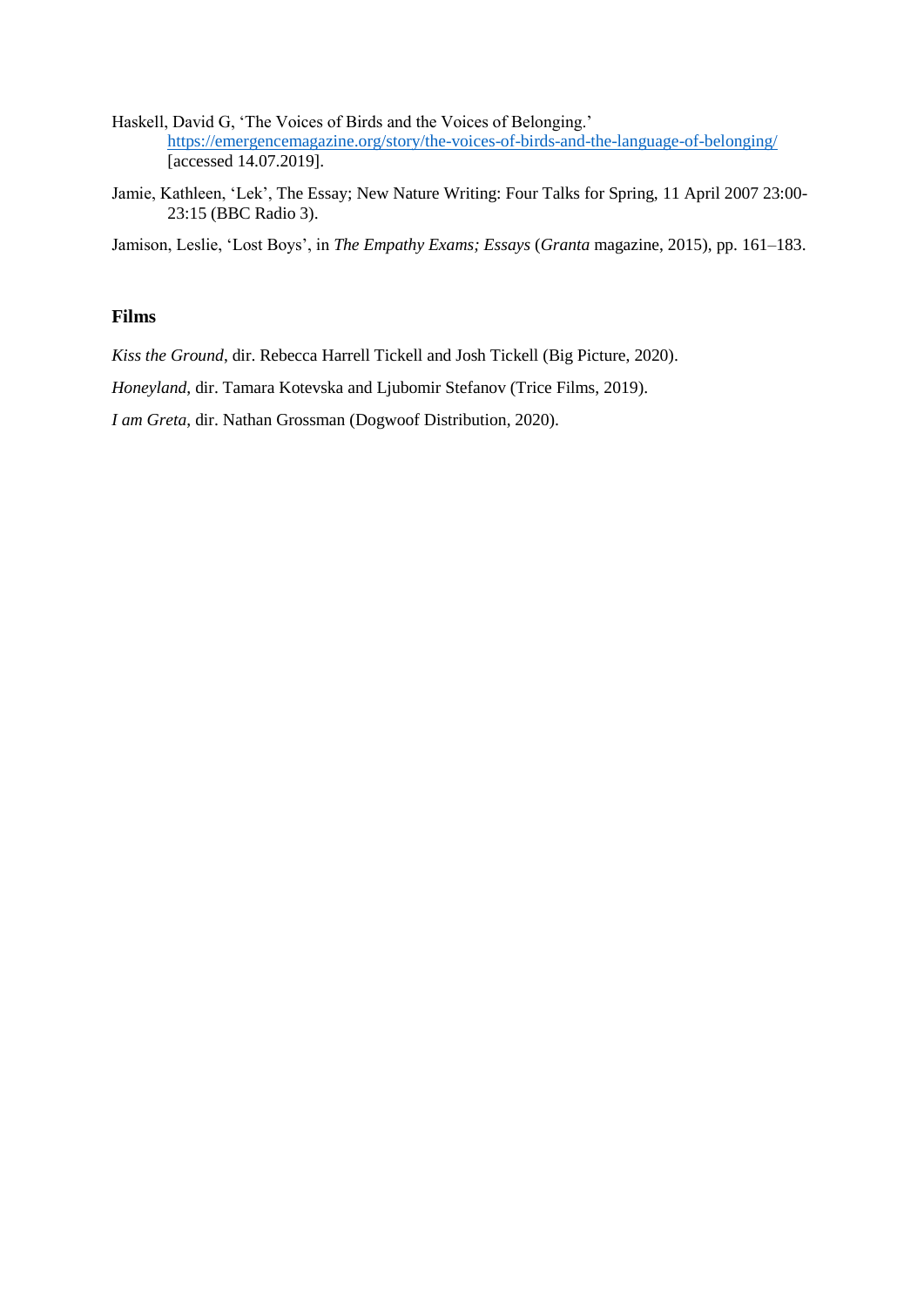Haskell, David G, 'The Voices of Birds and the Voices of Belonging.' https://emergencemagazine.org/story/the-voices-of-birds-and-the-language-of-belonging/ [accessed 14.07.2019].

Jamie, Kathleen, 'Lek', The Essay; New Nature Writing: Four Talks for Spring, 11 April 2007 23:00-23:15 (BBC Radio 3).

Jamison, Leslie, 'Lost Boys', in *The Empathy Exams; Essays* (*Granta* magazine, 2015), pp. 161–183.

## Films

*Kiss the Ground*, dir. Rebecca Harrell Tickell and Josh Tickell (Big Picture, 2020).

*Honeyland*, dir. Tamara Kotevska and Ljubomir Stefanov (Trice Films, 2019).

*I am Greta,* dir. Nathan Grossman (Dogwoof Distribution, 2020).